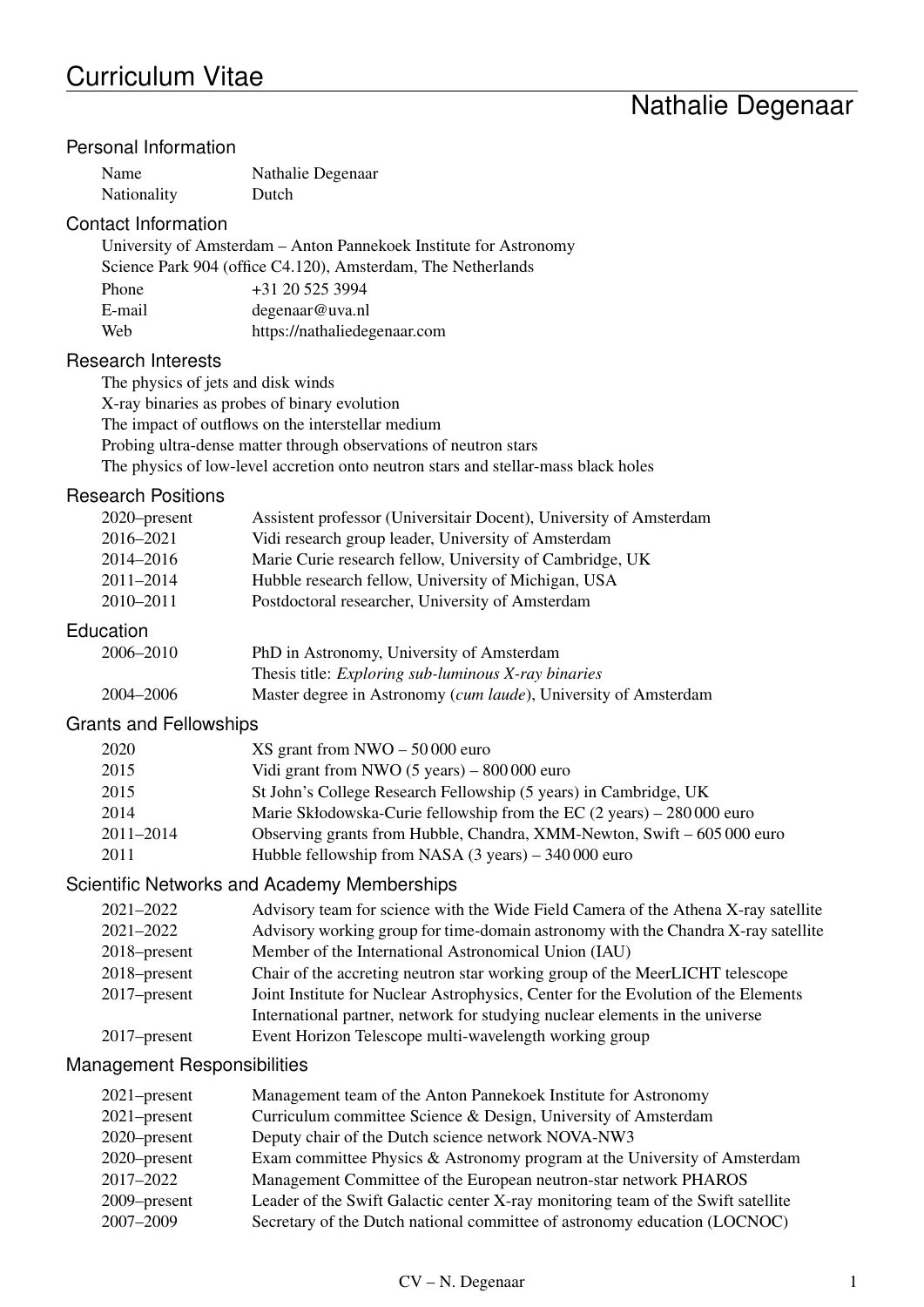# Curriculum Vitae

## Nathalie Degenaar

### Personal Information

| | |
|---|---|
| Name | Nathalie Degenaar |
| Nationality | Dutch |

### Contact Information

University of Amsterdam – Anton Pannekoek Institute for Astronomy
Science Park 904 (office C4.120), Amsterdam, The Netherlands

| | |
|---|---|
| Phone | +31 20 525 3994 |
| E-mail | degenaar@uva.nl |
| Web | https://nathaliedegenaar.com |

### Research Interests

The physics of jets and disk winds
X-ray binaries as probes of binary evolution
The impact of outflows on the interstellar medium
Probing ultra-dense matter through observations of neutron stars
The physics of low-level accretion onto neutron stars and stellar-mass black holes

### Research Positions

| | |
|---|---|
| 2020–present | Assistent professor (Universitair Docent), University of Amsterdam |
| 2016–2021 | Vidi research group leader, University of Amsterdam |
| 2014–2016 | Marie Curie research fellow, University of Cambridge, UK |
| 2011–2014 | Hubble research fellow, University of Michigan, USA |
| 2010–2011 | Postdoctoral researcher, University of Amsterdam |

### Education

| | |
|---|---|
| 2006–2010 | PhD in Astronomy, University of Amsterdam |
| | Thesis title: *Exploring sub-luminous X-ray binaries* |
| 2004–2006 | Master degree in Astronomy (*cum laude*), University of Amsterdam |

### Grants and Fellowships

| | |
|---|---|
| 2020 | XS grant from NWO – 50 000 euro |
| 2015 | Vidi grant from NWO (5 years) – 800 000 euro |
| 2015 | St John's College Research Fellowship (5 years) in Cambridge, UK |
| 2014 | Marie Skłodowska-Curie fellowship from the EC (2 years) – 280 000 euro |
| 2011–2014 | Observing grants from Hubble, Chandra, XMM-Newton, Swift – 605 000 euro |
| 2011 | Hubble fellowship from NASA (3 years) – 340 000 euro |

### Scientific Networks and Academy Memberships

| | |
|---|---|
| 2021–2022 | Advisory team for science with the Wide Field Camera of the Athena X-ray satellite |
| 2021–2022 | Advisory working group for time-domain astronomy with the Chandra X-ray satellite |
| 2018–present | Member of the International Astronomical Union (IAU) |
| 2018–present | Chair of the accreting neutron star working group of the MeerLICHT telescope |
| 2017–present | Joint Institute for Nuclear Astrophysics, Center for the Evolution of the Elements |
| | International partner, network for studying nuclear elements in the universe |
| 2017–present | Event Horizon Telescope multi-wavelength working group |

### Management Responsibilities

| | |
|---|---|
| 2021–present | Management team of the Anton Pannekoek Institute for Astronomy |
| 2021–present | Curriculum committee Science & Design, University of Amsterdam |
| 2020–present | Deputy chair of the Dutch science network NOVA-NW3 |
| 2020–present | Exam committee Physics & Astronomy program at the University of Amsterdam |
| 2017–2022 | Management Committee of the European neutron-star network PHAROS |
| 2009–present | Leader of the Swift Galactic center X-ray monitoring team of the Swift satellite |
| 2007–2009 | Secretary of the Dutch national committee of astronomy education (LOCNOC) |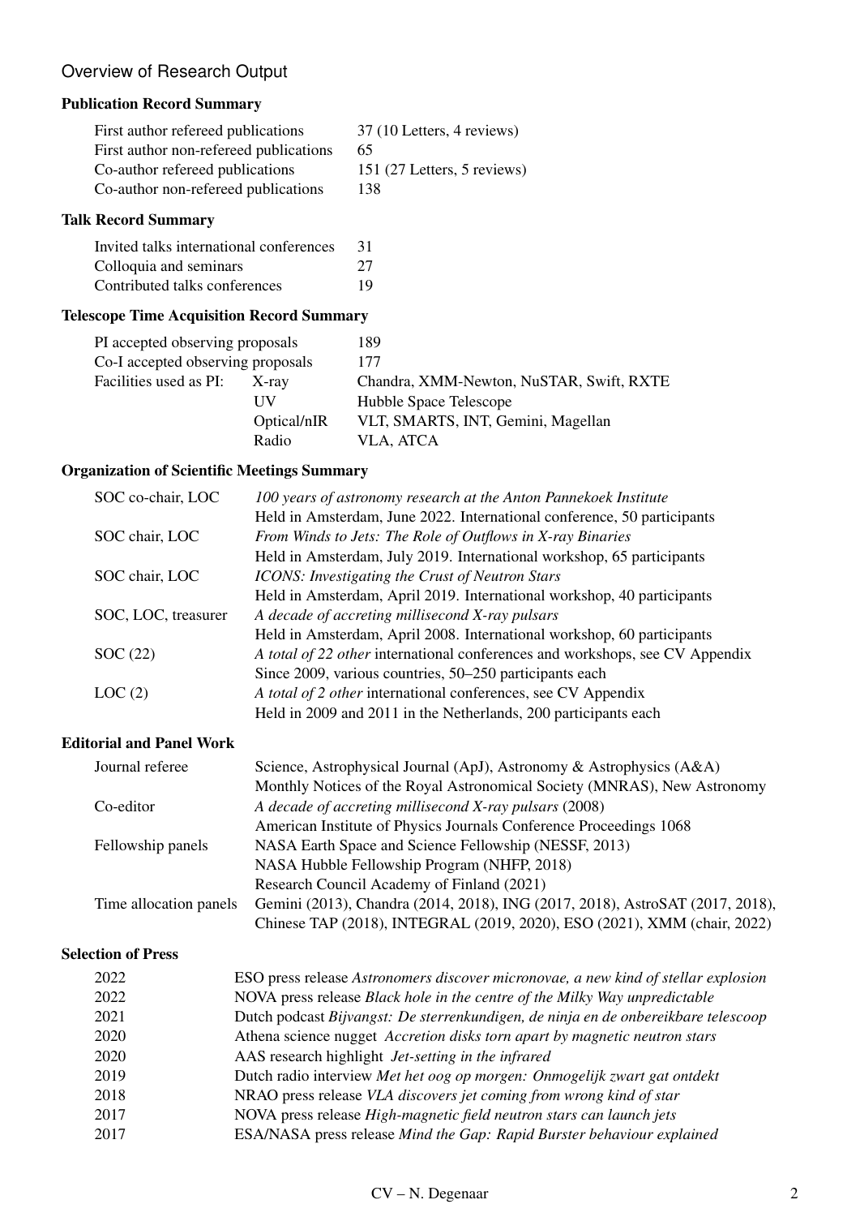# Overview of Research Output

## Publication Record Summary

| | |
|---|---|
| First author refereed publications | 37 (10 Letters, 4 reviews) |
| First author non-refereed publications | 65 |
| Co-author refereed publications | 151 (27 Letters, 5 reviews) |
| Co-author non-refereed publications | 138 |

## Talk Record Summary

| | |
|---|---|
| Invited talks international conferences | 31 |
| Colloquia and seminars | 27 |
| Contributed talks conferences | 19 |

## Telescope Time Acquisition Record Summary

| | | |
|---|---|---|
| PI accepted observing proposals | | 189 |
| Co-I accepted observing proposals | | 177 |
| Facilities used as PI: | X-ray | Chandra, XMM-Newton, NuSTAR, Swift, RXTE |
| | UV | Hubble Space Telescope |
| | Optical/nIR | VLT, SMARTS, INT, Gemini, Magellan |
| | Radio | VLA, ATCA |

## Organization of Scientific Meetings Summary

| | |
|---|---|
| SOC co-chair, LOC | *100 years of astronomy research at the Anton Pannekoek Institute*<br>Held in Amsterdam, June 2022. International conference, 50 participants |
| SOC chair, LOC | *From Winds to Jets: The Role of Outflows in X-ray Binaries*<br>Held in Amsterdam, July 2019. International workshop, 65 participants |
| SOC chair, LOC | *ICONS: Investigating the Crust of Neutron Stars*<br>Held in Amsterdam, April 2019. International workshop, 40 participants |
| SOC, LOC, treasurer | *A decade of accreting millisecond X-ray pulsars*<br>Held in Amsterdam, April 2008. International workshop, 60 participants |
| SOC (22) | *A total of 22 other* international conferences and workshops, see CV Appendix<br>Since 2009, various countries, 50–250 participants each |
| LOC (2) | *A total of 2 other* international conferences, see CV Appendix<br>Held in 2009 and 2011 in the Netherlands, 200 participants each |

## Editorial and Panel Work

| | |
|---|---|
| Journal referee | Science, Astrophysical Journal (ApJ), Astronomy & Astrophysics (A&A)<br>Monthly Notices of the Royal Astronomical Society (MNRAS), New Astronomy |
| Co-editor | *A decade of accreting millisecond X-ray pulsars* (2008)<br>American Institute of Physics Journals Conference Proceedings 1068 |
| Fellowship panels | NASA Earth Space and Science Fellowship (NESSF, 2013)<br>NASA Hubble Fellowship Program (NHFP, 2018)<br>Research Council Academy of Finland (2021) |
| Time allocation panels | Gemini (2013), Chandra (2014, 2018), ING (2017, 2018), AstroSAT (2017, 2018),<br>Chinese TAP (2018), INTEGRAL (2019, 2020), ESO (2021), XMM (chair, 2022) |

## Selection of Press

| | |
|---|---|
| 2022 | ESO press release *Astronomers discover micronovae, a new kind of stellar explosion* |
| 2022 | NOVA press release *Black hole in the centre of the Milky Way unpredictable* |
| 2021 | Dutch podcast *Bijvangst: De sterrenkundigen, de ninja en de onbereikbare telescoop* |
| 2020 | Athena science nugget *Accretion disks torn apart by magnetic neutron stars* |
| 2020 | AAS research highlight *Jet-setting in the infrared* |
| 2019 | Dutch radio interview *Met het oog op morgen: Onmogelijk zwart gat ontdekt* |
| 2018 | NRAO press release *VLA discovers jet coming from wrong kind of star* |
| 2017 | NOVA press release *High-magnetic field neutron stars can launch jets* |
| 2017 | ESA/NASA press release *Mind the Gap: Rapid Burster behaviour explained* |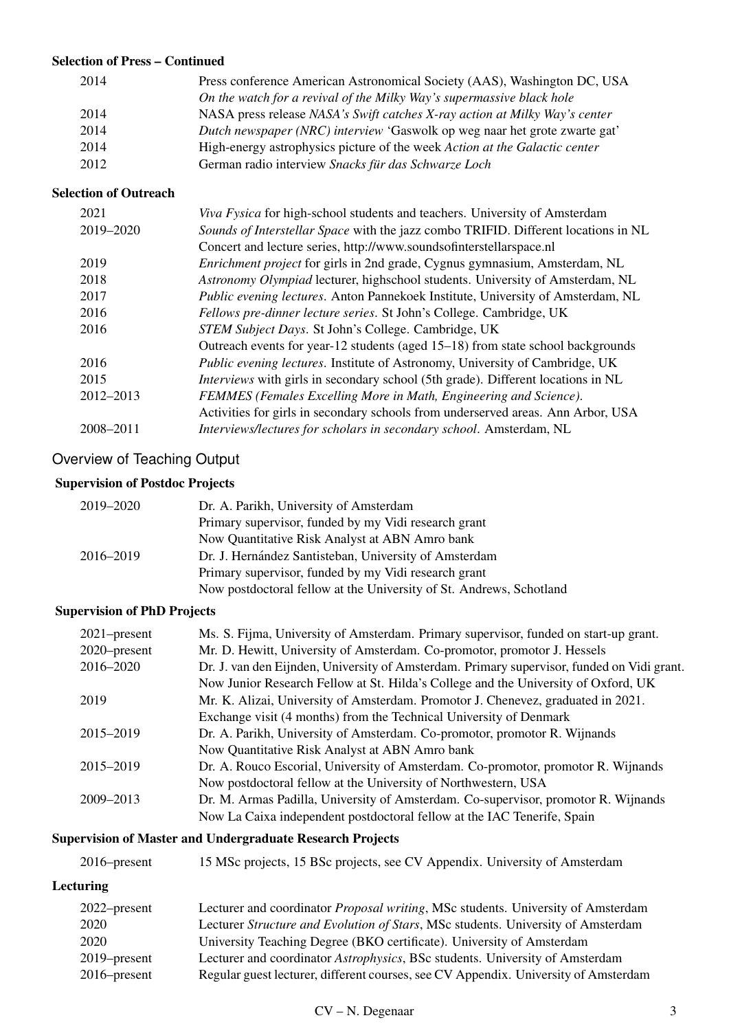### Selection of Press – Continued

| | |
|---|---|
| 2014 | Press conference American Astronomical Society (AAS), Washington DC, USA<br>*On the watch for a revival of the Milky Way's supermassive black hole* |
| 2014 | NASA press release *NASA's Swift catches X-ray action at Milky Way's center* |
| 2014 | *Dutch newspaper (NRC) interview* 'Gaswolk op weg naar het grote zwarte gat' |
| 2014 | High-energy astrophysics picture of the week *Action at the Galactic center* |
| 2012 | German radio interview *Snacks für das Schwarze Loch* |

### Selection of Outreach

| | |
|---|---|
| 2021 | *Viva Fysica* for high-school students and teachers. University of Amsterdam |
| 2019–2020 | *Sounds of Interstellar Space* with the jazz combo TRIFID. Different locations in NL<br>Concert and lecture series, http://www.soundsofinterstellarspace.nl |
| 2019 | *Enrichment project* for girls in 2nd grade, Cygnus gymnasium, Amsterdam, NL |
| 2018 | *Astronomy Olympiad* lecturer, highschool students. University of Amsterdam, NL |
| 2017 | *Public evening lectures*. Anton Pannekoek Institute, University of Amsterdam, NL |
| 2016 | *Fellows pre-dinner lecture series*. St John's College. Cambridge, UK |
| 2016 | *STEM Subject Days*. St John's College. Cambridge, UK<br>Outreach events for year-12 students (aged 15–18) from state school backgrounds |
| 2016 | *Public evening lectures*. Institute of Astronomy, University of Cambridge, UK |
| 2015 | *Interviews* with girls in secondary school (5th grade). Different locations in NL |
| 2012–2013 | *FEMMES (Females Excelling More in Math, Engineering and Science).*<br>Activities for girls in secondary schools from underserved areas. Ann Arbor, USA |
| 2008–2011 | *Interviews/lectures for scholars in secondary school*. Amsterdam, NL |

## Overview of Teaching Output

### Supervision of Postdoc Projects

| | |
|---|---|
| 2019–2020 | Dr. A. Parikh, University of Amsterdam<br>Primary supervisor, funded by my Vidi research grant<br>Now Quantitative Risk Analyst at ABN Amro bank |
| 2016–2019 | Dr. J. Hernández Santisteban, University of Amsterdam<br>Primary supervisor, funded by my Vidi research grant<br>Now postdoctoral fellow at the University of St. Andrews, Schotland |

### Supervision of PhD Projects

| | |
|---|---|
| 2021–present | Ms. S. Fijma, University of Amsterdam. Primary supervisor, funded on start-up grant. |
| 2020–present | Mr. D. Hewitt, University of Amsterdam. Co-promotor, promotor J. Hessels |
| 2016–2020 | Dr. J. van den Eijnden, University of Amsterdam. Primary supervisor, funded on Vidi grant.<br>Now Junior Research Fellow at St. Hilda's College and the University of Oxford, UK |
| 2019 | Mr. K. Alizai, University of Amsterdam. Promotor J. Chenevez, graduated in 2021.<br>Exchange visit (4 months) from the Technical University of Denmark |
| 2015–2019 | Dr. A. Parikh, University of Amsterdam. Co-promotor, promotor R. Wijnands<br>Now Quantitative Risk Analyst at ABN Amro bank |
| 2015–2019 | Dr. A. Rouco Escorial, University of Amsterdam. Co-promotor, promotor R. Wijnands<br>Now postdoctoral fellow at the University of Northwestern, USA |
| 2009–2013 | Dr. M. Armas Padilla, University of Amsterdam. Co-supervisor, promotor R. Wijnands<br>Now La Caixa independent postdoctoral fellow at the IAC Tenerife, Spain |

### Supervision of Master and Undergraduate Research Projects

| | |
|---|---|
| 2016–present | 15 MSc projects, 15 BSc projects, see CV Appendix. University of Amsterdam |

### Lecturing

| | |
|---|---|
| 2022–present | Lecturer and coordinator *Proposal writing*, MSc students. University of Amsterdam |
| 2020 | Lecturer *Structure and Evolution of Stars*, MSc students. University of Amsterdam |
| 2020 | University Teaching Degree (BKO certificate). University of Amsterdam |
| 2019–present | Lecturer and coordinator *Astrophysics*, BSc students. University of Amsterdam |
| 2016–present | Regular guest lecturer, different courses, see CV Appendix. University of Amsterdam |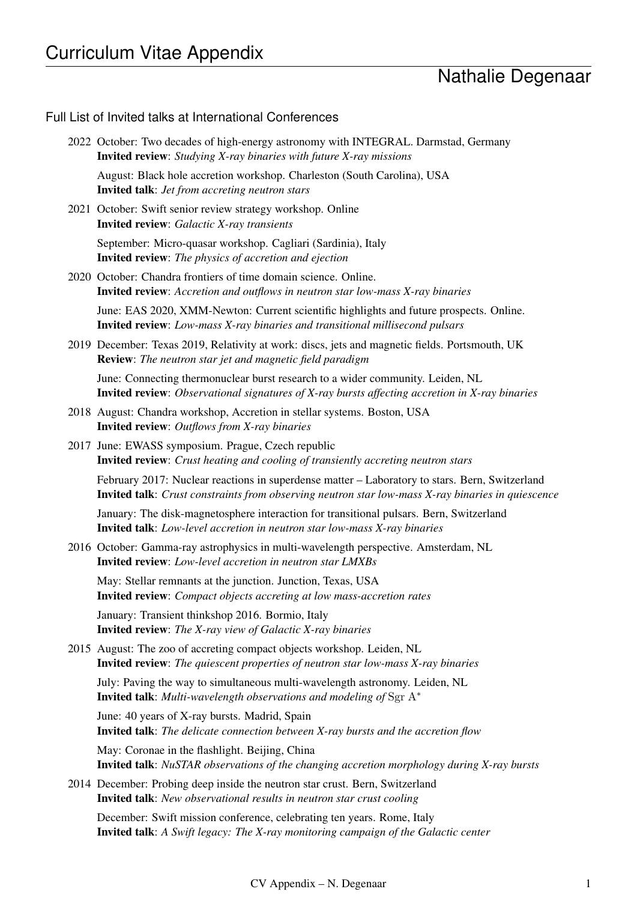# Curriculum Vitae Appendix

## Nathalie Degenaar

### Full List of Invited talks at International Conferences

**2022** October: Two decades of high-energy astronomy with INTEGRAL. Darmstad, Germany
**Invited review**: *Studying X-ray binaries with future X-ray missions*

August: Black hole accretion workshop. Charleston (South Carolina), USA
**Invited talk**: *Jet from accreting neutron stars*

**2021** October: Swift senior review strategy workshop. Online
**Invited review**: *Galactic X-ray transients*

September: Micro-quasar workshop. Cagliari (Sardinia), Italy
**Invited review**: *The physics of accretion and ejection*

**2020** October: Chandra frontiers of time domain science. Online.
**Invited review**: *Accretion and outflows in neutron star low-mass X-ray binaries*

June: EAS 2020, XMM-Newton: Current scientific highlights and future prospects. Online.
**Invited review**: *Low-mass X-ray binaries and transitional millisecond pulsars*

**2019** December: Texas 2019, Relativity at work: discs, jets and magnetic fields. Portsmouth, UK
**Review**: *The neutron star jet and magnetic field paradigm*

June: Connecting thermonuclear burst research to a wider community. Leiden, NL
**Invited review**: *Observational signatures of X-ray bursts affecting accretion in X-ray binaries*

**2018** August: Chandra workshop, Accretion in stellar systems. Boston, USA
**Invited review**: *Outflows from X-ray binaries*

**2017** June: EWASS symposium. Prague, Czech republic
**Invited review**: *Crust heating and cooling of transiently accreting neutron stars*

February 2017: Nuclear reactions in superdense matter – Laboratory to stars. Bern, Switzerland
**Invited talk**: *Crust constraints from observing neutron star low-mass X-ray binaries in quiescence*

January: The disk-magnetosphere interaction for transitional pulsars. Bern, Switzerland
**Invited talk**: *Low-level accretion in neutron star low-mass X-ray binaries*

**2016** October: Gamma-ray astrophysics in multi-wavelength perspective. Amsterdam, NL
**Invited review**: *Low-level accretion in neutron star LMXBs*

May: Stellar remnants at the junction. Junction, Texas, USA
**Invited review**: *Compact objects accreting at low mass-accretion rates*

January: Transient thinkshop 2016. Bormio, Italy
**Invited review**: *The X-ray view of Galactic X-ray binaries*

**2015** August: The zoo of accreting compact objects workshop. Leiden, NL
**Invited review**: *The quiescent properties of neutron star low-mass X-ray binaries*

July: Paving the way to simultaneous multi-wavelength astronomy. Leiden, NL
**Invited talk**: *Multi-wavelength observations and modeling of* Sgr A$^*$

June: 40 years of X-ray bursts. Madrid, Spain
**Invited talk**: *The delicate connection between X-ray bursts and the accretion flow*

May: Coronae in the flashlight. Beijing, China
**Invited talk**: *NuSTAR observations of the changing accretion morphology during X-ray bursts*

**2014** December: Probing deep inside the neutron star crust. Bern, Switzerland
**Invited talk**: *New observational results in neutron star crust cooling*

December: Swift mission conference, celebrating ten years. Rome, Italy
**Invited talk**: *A Swift legacy: The X-ray monitoring campaign of the Galactic center*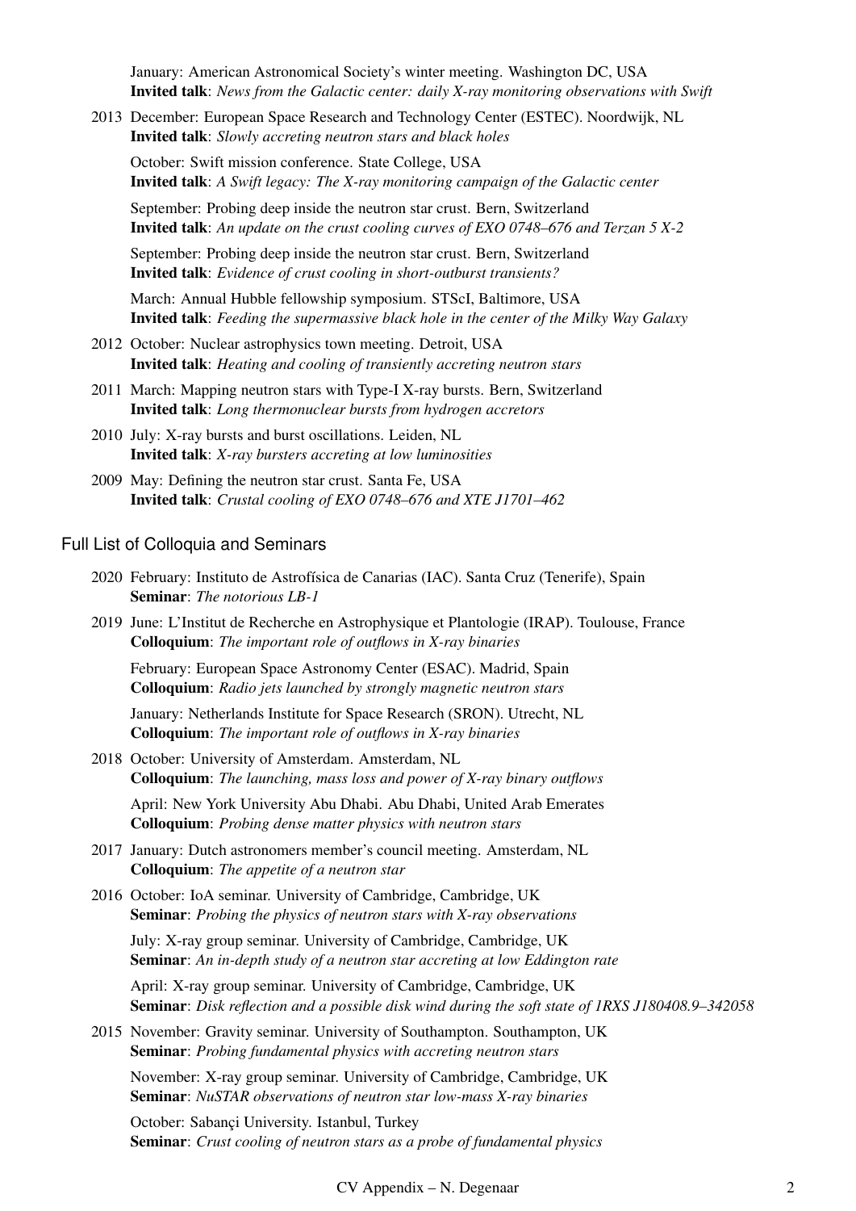January: American Astronomical Society's winter meeting. Washington DC, USA
**Invited talk**: *News from the Galactic center: daily X-ray monitoring observations with Swift*

2013 December: European Space Research and Technology Center (ESTEC). Noordwijk, NL
**Invited talk**: *Slowly accreting neutron stars and black holes*

October: Swift mission conference. State College, USA
**Invited talk**: *A Swift legacy: The X-ray monitoring campaign of the Galactic center*

September: Probing deep inside the neutron star crust. Bern, Switzerland
**Invited talk**: *An update on the crust cooling curves of EXO 0748–676 and Terzan 5 X-2*

September: Probing deep inside the neutron star crust. Bern, Switzerland
**Invited talk**: *Evidence of crust cooling in short-outburst transients?*

March: Annual Hubble fellowship symposium. STScI, Baltimore, USA
**Invited talk**: *Feeding the supermassive black hole in the center of the Milky Way Galaxy*

2012 October: Nuclear astrophysics town meeting. Detroit, USA
**Invited talk**: *Heating and cooling of transiently accreting neutron stars*

2011 March: Mapping neutron stars with Type-I X-ray bursts. Bern, Switzerland
**Invited talk**: *Long thermonuclear bursts from hydrogen accretors*

2010 July: X-ray bursts and burst oscillations. Leiden, NL
**Invited talk**: *X-ray bursters accreting at low luminosities*

2009 May: Defining the neutron star crust. Santa Fe, USA
**Invited talk**: *Crustal cooling of EXO 0748–676 and XTE J1701–462*

## Full List of Colloquia and Seminars

2020 February: Instituto de Astrofísica de Canarias (IAC). Santa Cruz (Tenerife), Spain
**Seminar**: *The notorious LB-1*

2019 June: L'Institut de Recherche en Astrophysique et Plantologie (IRAP). Toulouse, France
**Colloquium**: *The important role of outflows in X-ray binaries*

February: European Space Astronomy Center (ESAC). Madrid, Spain
**Colloquium**: *Radio jets launched by strongly magnetic neutron stars*

January: Netherlands Institute for Space Research (SRON). Utrecht, NL
**Colloquium**: *The important role of outflows in X-ray binaries*

2018 October: University of Amsterdam. Amsterdam, NL
**Colloquium**: *The launching, mass loss and power of X-ray binary outflows*

April: New York University Abu Dhabi. Abu Dhabi, United Arab Emerates
**Colloquium**: *Probing dense matter physics with neutron stars*

2017 January: Dutch astronomers member's council meeting. Amsterdam, NL
**Colloquium**: *The appetite of a neutron star*

2016 October: IoA seminar. University of Cambridge, Cambridge, UK
**Seminar**: *Probing the physics of neutron stars with X-ray observations*

July: X-ray group seminar. University of Cambridge, Cambridge, UK
**Seminar**: *An in-depth study of a neutron star accreting at low Eddington rate*

April: X-ray group seminar. University of Cambridge, Cambridge, UK
**Seminar**: *Disk reflection and a possible disk wind during the soft state of 1RXS J180408.9–342058*

2015 November: Gravity seminar. University of Southampton. Southampton, UK
**Seminar**: *Probing fundamental physics with accreting neutron stars*

November: X-ray group seminar. University of Cambridge, Cambridge, UK
**Seminar**: *NuSTAR observations of neutron star low-mass X-ray binaries*

October: Sabançi University. Istanbul, Turkey
**Seminar**: *Crust cooling of neutron stars as a probe of fundamental physics*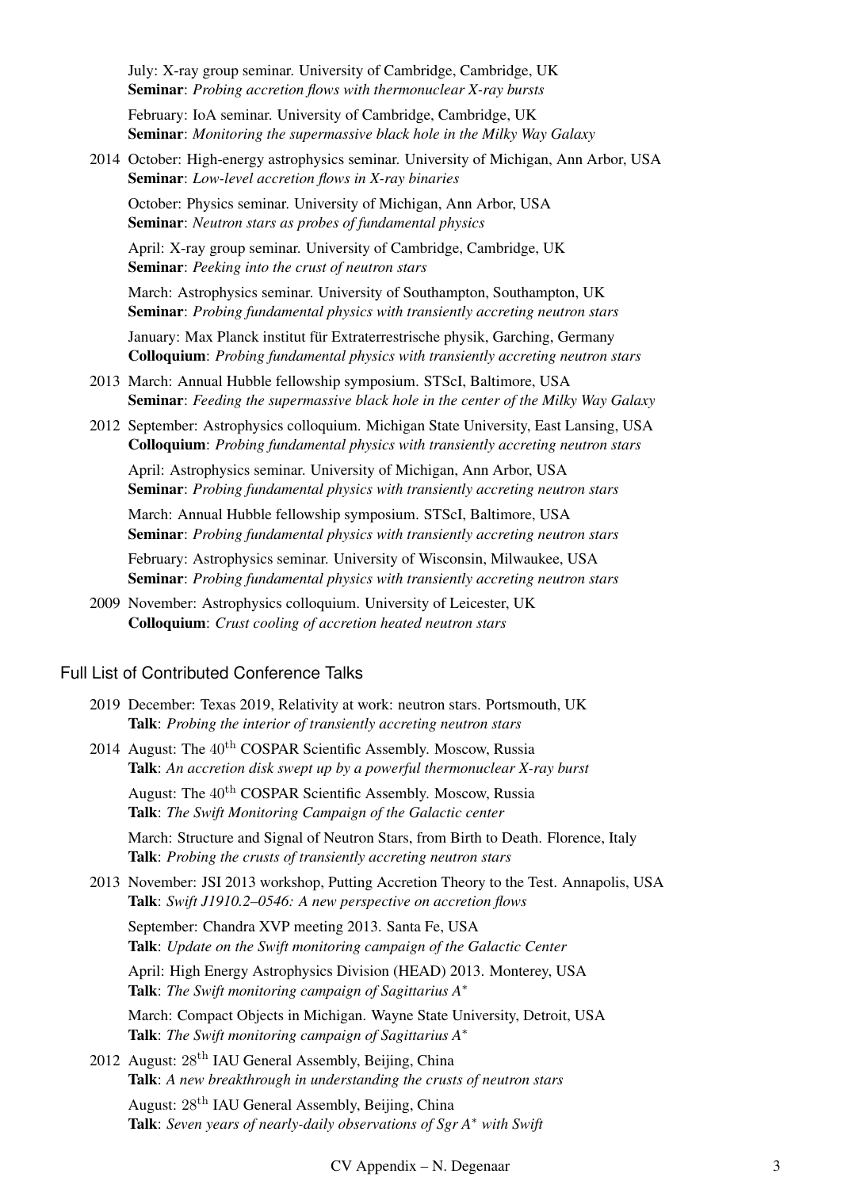July: X-ray group seminar. University of Cambridge, Cambridge, UK
**Seminar**: *Probing accretion flows with thermonuclear X-ray bursts*

February: IoA seminar. University of Cambridge, Cambridge, UK
**Seminar**: *Monitoring the supermassive black hole in the Milky Way Galaxy*

2014 October: High-energy astrophysics seminar. University of Michigan, Ann Arbor, USA
**Seminar**: *Low-level accretion flows in X-ray binaries*

October: Physics seminar. University of Michigan, Ann Arbor, USA
**Seminar**: *Neutron stars as probes of fundamental physics*

April: X-ray group seminar. University of Cambridge, Cambridge, UK
**Seminar**: *Peeking into the crust of neutron stars*

March: Astrophysics seminar. University of Southampton, Southampton, UK
**Seminar**: *Probing fundamental physics with transiently accreting neutron stars*

January: Max Planck institut für Extraterrestrische physik, Garching, Germany
**Colloquium**: *Probing fundamental physics with transiently accreting neutron stars*

2013 March: Annual Hubble fellowship symposium. STScI, Baltimore, USA
**Seminar**: *Feeding the supermassive black hole in the center of the Milky Way Galaxy*

2012 September: Astrophysics colloquium. Michigan State University, East Lansing, USA
**Colloquium**: *Probing fundamental physics with transiently accreting neutron stars*

April: Astrophysics seminar. University of Michigan, Ann Arbor, USA
**Seminar**: *Probing fundamental physics with transiently accreting neutron stars*

March: Annual Hubble fellowship symposium. STScI, Baltimore, USA
**Seminar**: *Probing fundamental physics with transiently accreting neutron stars*

February: Astrophysics seminar. University of Wisconsin, Milwaukee, USA
**Seminar**: *Probing fundamental physics with transiently accreting neutron stars*

2009 November: Astrophysics colloquium. University of Leicester, UK
**Colloquium**: *Crust cooling of accretion heated neutron stars*

## Full List of Contributed Conference Talks

2019 December: Texas 2019, Relativity at work: neutron stars. Portsmouth, UK
**Talk**: *Probing the interior of transiently accreting neutron stars*

2014 August: The $40^{\text{th}}$ COSPAR Scientific Assembly. Moscow, Russia
**Talk**: *An accretion disk swept up by a powerful thermonuclear X-ray burst*

August: The $40^{\text{th}}$ COSPAR Scientific Assembly. Moscow, Russia
**Talk**: *The Swift Monitoring Campaign of the Galactic center*

March: Structure and Signal of Neutron Stars, from Birth to Death. Florence, Italy
**Talk**: *Probing the crusts of transiently accreting neutron stars*

2013 November: JSI 2013 workshop, Putting Accretion Theory to the Test. Annapolis, USA
**Talk**: *Swift J1910.2–0546: A new perspective on accretion flows*

September: Chandra XVP meeting 2013. Santa Fe, USA
**Talk**: *Update on the Swift monitoring campaign of the Galactic Center*

April: High Energy Astrophysics Division (HEAD) 2013. Monterey, USA
**Talk**: *The Swift monitoring campaign of Sagittarius $A^*$*

March: Compact Objects in Michigan. Wayne State University, Detroit, USA
**Talk**: *The Swift monitoring campaign of Sagittarius $A^*$*

2012 August: $28^{\text{th}}$ IAU General Assembly, Beijing, China
**Talk**: *A new breakthrough in understanding the crusts of neutron stars*

August: $28^{\text{th}}$ IAU General Assembly, Beijing, China
**Talk**: *Seven years of nearly-daily observations of Sgr $A^*$ with Swift*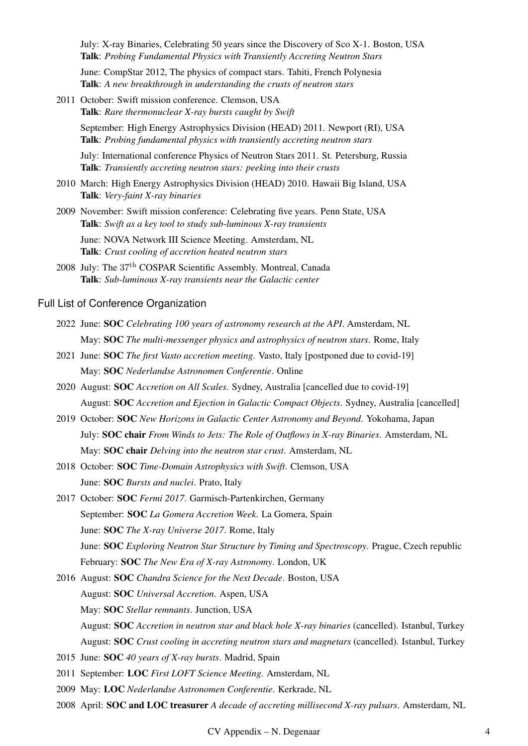July: X-ray Binaries, Celebrating 50 years since the Discovery of Sco X-1. Boston, USA
**Talk**: *Probing Fundamental Physics with Transiently Accreting Neutron Stars*

June: CompStar 2012, The physics of compact stars. Tahiti, French Polynesia
**Talk**: *A new breakthrough in understanding the crusts of neutron stars*

2011 October: Swift mission conference. Clemson, USA
**Talk**: *Rare thermonuclear X-ray bursts caught by Swift*

September: High Energy Astrophysics Division (HEAD) 2011. Newport (RI), USA
**Talk**: *Probing fundamental physics with transiently accreting neutron stars*

July: International conference Physics of Neutron Stars 2011. St. Petersburg, Russia
**Talk**: *Transiently accreting neutron stars: peeking into their crusts*

2010 March: High Energy Astrophysics Division (HEAD) 2010. Hawaii Big Island, USA
**Talk**: *Very-faint X-ray binaries*

2009 November: Swift mission conference: Celebrating five years. Penn State, USA
**Talk**: *Swift as a key tool to study sub-luminous X-ray transients*

June: NOVA Network III Science Meeting. Amsterdam, NL
**Talk**: *Crust cooling of accretion heated neutron stars*

2008 July: The 37th COSPAR Scientific Assembly. Montreal, Canada
**Talk**: *Sub-luminous X-ray transients near the Galactic center*

## Full List of Conference Organization

2022 June: **SOC** *Celebrating 100 years of astronomy research at the API*. Amsterdam, NL
May: **SOC** *The multi-messenger physics and astrophysics of neutron stars*. Rome, Italy

2021 June: **SOC** *The first Vasto accretion meeting*. Vasto, Italy [postponed due to covid-19]
May: **SOC** *Nederlandse Astronomen Conferentie*. Online

2020 August: **SOC** *Accretion on All Scales*. Sydney, Australia [cancelled due to covid-19]
August: **SOC** *Accretion and Ejection in Galactic Compact Objects*. Sydney, Australia [cancelled]

2019 October: **SOC** *New Horizons in Galactic Center Astronomy and Beyond*. Yokohama, Japan
July: **SOC chair** *From Winds to Jets: The Role of Outflows in X-ray Binaries*. Amsterdam, NL
May: **SOC chair** *Delving into the neutron star crust*. Amsterdam, NL

2018 October: **SOC** *Time-Domain Astrophysics with Swift*. Clemson, USA
June: **SOC** *Bursts and nuclei*. Prato, Italy

2017 October: **SOC** *Fermi 2017*. Garmisch-Partenkirchen, Germany
September: **SOC** *La Gomera Accretion Week*. La Gomera, Spain
June: **SOC** *The X-ray Universe 2017*. Rome, Italy
June: **SOC** *Exploring Neutron Star Structure by Timing and Spectroscopy*. Prague, Czech republic
February: **SOC** *The New Era of X-ray Astronomy*. London, UK

2016 August: **SOC** *Chandra Science for the Next Decade*. Boston, USA
August: **SOC** *Universal Accretion*. Aspen, USA
May: **SOC** *Stellar remnants*. Junction, USA
August: **SOC** *Accretion in neutron star and black hole X-ray binaries* (cancelled). Istanbul, Turkey
August: **SOC** *Crust cooling in accreting neutron stars and magnetars* (cancelled). Istanbul, Turkey

2015 June: **SOC** *40 years of X-ray bursts*. Madrid, Spain

2011 September: **LOC** *First LOFT Science Meeting*. Amsterdam, NL

2009 May: **LOC** *Nederlandse Astronomen Conferentie*. Kerkrade, NL

2008 April: **SOC and LOC treasurer** *A decade of accreting millisecond X-ray pulsars*. Amsterdam, NL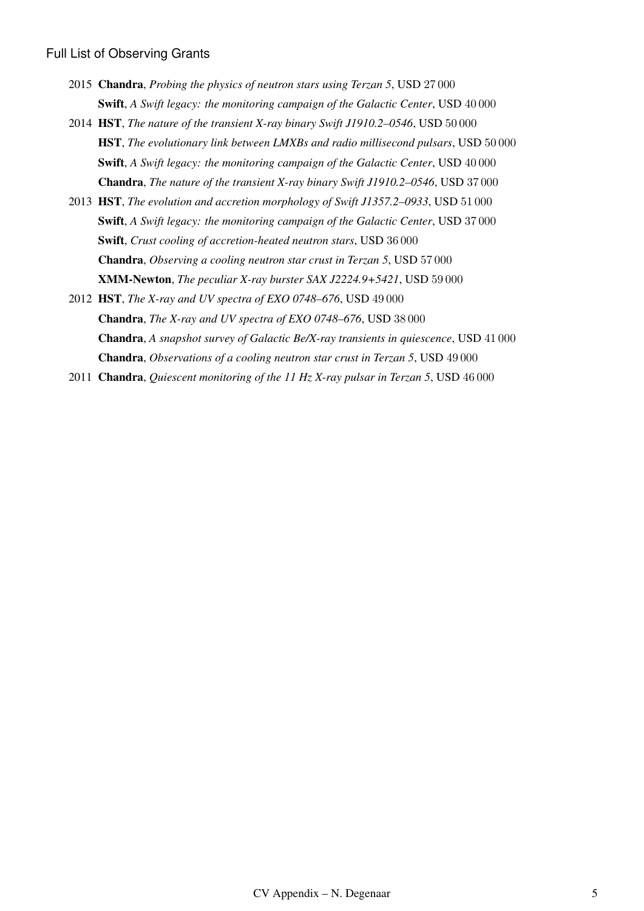## Full List of Observing Grants

2015 **Chandra**, *Probing the physics of neutron stars using Terzan 5*, USD 27 000
**Swift**, *A Swift legacy: the monitoring campaign of the Galactic Center*, USD 40 000

2014 **HST**, *The nature of the transient X-ray binary Swift J1910.2–0546*, USD 50 000
**HST**, *The evolutionary link between LMXBs and radio millisecond pulsars*, USD 50 000
**Swift**, *A Swift legacy: the monitoring campaign of the Galactic Center*, USD 40 000
**Chandra**, *The nature of the transient X-ray binary Swift J1910.2–0546*, USD 37 000

2013 **HST**, *The evolution and accretion morphology of Swift J1357.2–0933*, USD 51 000
**Swift**, *A Swift legacy: the monitoring campaign of the Galactic Center*, USD 37 000
**Swift**, *Crust cooling of accretion-heated neutron stars*, USD 36 000
**Chandra**, *Observing a cooling neutron star crust in Terzan 5*, USD 57 000
**XMM-Newton**, *The peculiar X-ray burster SAX J2224.9+5421*, USD 59 000

2012 **HST**, *The X-ray and UV spectra of EXO 0748–676*, USD 49 000
**Chandra**, *The X-ray and UV spectra of EXO 0748–676*, USD 38 000
**Chandra**, *A snapshot survey of Galactic Be/X-ray transients in quiescence*, USD 41 000
**Chandra**, *Observations of a cooling neutron star crust in Terzan 5*, USD 49 000

2011 **Chandra**, *Quiescent monitoring of the 11 Hz X-ray pulsar in Terzan 5*, USD 46 000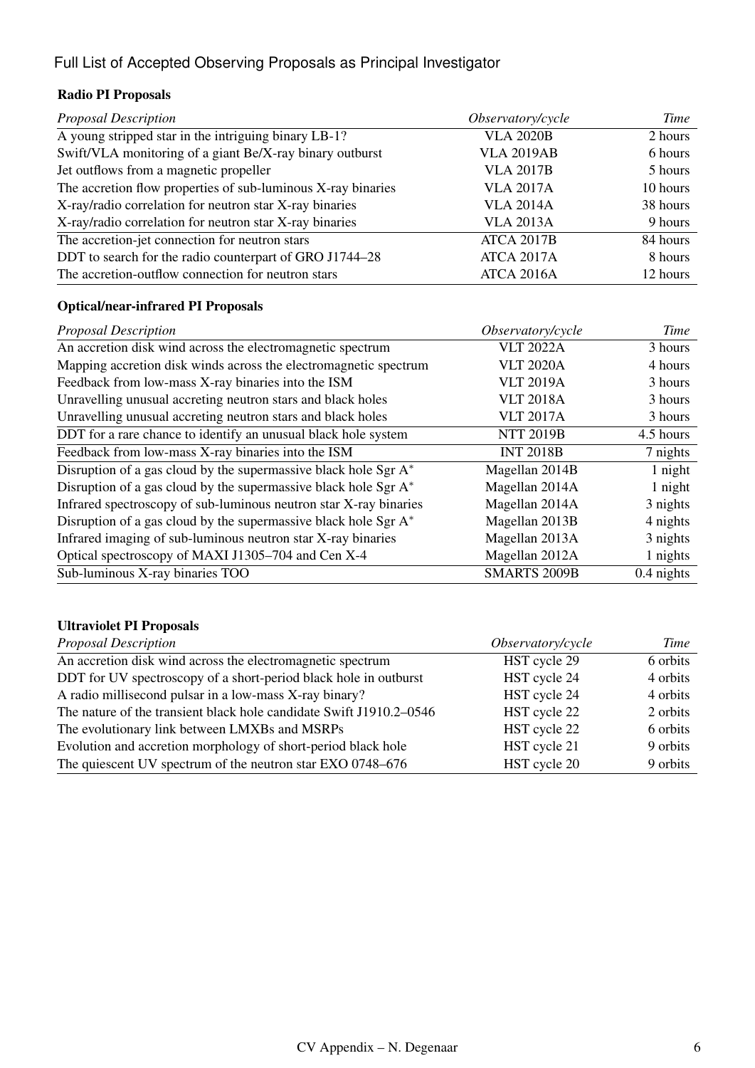## Full List of Accepted Observing Proposals as Principal Investigator

### Radio PI Proposals

| *Proposal Description* | *Observatory/cycle* | *Time* |
|---|---|---|
| A young stripped star in the intriguing binary LB-1? | VLA 2020B | 2 hours |
| Swift/VLA monitoring of a giant Be/X-ray binary outburst | VLA 2019AB | 6 hours |
| Jet outflows from a magnetic propeller | VLA 2017B | 5 hours |
| The accretion flow properties of sub-luminous X-ray binaries | VLA 2017A | 10 hours |
| X-ray/radio correlation for neutron star X-ray binaries | VLA 2014A | 38 hours |
| X-ray/radio correlation for neutron star X-ray binaries | VLA 2013A | 9 hours |
| The accretion-jet connection for neutron stars | ATCA 2017B | 84 hours |
| DDT to search for the radio counterpart of GRO J1744–28 | ATCA 2017A | 8 hours |
| The accretion-outflow connection for neutron stars | ATCA 2016A | 12 hours |

### Optical/near-infrared PI Proposals

| *Proposal Description* | *Observatory/cycle* | *Time* |
|---|---|---|
| An accretion disk wind across the electromagnetic spectrum | VLT 2022A | 3 hours |
| Mapping accretion disk winds across the electromagnetic spectrum | VLT 2020A | 4 hours |
| Feedback from low-mass X-ray binaries into the ISM | VLT 2019A | 3 hours |
| Unravelling unusual accreting neutron stars and black holes | VLT 2018A | 3 hours |
| Unravelling unusual accreting neutron stars and black holes | VLT 2017A | 3 hours |
| DDT for a rare chance to identify an unusual black hole system | NTT 2019B | 4.5 hours |
| Feedback from low-mass X-ray binaries into the ISM | INT 2018B | 7 nights |
| Disruption of a gas cloud by the supermassive black hole Sgr A$^*$ | Magellan 2014B | 1 night |
| Disruption of a gas cloud by the supermassive black hole Sgr A$^*$ | Magellan 2014A | 1 night |
| Infrared spectroscopy of sub-luminous neutron star X-ray binaries | Magellan 2014A | 3 nights |
| Disruption of a gas cloud by the supermassive black hole Sgr A$^*$ | Magellan 2013B | 4 nights |
| Infrared imaging of sub-luminous neutron star X-ray binaries | Magellan 2013A | 3 nights |
| Optical spectroscopy of MAXI J1305–704 and Cen X-4 | Magellan 2012A | 1 nights |
| Sub-luminous X-ray binaries TOO | SMARTS 2009B | 0.4 nights |

### Ultraviolet PI Proposals

| *Proposal Description* | *Observatory/cycle* | *Time* |
|---|---|---|
| An accretion disk wind across the electromagnetic spectrum | HST cycle 29 | 6 orbits |
| DDT for UV spectroscopy of a short-period black hole in outburst | HST cycle 24 | 4 orbits |
| A radio millisecond pulsar in a low-mass X-ray binary? | HST cycle 24 | 4 orbits |
| The nature of the transient black hole candidate Swift J1910.2–0546 | HST cycle 22 | 2 orbits |
| The evolutionary link between LMXBs and MSRPs | HST cycle 22 | 6 orbits |
| Evolution and accretion morphology of short-period black hole | HST cycle 21 | 9 orbits |
| The quiescent UV spectrum of the neutron star EXO 0748–676 | HST cycle 20 | 9 orbits |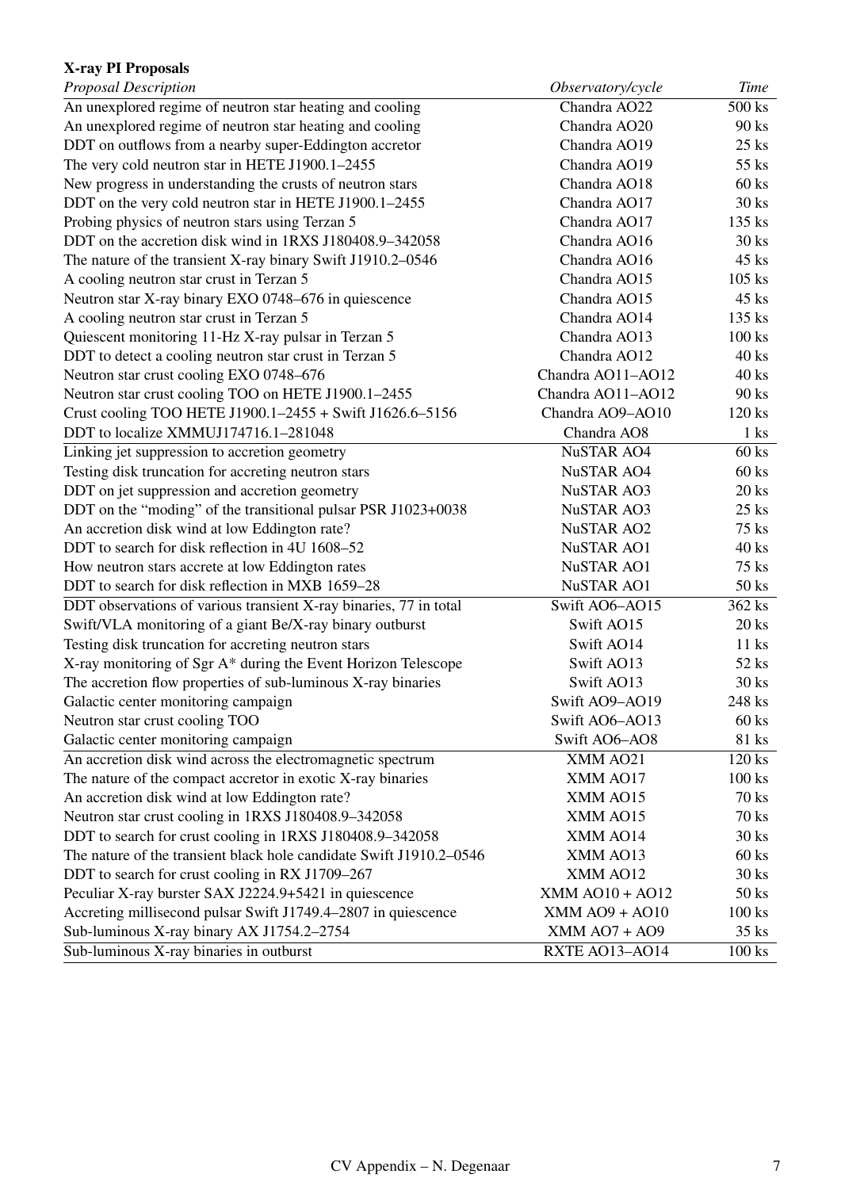**X-ray PI Proposals**

| *Proposal Description* | *Observatory/cycle* | *Time* |
|---|---|---|
| An unexplored regime of neutron star heating and cooling | Chandra AO22 | 500 ks |
| An unexplored regime of neutron star heating and cooling | Chandra AO20 | 90 ks |
| DDT on outflows from a nearby super-Eddington accretor | Chandra AO19 | 25 ks |
| The very cold neutron star in HETE J1900.1–2455 | Chandra AO19 | 55 ks |
| New progress in understanding the crusts of neutron stars | Chandra AO18 | 60 ks |
| DDT on the very cold neutron star in HETE J1900.1–2455 | Chandra AO17 | 30 ks |
| Probing physics of neutron stars using Terzan 5 | Chandra AO17 | 135 ks |
| DDT on the accretion disk wind in 1RXS J180408.9–342058 | Chandra AO16 | 30 ks |
| The nature of the transient X-ray binary Swift J1910.2–0546 | Chandra AO16 | 45 ks |
| A cooling neutron star crust in Terzan 5 | Chandra AO15 | 105 ks |
| Neutron star X-ray binary EXO 0748–676 in quiescence | Chandra AO15 | 45 ks |
| A cooling neutron star crust in Terzan 5 | Chandra AO14 | 135 ks |
| Quiescent monitoring 11-Hz X-ray pulsar in Terzan 5 | Chandra AO13 | 100 ks |
| DDT to detect a cooling neutron star crust in Terzan 5 | Chandra AO12 | 40 ks |
| Neutron star crust cooling EXO 0748–676 | Chandra AO11–AO12 | 40 ks |
| Neutron star crust cooling TOO on HETE J1900.1–2455 | Chandra AO11–AO12 | 90 ks |
| Crust cooling TOO HETE J1900.1–2455 + Swift J1626.6–5156 | Chandra AO9–AO10 | 120 ks |
| DDT to localize XMMUJ174716.1–281048 | Chandra AO8 | 1 ks |
| Linking jet suppression to accretion geometry | NuSTAR AO4 | 60 ks |
| Testing disk truncation for accreting neutron stars | NuSTAR AO4 | 60 ks |
| DDT on jet suppression and accretion geometry | NuSTAR AO3 | 20 ks |
| DDT on the "moding" of the transitional pulsar PSR J1023+0038 | NuSTAR AO3 | 25 ks |
| An accretion disk wind at low Eddington rate? | NuSTAR AO2 | 75 ks |
| DDT to search for disk reflection in 4U 1608–52 | NuSTAR AO1 | 40 ks |
| How neutron stars accrete at low Eddington rates | NuSTAR AO1 | 75 ks |
| DDT to search for disk reflection in MXB 1659–28 | NuSTAR AO1 | 50 ks |
| DDT observations of various transient X-ray binaries, 77 in total | Swift AO6–AO15 | 362 ks |
| Swift/VLA monitoring of a giant Be/X-ray binary outburst | Swift AO15 | 20 ks |
| Testing disk truncation for accreting neutron stars | Swift AO14 | 11 ks |
| X-ray monitoring of Sgr A* during the Event Horizon Telescope | Swift AO13 | 52 ks |
| The accretion flow properties of sub-luminous X-ray binaries | Swift AO13 | 30 ks |
| Galactic center monitoring campaign | Swift AO9–AO19 | 248 ks |
| Neutron star crust cooling TOO | Swift AO6–AO13 | 60 ks |
| Galactic center monitoring campaign | Swift AO6–AO8 | 81 ks |
| An accretion disk wind across the electromagnetic spectrum | XMM AO21 | 120 ks |
| The nature of the compact accretor in exotic X-ray binaries | XMM AO17 | 100 ks |
| An accretion disk wind at low Eddington rate? | XMM AO15 | 70 ks |
| Neutron star crust cooling in 1RXS J180408.9–342058 | XMM AO15 | 70 ks |
| DDT to search for crust cooling in 1RXS J180408.9–342058 | XMM AO14 | 30 ks |
| The nature of the transient black hole candidate Swift J1910.2–0546 | XMM AO13 | 60 ks |
| DDT to search for crust cooling in RX J1709–267 | XMM AO12 | 30 ks |
| Peculiar X-ray burster SAX J2224.9+5421 in quiescence | XMM AO10 + AO12 | 50 ks |
| Accreting millisecond pulsar Swift J1749.4–2807 in quiescence | XMM AO9 + AO10 | 100 ks |
| Sub-luminous X-ray binary AX J1754.2–2754 | XMM AO7 + AO9 | 35 ks |
| Sub-luminous X-ray binaries in outburst | RXTE AO13–AO14 | 100 ks |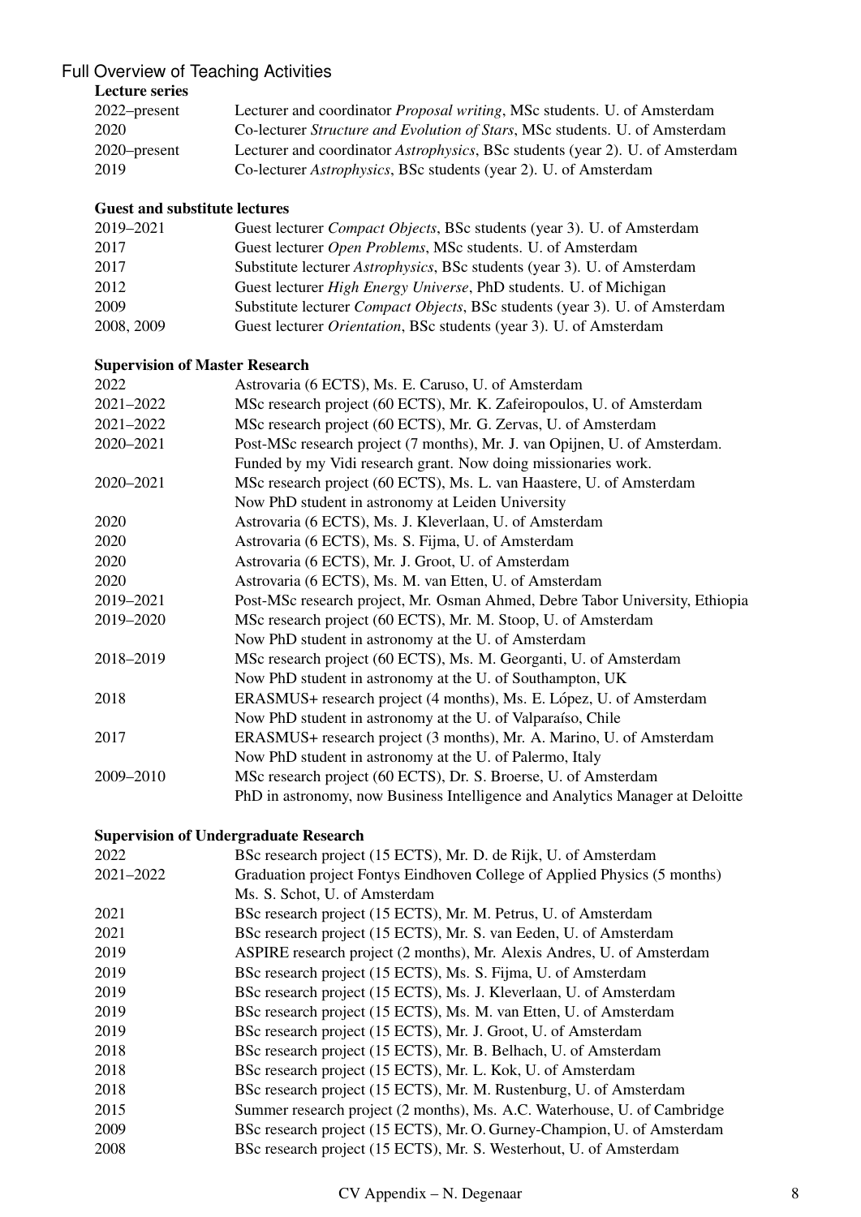## Full Overview of Teaching Activities

### Lecture series

| | |
|---|---|
| 2022–present | Lecturer and coordinator *Proposal writing*, MSc students. U. of Amsterdam |
| 2020 | Co-lecturer *Structure and Evolution of Stars*, MSc students. U. of Amsterdam |
| 2020–present | Lecturer and coordinator *Astrophysics*, BSc students (year 2). U. of Amsterdam |
| 2019 | Co-lecturer *Astrophysics*, BSc students (year 2). U. of Amsterdam |

### Guest and substitute lectures

| | |
|---|---|
| 2019–2021 | Guest lecturer *Compact Objects*, BSc students (year 3). U. of Amsterdam |
| 2017 | Guest lecturer *Open Problems*, MSc students. U. of Amsterdam |
| 2017 | Substitute lecturer *Astrophysics*, BSc students (year 3). U. of Amsterdam |
| 2012 | Guest lecturer *High Energy Universe*, PhD students. U. of Michigan |
| 2009 | Substitute lecturer *Compact Objects*, BSc students (year 3). U. of Amsterdam |
| 2008, 2009 | Guest lecturer *Orientation*, BSc students (year 3). U. of Amsterdam |

### Supervision of Master Research

| | |
|---|---|
| 2022 | Astrovaria (6 ECTS), Ms. E. Caruso, U. of Amsterdam |
| 2021–2022 | MSc research project (60 ECTS), Mr. K. Zafeiropoulos, U. of Amsterdam |
| 2021–2022 | MSc research project (60 ECTS), Mr. G. Zervas, U. of Amsterdam |
| 2020–2021 | Post-MSc research project (7 months), Mr. J. van Opijnen, U. of Amsterdam. Funded by my Vidi research grant. Now doing missionaries work. |
| 2020–2021 | MSc research project (60 ECTS), Ms. L. van Haastere, U. of Amsterdam. Now PhD student in astronomy at Leiden University |
| 2020 | Astrovaria (6 ECTS), Ms. J. Kleverlaan, U. of Amsterdam |
| 2020 | Astrovaria (6 ECTS), Ms. S. Fijma, U. of Amsterdam |
| 2020 | Astrovaria (6 ECTS), Mr. J. Groot, U. of Amsterdam |
| 2020 | Astrovaria (6 ECTS), Ms. M. van Etten, U. of Amsterdam |
| 2019–2021 | Post-MSc research project, Mr. Osman Ahmed, Debre Tabor University, Ethiopia |
| 2019–2020 | MSc research project (60 ECTS), Mr. M. Stoop, U. of Amsterdam. Now PhD student in astronomy at the U. of Amsterdam |
| 2018–2019 | MSc research project (60 ECTS), Ms. M. Georganti, U. of Amsterdam. Now PhD student in astronomy at the U. of Southampton, UK |
| 2018 | ERASMUS+ research project (4 months), Ms. E. López, U. of Amsterdam. Now PhD student in astronomy at the U. of Valparaíso, Chile |
| 2017 | ERASMUS+ research project (3 months), Mr. A. Marino, U. of Amsterdam. Now PhD student in astronomy at the U. of Palermo, Italy |
| 2009–2010 | MSc research project (60 ECTS), Dr. S. Broerse, U. of Amsterdam. PhD in astronomy, now Business Intelligence and Analytics Manager at Deloitte |

### Supervision of Undergraduate Research

| | |
|---|---|
| 2022 | BSc research project (15 ECTS), Mr. D. de Rijk, U. of Amsterdam |
| 2021–2022 | Graduation project Fontys Eindhoven College of Applied Physics (5 months) Ms. S. Schot, U. of Amsterdam |
| 2021 | BSc research project (15 ECTS), Mr. M. Petrus, U. of Amsterdam |
| 2021 | BSc research project (15 ECTS), Mr. S. van Eeden, U. of Amsterdam |
| 2019 | ASPIRE research project (2 months), Mr. Alexis Andres, U. of Amsterdam |
| 2019 | BSc research project (15 ECTS), Ms. S. Fijma, U. of Amsterdam |
| 2019 | BSc research project (15 ECTS), Ms. J. Kleverlaan, U. of Amsterdam |
| 2019 | BSc research project (15 ECTS), Ms. M. van Etten, U. of Amsterdam |
| 2019 | BSc research project (15 ECTS), Mr. J. Groot, U. of Amsterdam |
| 2018 | BSc research project (15 ECTS), Mr. B. Belhach, U. of Amsterdam |
| 2018 | BSc research project (15 ECTS), Mr. L. Kok, U. of Amsterdam |
| 2018 | BSc research project (15 ECTS), Mr. M. Rustenburg, U. of Amsterdam |
| 2015 | Summer research project (2 months), Ms. A.C. Waterhouse, U. of Cambridge |
| 2009 | BSc research project (15 ECTS), Mr. O. Gurney-Champion, U. of Amsterdam |
| 2008 | BSc research project (15 ECTS), Mr. S. Westerhout, U. of Amsterdam |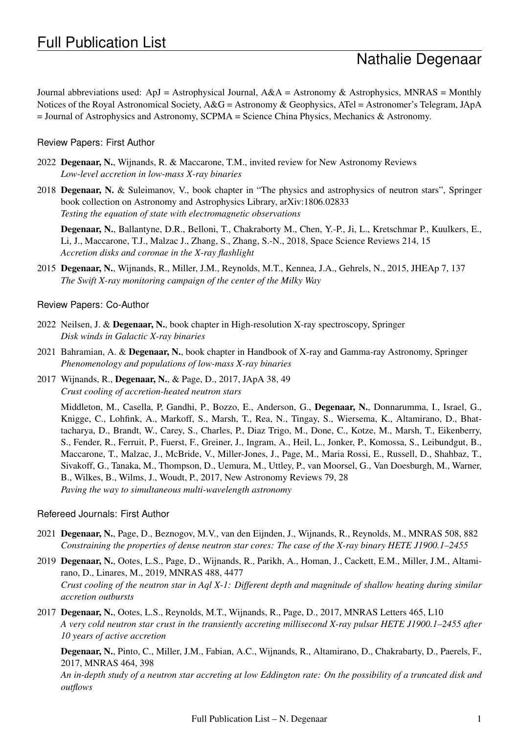# Full Publication List

## Nathalie Degenaar

Journal abbreviations used: ApJ = Astrophysical Journal, A&A = Astronomy & Astrophysics, MNRAS = Monthly Notices of the Royal Astronomical Society, A&G = Astronomy & Geophysics, ATel = Astronomer's Telegram, JApA = Journal of Astrophysics and Astronomy, SCPMA = Science China Physics, Mechanics & Astronomy.

### Review Papers: First Author

2022 **Degenaar, N.**, Wijnands, R. & Maccarone, T.M., invited review for New Astronomy Reviews
*Low-level accretion in low-mass X-ray binaries*

2018 **Degenaar, N.** & Suleimanov, V., book chapter in "The physics and astrophysics of neutron stars", Springer book collection on Astronomy and Astrophysics Library, arXiv:1806.02833
*Testing the equation of state with electromagnetic observations*

**Degenaar, N.**, Ballantyne, D.R., Belloni, T., Chakraborty M., Chen, Y.-P., Ji, L., Kretschmar P., Kuulkers, E., Li, J., Maccarone, T.J., Malzac J., Zhang, S., Zhang, S.-N., 2018, Space Science Reviews 214, 15
*Accretion disks and coronae in the X-ray flashlight*

2015 **Degenaar, N.**, Wijnands, R., Miller, J.M., Reynolds, M.T., Kennea, J.A., Gehrels, N., 2015, JHEAp 7, 137
*The Swift X-ray monitoring campaign of the center of the Milky Way*

### Review Papers: Co-Author

2022 Neilsen, J. & **Degenaar, N.**, book chapter in High-resolution X-ray spectroscopy, Springer
*Disk winds in Galactic X-ray binaries*

2021 Bahramian, A. & **Degenaar, N.**, book chapter in Handbook of X-ray and Gamma-ray Astronomy, Springer
*Phenomenology and populations of low-mass X-ray binaries*

2017 Wijnands, R., **Degenaar, N.**, & Page, D., 2017, JApA 38, 49
*Crust cooling of accretion-heated neutron stars*

Middleton, M., Casella, P, Gandhi, P., Bozzo, E., Anderson, G., **Degenaar, N.**, Donnarumma, I., Israel, G., Knigge, C., Lohfink, A., Markoff, S., Marsh, T., Rea, N., Tingay, S., Wiersema, K., Altamirano, D., Bhattacharya, D., Brandt, W., Carey, S., Charles, P., Diaz Trigo, M., Done, C., Kotze, M., Marsh, T., Eikenberry, S., Fender, R., Ferruit, P., Fuerst, F., Greiner, J., Ingram, A., Heil, L., Jonker, P., Komossa, S., Leibundgut, B., Maccarone, T., Malzac, J., McBride, V., Miller-Jones, J., Page, M., Maria Rossi, E., Russell, D., Shahbaz, T., Sivakoff, G., Tanaka, M., Thompson, D., Uemura, M., Uttley, P., van Moorsel, G., Van Doesburgh, M., Warner, B., Wilkes, B., Wilms, J., Woudt, P., 2017, New Astronomy Reviews 79, 28
*Paving the way to simultaneous multi-wavelength astronomy*

### Refereed Journals: First Author

2021 **Degenaar, N.**, Page, D., Beznogov, M.V., van den Eijnden, J., Wijnands, R., Reynolds, M., MNRAS 508, 882
*Constraining the properties of dense neutron star cores: The case of the X-ray binary HETE J1900.1–2455*

2019 **Degenaar, N.**, Ootes, L.S., Page, D., Wijnands, R., Parikh, A., Homan, J., Cackett, E.M., Miller, J.M., Altamirano, D., Linares, M., 2019, MNRAS 488, 4477
*Crust cooling of the neutron star in Aql X-1: Different depth and magnitude of shallow heating during similar accretion outbursts*

2017 **Degenaar, N.**, Ootes, L.S., Reynolds, M.T., Wijnands, R., Page, D., 2017, MNRAS Letters 465, L10
*A very cold neutron star crust in the transiently accreting millisecond X-ray pulsar HETE J1900.1–2455 after 10 years of active accretion*

**Degenaar, N.**, Pinto, C., Miller, J.M., Fabian, A.C., Wijnands, R., Altamirano, D., Chakrabarty, D., Paerels, F., 2017, MNRAS 464, 398
*An in-depth study of a neutron star accreting at low Eddington rate: On the possibility of a truncated disk and outflows*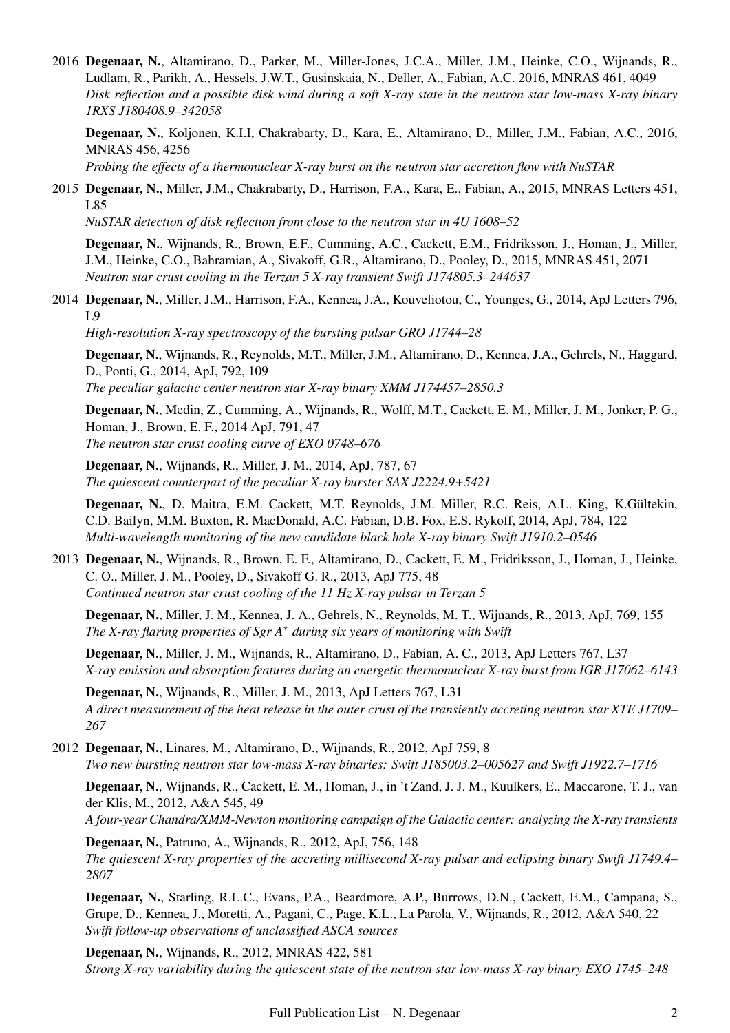2016 **Degenaar, N.**, Altamirano, D., Parker, M., Miller-Jones, J.C.A., Miller, J.M., Heinke, C.O., Wijnands, R., Ludlam, R., Parikh, A., Hessels, J.W.T., Gusinskaia, N., Deller, A., Fabian, A.C. 2016, MNRAS 461, 4049
*Disk reflection and a possible disk wind during a soft X-ray state in the neutron star low-mass X-ray binary 1RXS J180408.9–342058*

**Degenaar, N.**, Koljonen, K.I.I, Chakrabarty, D., Kara, E., Altamirano, D., Miller, J.M., Fabian, A.C., 2016, MNRAS 456, 4256
*Probing the effects of a thermonuclear X-ray burst on the neutron star accretion flow with NuSTAR*

2015 **Degenaar, N.**, Miller, J.M., Chakrabarty, D., Harrison, F.A., Kara, E., Fabian, A., 2015, MNRAS Letters 451, L85
*NuSTAR detection of disk reflection from close to the neutron star in 4U 1608–52*

**Degenaar, N.**, Wijnands, R., Brown, E.F., Cumming, A.C., Cackett, E.M., Fridriksson, J., Homan, J., Miller, J.M., Heinke, C.O., Bahramian, A., Sivakoff, G.R., Altamirano, D., Pooley, D., 2015, MNRAS 451, 2071
*Neutron star crust cooling in the Terzan 5 X-ray transient Swift J174805.3–244637*

2014 **Degenaar, N.**, Miller, J.M., Harrison, F.A., Kennea, J.A., Kouveliotou, C., Younges, G., 2014, ApJ Letters 796, L9
*High-resolution X-ray spectroscopy of the bursting pulsar GRO J1744–28*

**Degenaar, N.**, Wijnands, R., Reynolds, M.T., Miller, J.M., Altamirano, D., Kennea, J.A., Gehrels, N., Haggard, D., Ponti, G., 2014, ApJ, 792, 109
*The peculiar galactic center neutron star X-ray binary XMM J174457–2850.3*

**Degenaar, N.**, Medin, Z., Cumming, A., Wijnands, R., Wolff, M.T., Cackett, E. M., Miller, J. M., Jonker, P. G., Homan, J., Brown, E. F., 2014 ApJ, 791, 47
*The neutron star crust cooling curve of EXO 0748–676*

**Degenaar, N.**, Wijnands, R., Miller, J. M., 2014, ApJ, 787, 67
*The quiescent counterpart of the peculiar X-ray burster SAX J2224.9+5421*

**Degenaar, N.**, D. Maitra, E.M. Cackett, M.T. Reynolds, J.M. Miller, R.C. Reis, A.L. King, K.Gültekin, C.D. Bailyn, M.M. Buxton, R. MacDonald, A.C. Fabian, D.B. Fox, E.S. Rykoff, 2014, ApJ, 784, 122
*Multi-wavelength monitoring of the new candidate black hole X-ray binary Swift J1910.2–0546*

2013 **Degenaar, N.**, Wijnands, R., Brown, E. F., Altamirano, D., Cackett, E. M., Fridriksson, J., Homan, J., Heinke, C. O., Miller, J. M., Pooley, D., Sivakoff G. R., 2013, ApJ 775, 48
*Continued neutron star crust cooling of the 11 Hz X-ray pulsar in Terzan 5*

**Degenaar, N.**, Miller, J. M., Kennea, J. A., Gehrels, N., Reynolds, M. T., Wijnands, R., 2013, ApJ, 769, 155
*The X-ray flaring properties of Sgr A$^*$ during six years of monitoring with Swift*

**Degenaar, N.**, Miller, J. M., Wijnands, R., Altamirano, D., Fabian, A. C., 2013, ApJ Letters 767, L37
*X-ray emission and absorption features during an energetic thermonuclear X-ray burst from IGR J17062–6143*

**Degenaar, N.**, Wijnands, R., Miller, J. M., 2013, ApJ Letters 767, L31
*A direct measurement of the heat release in the outer crust of the transiently accreting neutron star XTE J1709–267*

2012 **Degenaar, N.**, Linares, M., Altamirano, D., Wijnands, R., 2012, ApJ 759, 8
*Two new bursting neutron star low-mass X-ray binaries: Swift J185003.2–005627 and Swift J1922.7–1716*

**Degenaar, N.**, Wijnands, R., Cackett, E. M., Homan, J., in 't Zand, J. J. M., Kuulkers, E., Maccarone, T. J., van der Klis, M., 2012, A&A 545, 49
*A four-year Chandra/XMM-Newton monitoring campaign of the Galactic center: analyzing the X-ray transients*

**Degenaar, N.**, Patruno, A., Wijnands, R., 2012, ApJ, 756, 148
*The quiescent X-ray properties of the accreting millisecond X-ray pulsar and eclipsing binary Swift J1749.4–2807*

**Degenaar, N.**, Starling, R.L.C., Evans, P.A., Beardmore, A.P., Burrows, D.N., Cackett, E.M., Campana, S., Grupe, D., Kennea, J., Moretti, A., Pagani, C., Page, K.L., La Parola, V., Wijnands, R., 2012, A&A 540, 22
*Swift follow-up observations of unclassified ASCA sources*

**Degenaar, N.**, Wijnands, R., 2012, MNRAS 422, 581
*Strong X-ray variability during the quiescent state of the neutron star low-mass X-ray binary EXO 1745–248*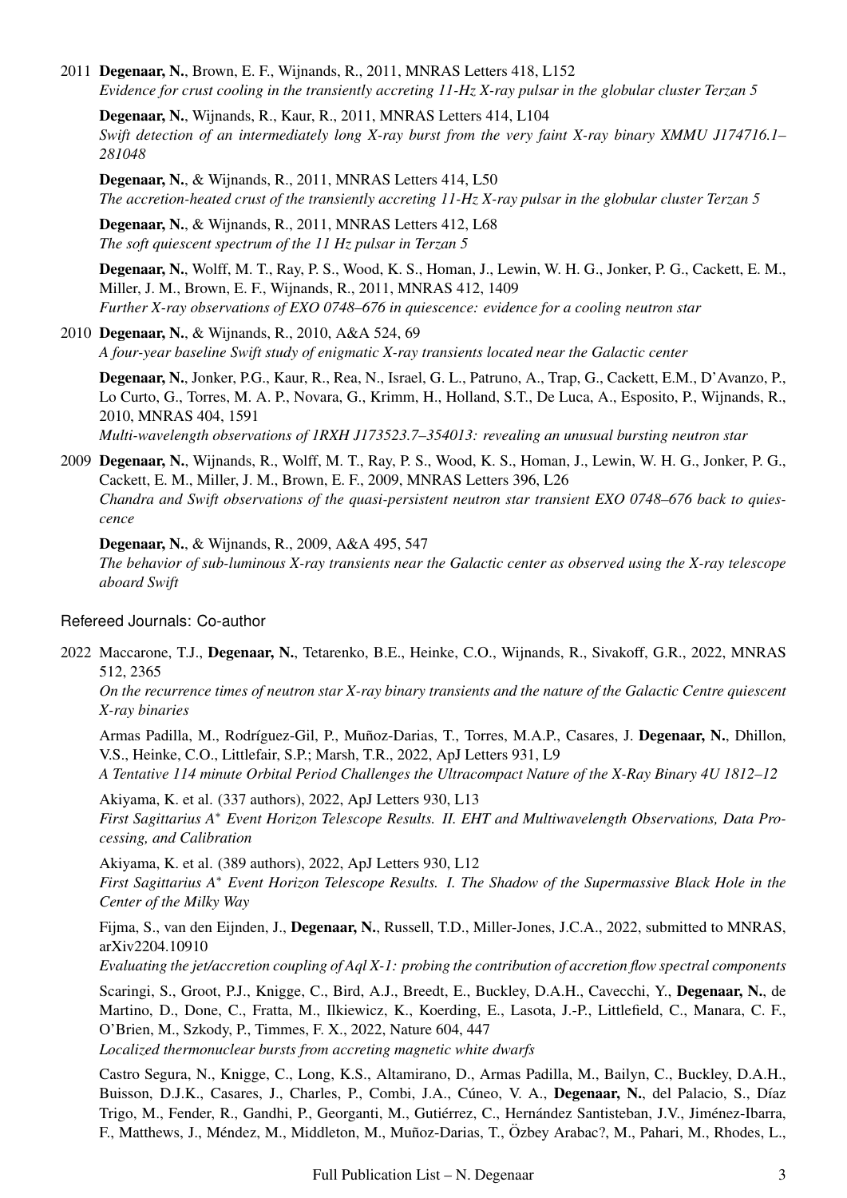2011 **Degenaar, N.**, Brown, E. F., Wijnands, R., 2011, MNRAS Letters 418, L152
*Evidence for crust cooling in the transiently accreting 11-Hz X-ray pulsar in the globular cluster Terzan 5*

**Degenaar, N.**, Wijnands, R., Kaur, R., 2011, MNRAS Letters 414, L104
*Swift detection of an intermediately long X-ray burst from the very faint X-ray binary XMMU J174716.1–281048*

**Degenaar, N.**, & Wijnands, R., 2011, MNRAS Letters 414, L50
*The accretion-heated crust of the transiently accreting 11-Hz X-ray pulsar in the globular cluster Terzan 5*

**Degenaar, N.**, & Wijnands, R., 2011, MNRAS Letters 412, L68
*The soft quiescent spectrum of the 11 Hz pulsar in Terzan 5*

**Degenaar, N.**, Wolff, M. T., Ray, P. S., Wood, K. S., Homan, J., Lewin, W. H. G., Jonker, P. G., Cackett, E. M., Miller, J. M., Brown, E. F., Wijnands, R., 2011, MNRAS 412, 1409
*Further X-ray observations of EXO 0748–676 in quiescence: evidence for a cooling neutron star*

2010 **Degenaar, N.**, & Wijnands, R., 2010, A&A 524, 69
*A four-year baseline Swift study of enigmatic X-ray transients located near the Galactic center*

**Degenaar, N.**, Jonker, P.G., Kaur, R., Rea, N., Israel, G. L., Patruno, A., Trap, G., Cackett, E.M., D'Avanzo, P., Lo Curto, G., Torres, M. A. P., Novara, G., Krimm, H., Holland, S.T., De Luca, A., Esposito, P., Wijnands, R., 2010, MNRAS 404, 1591
*Multi-wavelength observations of 1RXH J173523.7–354013: revealing an unusual bursting neutron star*

2009 **Degenaar, N.**, Wijnands, R., Wolff, M. T., Ray, P. S., Wood, K. S., Homan, J., Lewin, W. H. G., Jonker, P. G., Cackett, E. M., Miller, J. M., Brown, E. F., 2009, MNRAS Letters 396, L26
*Chandra and Swift observations of the quasi-persistent neutron star transient EXO 0748–676 back to quiescence*

**Degenaar, N.**, & Wijnands, R., 2009, A&A 495, 547
*The behavior of sub-luminous X-ray transients near the Galactic center as observed using the X-ray telescope aboard Swift*

### Refereed Journals: Co-author

2022 Maccarone, T.J., **Degenaar, N.**, Tetarenko, B.E., Heinke, C.O., Wijnands, R., Sivakoff, G.R., 2022, MNRAS 512, 2365
*On the recurrence times of neutron star X-ray binary transients and the nature of the Galactic Centre quiescent X-ray binaries*

Armas Padilla, M., Rodríguez-Gil, P., Muñoz-Darias, T., Torres, M.A.P., Casares, J. **Degenaar, N.**, Dhillon, V.S., Heinke, C.O., Littlefair, S.P.; Marsh, T.R., 2022, ApJ Letters 931, L9
*A Tentative 114 minute Orbital Period Challenges the Ultracompact Nature of the X-Ray Binary 4U 1812–12*

Akiyama, K. et al. (337 authors), 2022, ApJ Letters 930, L13
*First Sagittarius $A^*$ Event Horizon Telescope Results. II. EHT and Multiwavelength Observations, Data Processing, and Calibration*

Akiyama, K. et al. (389 authors), 2022, ApJ Letters 930, L12
*First Sagittarius $A^*$ Event Horizon Telescope Results. I. The Shadow of the Supermassive Black Hole in the Center of the Milky Way*

Fijma, S., van den Eijnden, J., **Degenaar, N.**, Russell, T.D., Miller-Jones, J.C.A., 2022, submitted to MNRAS, arXiv2204.10910
*Evaluating the jet/accretion coupling of Aql X-1: probing the contribution of accretion flow spectral components*

Scaringi, S., Groot, P.J., Knigge, C., Bird, A.J., Breedt, E., Buckley, D.A.H., Cavecchi, Y., **Degenaar, N.**, de Martino, D., Done, C., Fratta, M., Ilkiewicz, K., Koerding, E., Lasota, J.-P., Littlefield, C., Manara, C. F., O'Brien, M., Szkody, P., Timmes, F. X., 2022, Nature 604, 447
*Localized thermonuclear bursts from accreting magnetic white dwarfs*

Castro Segura, N., Knigge, C., Long, K.S., Altamirano, D., Armas Padilla, M., Bailyn, C., Buckley, D.A.H., Buisson, D.J.K., Casares, J., Charles, P., Combi, J.A., Cúneo, V. A., **Degenaar, N.**, del Palacio, S., Díaz Trigo, M., Fender, R., Gandhi, P., Georganti, M., Gutiérrez, C., Hernández Santisteban, J.V., Jiménez-Ibarra, F., Matthews, J., Méndez, M., Middleton, M., Muñoz-Darias, T., Özbey Arabac?, M., Pahari, M., Rhodes, L.,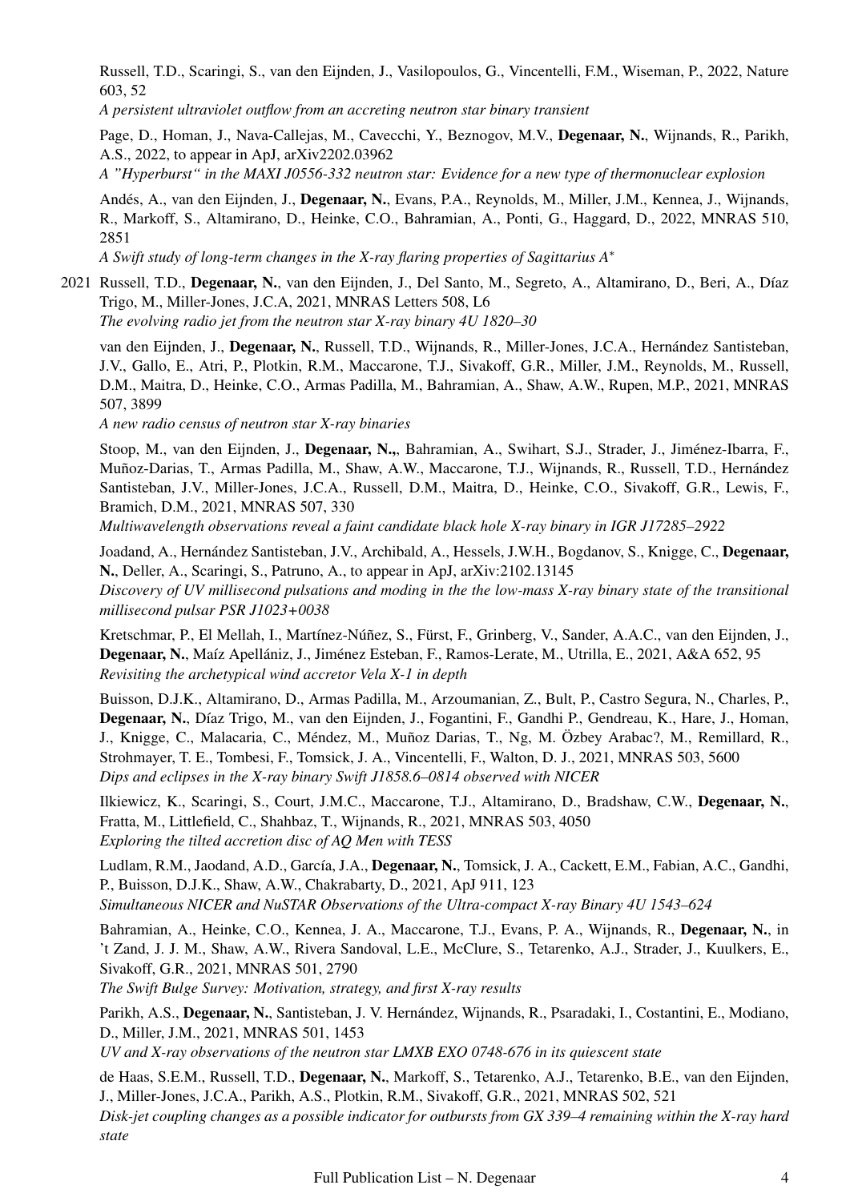Russell, T.D., Scaringi, S., van den Eijnden, J., Vasilopoulos, G., Vincentelli, F.M., Wiseman, P., 2022, Nature 603, 52
*A persistent ultraviolet outflow from an accreting neutron star binary transient*

Page, D., Homan, J., Nava-Callejas, M., Cavecchi, Y., Beznogov, M.V., **Degenaar, N.**, Wijnands, R., Parikh, A.S., 2022, to appear in ApJ, arXiv2202.03962
*A "Hyperburst" in the MAXI J0556-332 neutron star: Evidence for a new type of thermonuclear explosion*

Andés, A., van den Eijnden, J., **Degenaar, N.**, Evans, P.A., Reynolds, M., Miller, J.M., Kennea, J., Wijnands, R., Markoff, S., Altamirano, D., Heinke, C.O., Bahramian, A., Ponti, G., Haggard, D., 2022, MNRAS 510, 2851
*A Swift study of long-term changes in the X-ray flaring properties of Sagittarius A$^*$*

2021 Russell, T.D., **Degenaar, N.**, van den Eijnden, J., Del Santo, M., Segreto, A., Altamirano, D., Beri, A., Díaz Trigo, M., Miller-Jones, J.C.A, 2021, MNRAS Letters 508, L6
*The evolving radio jet from the neutron star X-ray binary 4U 1820–30*

van den Eijnden, J., **Degenaar, N.**, Russell, T.D., Wijnands, R., Miller-Jones, J.C.A., Hernández Santisteban, J.V., Gallo, E., Atri, P., Plotkin, R.M., Maccarone, T.J., Sivakoff, G.R., Miller, J.M., Reynolds, M., Russell, D.M., Maitra, D., Heinke, C.O., Armas Padilla, M., Bahramian, A., Shaw, A.W., Rupen, M.P., 2021, MNRAS 507, 3899
*A new radio census of neutron star X-ray binaries*

Stoop, M., van den Eijnden, J., **Degenaar, N.,**, Bahramian, A., Swihart, S.J., Strader, J., Jiménez-Ibarra, F., Muñoz-Darias, T., Armas Padilla, M., Shaw, A.W., Maccarone, T.J., Wijnands, R., Russell, T.D., Hernández Santisteban, J.V., Miller-Jones, J.C.A., Russell, D.M., Maitra, D., Heinke, C.O., Sivakoff, G.R., Lewis, F., Bramich, D.M., 2021, MNRAS 507, 330
*Multiwavelength observations reveal a faint candidate black hole X-ray binary in IGR J17285–2922*

Joadand, A., Hernández Santisteban, J.V., Archibald, A., Hessels, J.W.H., Bogdanov, S., Knigge, C., **Degenaar, N.**, Deller, A., Scaringi, S., Patruno, A., to appear in ApJ, arXiv:2102.13145
*Discovery of UV millisecond pulsations and moding in the the low-mass X-ray binary state of the transitional millisecond pulsar PSR J1023+0038*

Kretschmar, P., El Mellah, I., Martínez-Núñez, S., Fürst, F., Grinberg, V., Sander, A.A.C., van den Eijnden, J., **Degenaar, N.**, Maíz Apellániz, J., Jiménez Esteban, F., Ramos-Lerate, M., Utrilla, E., 2021, A&A 652, 95
*Revisiting the archetypical wind accretor Vela X-1 in depth*

Buisson, D.J.K., Altamirano, D., Armas Padilla, M., Arzoumanian, Z., Bult, P., Castro Segura, N., Charles, P., **Degenaar, N.**, Díaz Trigo, M., van den Eijnden, J., Fogantini, F., Gandhi P., Gendreau, K., Hare, J., Homan, J., Knigge, C., Malacaria, C., Méndez, M., Muñoz Darias, T., Ng, M. Özbey Arabac?, M., Remillard, R., Strohmayer, T. E., Tombesi, F., Tomsick, J. A., Vincentelli, F., Walton, D. J., 2021, MNRAS 503, 5600
*Dips and eclipses in the X-ray binary Swift J1858.6–0814 observed with NICER*

Ilkiewicz, K., Scaringi, S., Court, J.M.C., Maccarone, T.J., Altamirano, D., Bradshaw, C.W., **Degenaar, N.**, Fratta, M., Littlefield, C., Shahbaz, T., Wijnands, R., 2021, MNRAS 503, 4050
*Exploring the tilted accretion disc of AQ Men with TESS*

Ludlam, R.M., Jaodand, A.D., García, J.A., **Degenaar, N.**, Tomsick, J. A., Cackett, E.M., Fabian, A.C., Gandhi, P., Buisson, D.J.K., Shaw, A.W., Chakrabarty, D., 2021, ApJ 911, 123
*Simultaneous NICER and NuSTAR Observations of the Ultra-compact X-ray Binary 4U 1543–624*

Bahramian, A., Heinke, C.O., Kennea, J. A., Maccarone, T.J., Evans, P. A., Wijnands, R., **Degenaar, N.**, in 't Zand, J. J. M., Shaw, A.W., Rivera Sandoval, L.E., McClure, S., Tetarenko, A.J., Strader, J., Kuulkers, E., Sivakoff, G.R., 2021, MNRAS 501, 2790
*The Swift Bulge Survey: Motivation, strategy, and first X-ray results*

Parikh, A.S., **Degenaar, N.**, Santisteban, J. V. Hernández, Wijnands, R., Psaradaki, I., Costantini, E., Modiano, D., Miller, J.M., 2021, MNRAS 501, 1453
*UV and X-ray observations of the neutron star LMXB EXO 0748-676 in its quiescent state*

de Haas, S.E.M., Russell, T.D., **Degenaar, N.**, Markoff, S., Tetarenko, A.J., Tetarenko, B.E., van den Eijnden, J., Miller-Jones, J.C.A., Parikh, A.S., Plotkin, R.M., Sivakoff, G.R., 2021, MNRAS 502, 521
*Disk-jet coupling changes as a possible indicator for outbursts from GX 339–4 remaining within the X-ray hard state*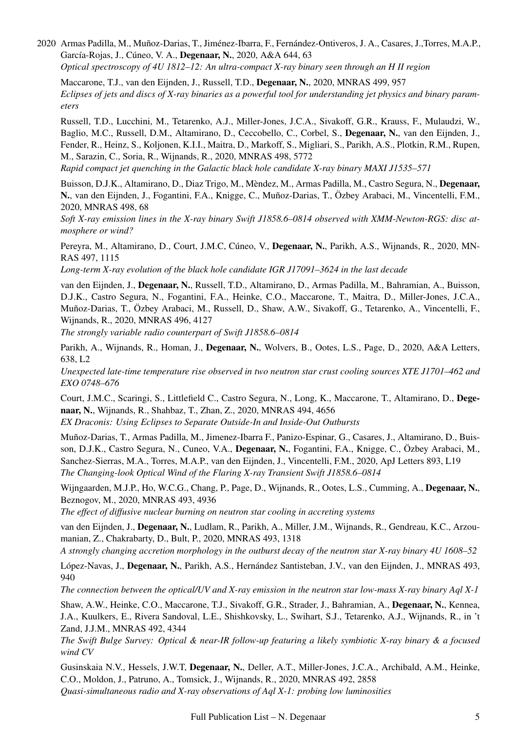2020 Armas Padilla, M., Muñoz-Darias, T., Jiménez-Ibarra, F., Fernández-Ontiveros, J. A., Casares, J.,Torres, M.A.P., García-Rojas, J., Cúneo, V. A., **Degenaar, N.**, 2020, A&A 644, 63
*Optical spectroscopy of 4U 1812–12: An ultra-compact X-ray binary seen through an H II region*

Maccarone, T.J., van den Eijnden, J., Russell, T.D., **Degenaar, N.**, 2020, MNRAS 499, 957
*Eclipses of jets and discs of X-ray binaries as a powerful tool for understanding jet physics and binary parameters*

Russell, T.D., Lucchini, M., Tetarenko, A.J., Miller-Jones, J.C.A., Sivakoff, G.R., Krauss, F., Mulaudzi, W., Baglio, M.C., Russell, D.M., Altamirano, D., Ceccobello, C., Corbel, S., **Degenaar, N.**, van den Eijnden, J., Fender, R., Heinz, S., Koljonen, K.I.I., Maitra, D., Markoff, S., Migliari, S., Parikh, A.S., Plotkin, R.M., Rupen, M., Sarazin, C., Soria, R., Wijnands, R., 2020, MNRAS 498, 5772
*Rapid compact jet quenching in the Galactic black hole candidate X-ray binary MAXI J1535–571*

Buisson, D.J.K., Altamirano, D., Diaz Trigo, M., Mèndez, M., Armas Padilla, M., Castro Segura, N., **Degenaar, N.**, van den Eijnden, J., Fogantini, F.A., Knigge, C., Muñoz-Darias, T., Özbey Arabaci, M., Vincentelli, F.M., 2020, MNRAS 498, 68
*Soft X-ray emission lines in the X-ray binary Swift J1858.6–0814 observed with XMM-Newton-RGS: disc atmosphere or wind?*

Pereyra, M., Altamirano, D., Court, J.M.C, Cúneo, V., **Degenaar, N.**, Parikh, A.S., Wijnands, R., 2020, MNRAS 497, 1115
*Long-term X-ray evolution of the black hole candidate IGR J17091–3624 in the last decade*

van den Eijnden, J., **Degenaar, N.**, Russell, T.D., Altamirano, D., Armas Padilla, M., Bahramian, A., Buisson, D.J.K., Castro Segura, N., Fogantini, F.A., Heinke, C.O., Maccarone, T., Maitra, D., Miller-Jones, J.C.A., Muñoz-Darias, T., Özbey Arabaci, M., Russell, D., Shaw, A.W., Sivakoff, G., Tetarenko, A., Vincentelli, F., Wijnands, R., 2020, MNRAS 496, 4127
*The strongly variable radio counterpart of Swift J1858.6–0814*

Parikh, A., Wijnands, R., Homan, J., **Degenaar, N.**, Wolvers, B., Ootes, L.S., Page, D., 2020, A&A Letters, 638, L2
*Unexpected late-time temperature rise observed in two neutron star crust cooling sources XTE J1701–462 and EXO 0748–676*

Court, J.M.C., Scaringi, S., Littlefield C., Castro Segura, N., Long, K., Maccarone, T., Altamirano, D., **Degenaar, N.**, Wijnands, R., Shahbaz, T., Zhan, Z., 2020, MNRAS 494, 4656
*EX Draconis: Using Eclipses to Separate Outside-In and Inside-Out Outbursts*

Muñoz-Darias, T., Armas Padilla, M., Jimenez-Ibarra F., Panizo-Espinar, G., Casares, J., Altamirano, D., Buisson, D.J.K., Castro Segura, N., Cuneo, V.A., **Degenaar, N.**, Fogantini, F.A., Knigge, C., Özbey Arabaci, M., Sanchez-Sierras, M.A., Torres, M.A.P., van den Eijnden, J., Vincentelli, F.M., 2020, ApJ Letters 893, L19
*The Changing-look Optical Wind of the Flaring X-ray Transient Swift J1858.6–0814*

Wijngaarden, M.J.P., Ho, W.C.G., Chang, P., Page, D., Wijnands, R., Ootes, L.S., Cumming, A., **Degenaar, N.**, Beznogov, M., 2020, MNRAS 493, 4936
*The effect of diffusive nuclear burning on neutron star cooling in accreting systems*

van den Eijnden, J., **Degenaar, N.**, Ludlam, R., Parikh, A., Miller, J.M., Wijnands, R., Gendreau, K.C., Arzoumanian, Z., Chakrabarty, D., Bult, P., 2020, MNRAS 493, 1318
*A strongly changing accretion morphology in the outburst decay of the neutron star X-ray binary 4U 1608–52*

López-Navas, J., **Degenaar, N.**, Parikh, A.S., Hernández Santisteban, J.V., van den Eijnden, J., MNRAS 493, 940
*The connection between the optical/UV and X-ray emission in the neutron star low-mass X-ray binary Aql X-1*

Shaw, A.W., Heinke, C.O., Maccarone, T.J., Sivakoff, G.R., Strader, J., Bahramian, A., **Degenaar, N.**, Kennea, J.A., Kuulkers, E., Rivera Sandoval, L.E., Shishkovsky, L., Swihart, S.J., Tetarenko, A.J., Wijnands, R., in 't Zand, J.J.M., MNRAS 492, 4344
*The Swift Bulge Survey: Optical & near-IR follow-up featuring a likely symbiotic X-ray binary & a focused wind CV*

Gusinskaia N.V., Hessels, J.W.T, **Degenaar, N.**, Deller, A.T., Miller-Jones, J.C.A., Archibald, A.M., Heinke, C.O., Moldon, J., Patruno, A., Tomsick, J., Wijnands, R., 2020, MNRAS 492, 2858
*Quasi-simultaneous radio and X-ray observations of Aql X-1: probing low luminosities*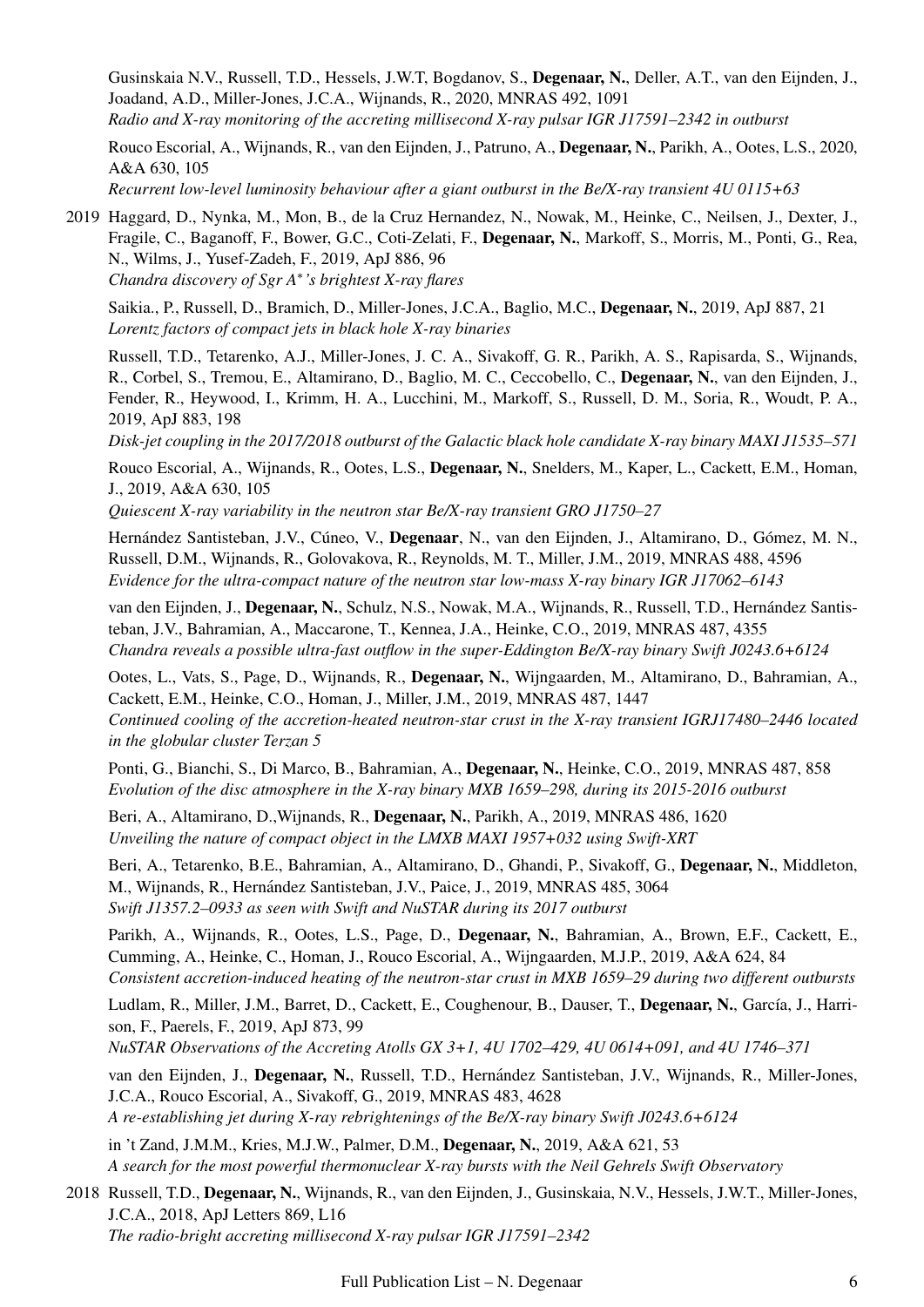Gusinskaia N.V., Russell, T.D., Hessels, J.W.T, Bogdanov, S., **Degenaar, N.**, Deller, A.T., van den Eijnden, J., Joadand, A.D., Miller-Jones, J.C.A., Wijnands, R., 2020, MNRAS 492, 1091
*Radio and X-ray monitoring of the accreting millisecond X-ray pulsar IGR J17591–2342 in outburst*

Rouco Escorial, A., Wijnands, R., van den Eijnden, J., Patruno, A., **Degenaar, N.**, Parikh, A., Ootes, L.S., 2020, A&A 630, 105
*Recurrent low-level luminosity behaviour after a giant outburst in the Be/X-ray transient 4U 0115+63*

2019 Haggard, D., Nynka, M., Mon, B., de la Cruz Hernandez, N., Nowak, M., Heinke, C., Neilsen, J., Dexter, J., Fragile, C., Baganoff, F., Bower, G.C., Coti-Zelati, F., **Degenaar, N.**, Markoff, S., Morris, M., Ponti, G., Rea, N., Wilms, J., Yusef-Zadeh, F., 2019, ApJ 886, 96
*Chandra discovery of Sgr A*'s brightest X-ray flares*

Saikia., P., Russell, D., Bramich, D., Miller-Jones, J.C.A., Baglio, M.C., **Degenaar, N.**, 2019, ApJ 887, 21
*Lorentz factors of compact jets in black hole X-ray binaries*

Russell, T.D., Tetarenko, A.J., Miller-Jones, J. C. A., Sivakoff, G. R., Parikh, A. S., Rapisarda, S., Wijnands, R., Corbel, S., Tremou, E., Altamirano, D., Baglio, M. C., Ceccobello, C., **Degenaar, N.**, van den Eijnden, J., Fender, R., Heywood, I., Krimm, H. A., Lucchini, M., Markoff, S., Russell, D. M., Soria, R., Woudt, P. A., 2019, ApJ 883, 198
*Disk-jet coupling in the 2017/2018 outburst of the Galactic black hole candidate X-ray binary MAXI J1535–571*

Rouco Escorial, A., Wijnands, R., Ootes, L.S., **Degenaar, N.**, Snelders, M., Kaper, L., Cackett, E.M., Homan, J., 2019, A&A 630, 105
*Quiescent X-ray variability in the neutron star Be/X-ray transient GRO J1750–27*

Hernández Santisteban, J.V., Cúneo, V., **Degenaar**, N., van den Eijnden, J., Altamirano, D., Gómez, M. N., Russell, D.M., Wijnands, R., Golovakova, R., Reynolds, M. T., Miller, J.M., 2019, MNRAS 488, 4596
*Evidence for the ultra-compact nature of the neutron star low-mass X-ray binary IGR J17062–6143*

van den Eijnden, J., **Degenaar, N.**, Schulz, N.S., Nowak, M.A., Wijnands, R., Russell, T.D., Hernández Santisteban, J.V., Bahramian, A., Maccarone, T., Kennea, J.A., Heinke, C.O., 2019, MNRAS 487, 4355
*Chandra reveals a possible ultra-fast outflow in the super-Eddington Be/X-ray binary Swift J0243.6+6124*

Ootes, L., Vats, S., Page, D., Wijnands, R., **Degenaar, N.**, Wijngaarden, M., Altamirano, D., Bahramian, A., Cackett, E.M., Heinke, C.O., Homan, J., Miller, J.M., 2019, MNRAS 487, 1447
*Continued cooling of the accretion-heated neutron-star crust in the X-ray transient IGRJ17480–2446 located in the globular cluster Terzan 5*

Ponti, G., Bianchi, S., Di Marco, B., Bahramian, A., **Degenaar, N.**, Heinke, C.O., 2019, MNRAS 487, 858
*Evolution of the disc atmosphere in the X-ray binary MXB 1659–298, during its 2015-2016 outburst*

Beri, A., Altamirano, D.,Wijnands, R., **Degenaar, N.**, Parikh, A., 2019, MNRAS 486, 1620
*Unveiling the nature of compact object in the LMXB MAXI 1957+032 using Swift-XRT*

Beri, A., Tetarenko, B.E., Bahramian, A., Altamirano, D., Ghandi, P., Sivakoff, G., **Degenaar, N.**, Middleton, M., Wijnands, R., Hernández Santisteban, J.V., Paice, J., 2019, MNRAS 485, 3064
*Swift J1357.2–0933 as seen with Swift and NuSTAR during its 2017 outburst*

Parikh, A., Wijnands, R., Ootes, L.S., Page, D., **Degenaar, N.**, Bahramian, A., Brown, E.F., Cackett, E., Cumming, A., Heinke, C., Homan, J., Rouco Escorial, A., Wijngaarden, M.J.P., 2019, A&A 624, 84
*Consistent accretion-induced heating of the neutron-star crust in MXB 1659–29 during two different outbursts*

Ludlam, R., Miller, J.M., Barret, D., Cackett, E., Coughenour, B., Dauser, T., **Degenaar, N.**, García, J., Harrison, F., Paerels, F., 2019, ApJ 873, 99
*NuSTAR Observations of the Accreting Atolls GX 3+1, 4U 1702–429, 4U 0614+091, and 4U 1746–371*

van den Eijnden, J., **Degenaar, N.**, Russell, T.D., Hernández Santisteban, J.V., Wijnands, R., Miller-Jones, J.C.A., Rouco Escorial, A., Sivakoff, G., 2019, MNRAS 483, 4628
*A re-establishing jet during X-ray rebrightenings of the Be/X-ray binary Swift J0243.6+6124*

in 't Zand, J.M.M., Kries, M.J.W., Palmer, D.M., **Degenaar, N.**, 2019, A&A 621, 53
*A search for the most powerful thermonuclear X-ray bursts with the Neil Gehrels Swift Observatory*

2018 Russell, T.D., **Degenaar, N.**, Wijnands, R., van den Eijnden, J., Gusinskaia, N.V., Hessels, J.W.T., Miller-Jones, J.C.A., 2018, ApJ Letters 869, L16
*The radio-bright accreting millisecond X-ray pulsar IGR J17591–2342*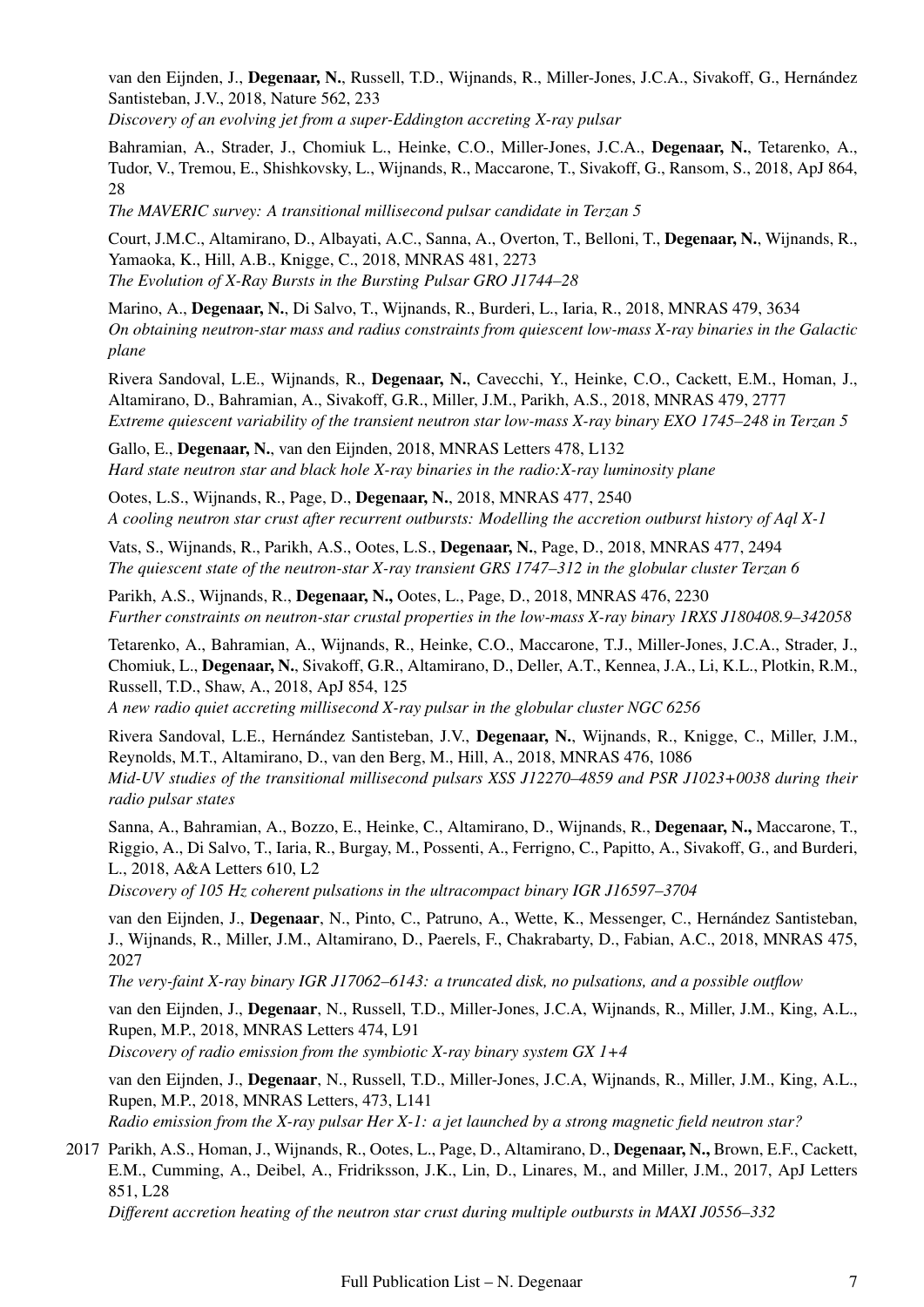van den Eijnden, J., **Degenaar, N.**, Russell, T.D., Wijnands, R., Miller-Jones, J.C.A., Sivakoff, G., Hernández Santisteban, J.V., 2018, Nature 562, 233
*Discovery of an evolving jet from a super-Eddington accreting X-ray pulsar*

Bahramian, A., Strader, J., Chomiuk L., Heinke, C.O., Miller-Jones, J.C.A., **Degenaar, N.**, Tetarenko, A., Tudor, V., Tremou, E., Shishkovsky, L., Wijnands, R., Maccarone, T., Sivakoff, G., Ransom, S., 2018, ApJ 864, 28
*The MAVERIC survey: A transitional millisecond pulsar candidate in Terzan 5*

Court, J.M.C., Altamirano, D., Albayati, A.C., Sanna, A., Overton, T., Belloni, T., **Degenaar, N.**, Wijnands, R., Yamaoka, K., Hill, A.B., Knigge, C., 2018, MNRAS 481, 2273
*The Evolution of X-Ray Bursts in the Bursting Pulsar GRO J1744–28*

Marino, A., **Degenaar, N.**, Di Salvo, T., Wijnands, R., Burderi, L., Iaria, R., 2018, MNRAS 479, 3634
*On obtaining neutron-star mass and radius constraints from quiescent low-mass X-ray binaries in the Galactic plane*

Rivera Sandoval, L.E., Wijnands, R., **Degenaar, N.**, Cavecchi, Y., Heinke, C.O., Cackett, E.M., Homan, J., Altamirano, D., Bahramian, A., Sivakoff, G.R., Miller, J.M., Parikh, A.S., 2018, MNRAS 479, 2777
*Extreme quiescent variability of the transient neutron star low-mass X-ray binary EXO 1745–248 in Terzan 5*

Gallo, E., **Degenaar, N.**, van den Eijnden, 2018, MNRAS Letters 478, L132
*Hard state neutron star and black hole X-ray binaries in the radio:X-ray luminosity plane*

Ootes, L.S., Wijnands, R., Page, D., **Degenaar, N.**, 2018, MNRAS 477, 2540
*A cooling neutron star crust after recurrent outbursts: Modelling the accretion outburst history of Aql X-1*

Vats, S., Wijnands, R., Parikh, A.S., Ootes, L.S., **Degenaar, N.**, Page, D., 2018, MNRAS 477, 2494
*The quiescent state of the neutron-star X-ray transient GRS 1747–312 in the globular cluster Terzan 6*

Parikh, A.S., Wijnands, R., **Degenaar, N.,** Ootes, L., Page, D., 2018, MNRAS 476, 2230
*Further constraints on neutron-star crustal properties in the low-mass X-ray binary 1RXS J180408.9–342058*

Tetarenko, A., Bahramian, A., Wijnands, R., Heinke, C.O., Maccarone, T.J., Miller-Jones, J.C.A., Strader, J., Chomiuk, L., **Degenaar, N.**, Sivakoff, G.R., Altamirano, D., Deller, A.T., Kennea, J.A., Li, K.L., Plotkin, R.M., Russell, T.D., Shaw, A., 2018, ApJ 854, 125
*A new radio quiet accreting millisecond X-ray pulsar in the globular cluster NGC 6256*

Rivera Sandoval, L.E., Hernández Santisteban, J.V., **Degenaar, N.**, Wijnands, R., Knigge, C., Miller, J.M., Reynolds, M.T., Altamirano, D., van den Berg, M., Hill, A., 2018, MNRAS 476, 1086
*Mid-UV studies of the transitional millisecond pulsars XSS J12270–4859 and PSR J1023+0038 during their radio pulsar states*

Sanna, A., Bahramian, A., Bozzo, E., Heinke, C., Altamirano, D., Wijnands, R., **Degenaar, N.,** Maccarone, T., Riggio, A., Di Salvo, T., Iaria, R., Burgay, M., Possenti, A., Ferrigno, C., Papitto, A., Sivakoff, G., and Burderi, L., 2018, A&A Letters 610, L2
*Discovery of 105 Hz coherent pulsations in the ultracompact binary IGR J16597–3704*

van den Eijnden, J., **Degenaar**, N., Pinto, C., Patruno, A., Wette, K., Messenger, C., Hernández Santisteban, J., Wijnands, R., Miller, J.M., Altamirano, D., Paerels, F., Chakrabarty, D., Fabian, A.C., 2018, MNRAS 475, 2027
*The very-faint X-ray binary IGR J17062–6143: a truncated disk, no pulsations, and a possible outflow*

van den Eijnden, J., **Degenaar**, N., Russell, T.D., Miller-Jones, J.C.A, Wijnands, R., Miller, J.M., King, A.L., Rupen, M.P., 2018, MNRAS Letters 474, L91
*Discovery of radio emission from the symbiotic X-ray binary system GX 1+4*

van den Eijnden, J., **Degenaar**, N., Russell, T.D., Miller-Jones, J.C.A, Wijnands, R., Miller, J.M., King, A.L., Rupen, M.P., 2018, MNRAS Letters, 473, L141
*Radio emission from the X-ray pulsar Her X-1: a jet launched by a strong magnetic field neutron star?*

2017 Parikh, A.S., Homan, J., Wijnands, R., Ootes, L., Page, D., Altamirano, D., **Degenaar, N.,** Brown, E.F., Cackett, E.M., Cumming, A., Deibel, A., Fridriksson, J.K., Lin, D., Linares, M., and Miller, J.M., 2017, ApJ Letters 851, L28
*Different accretion heating of the neutron star crust during multiple outbursts in MAXI J0556–332*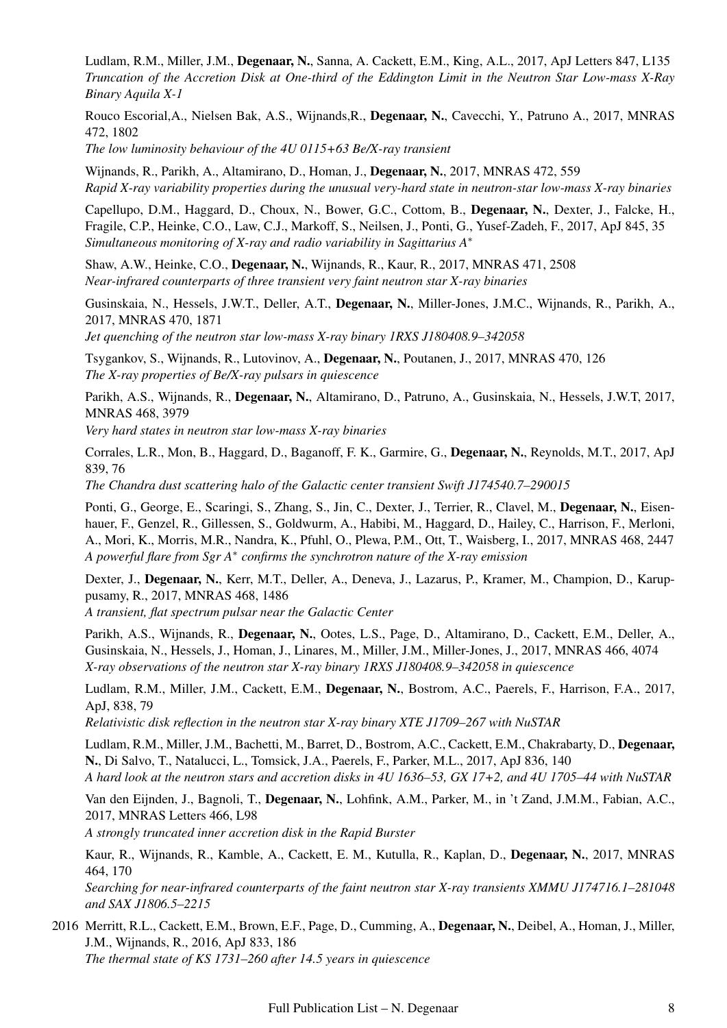Ludlam, R.M., Miller, J.M., **Degenaar, N.**, Sanna, A. Cackett, E.M., King, A.L., 2017, ApJ Letters 847, L135
*Truncation of the Accretion Disk at One-third of the Eddington Limit in the Neutron Star Low-mass X-Ray Binary Aquila X-1*

Rouco Escorial,A., Nielsen Bak, A.S., Wijnands,R., **Degenaar, N.**, Cavecchi, Y., Patruno A., 2017, MNRAS 472, 1802
*The low luminosity behaviour of the 4U 0115+63 Be/X-ray transient*

Wijnands, R., Parikh, A., Altamirano, D., Homan, J., **Degenaar, N.**, 2017, MNRAS 472, 559
*Rapid X-ray variability properties during the unusual very-hard state in neutron-star low-mass X-ray binaries*

Capellupo, D.M., Haggard, D., Choux, N., Bower, G.C., Cottom, B., **Degenaar, N.**, Dexter, J., Falcke, H., Fragile, C.P., Heinke, C.O., Law, C.J., Markoff, S., Neilsen, J., Ponti, G., Yusef-Zadeh, F., 2017, ApJ 845, 35
*Simultaneous monitoring of X-ray and radio variability in Sagittarius A$^*$*

Shaw, A.W., Heinke, C.O., **Degenaar, N.**, Wijnands, R., Kaur, R., 2017, MNRAS 471, 2508
*Near-infrared counterparts of three transient very faint neutron star X-ray binaries*

Gusinskaia, N., Hessels, J.W.T., Deller, A.T., **Degenaar, N.**, Miller-Jones, J.M.C., Wijnands, R., Parikh, A., 2017, MNRAS 470, 1871
*Jet quenching of the neutron star low-mass X-ray binary 1RXS J180408.9–342058*

Tsygankov, S., Wijnands, R., Lutovinov, A., **Degenaar, N.**, Poutanen, J., 2017, MNRAS 470, 126
*The X-ray properties of Be/X-ray pulsars in quiescence*

Parikh, A.S., Wijnands, R., **Degenaar, N.**, Altamirano, D., Patruno, A., Gusinskaia, N., Hessels, J.W.T, 2017, MNRAS 468, 3979
*Very hard states in neutron star low-mass X-ray binaries*

Corrales, L.R., Mon, B., Haggard, D., Baganoff, F. K., Garmire, G., **Degenaar, N.**, Reynolds, M.T., 2017, ApJ 839, 76
*The Chandra dust scattering halo of the Galactic center transient Swift J174540.7–290015*

Ponti, G., George, E., Scaringi, S., Zhang, S., Jin, C., Dexter, J., Terrier, R., Clavel, M., **Degenaar, N.**, Eisenhauer, F., Genzel, R., Gillessen, S., Goldwurm, A., Habibi, M., Haggard, D., Hailey, C., Harrison, F., Merloni, A., Mori, K., Morris, M.R., Nandra, K., Pfuhl, O., Plewa, P.M., Ott, T., Waisberg, I., 2017, MNRAS 468, 2447
*A powerful flare from Sgr A$^*$ confirms the synchrotron nature of the X-ray emission*

Dexter, J., **Degenaar, N.**, Kerr, M.T., Deller, A., Deneva, J., Lazarus, P., Kramer, M., Champion, D., Karuppusamy, R., 2017, MNRAS 468, 1486
*A transient, flat spectrum pulsar near the Galactic Center*

Parikh, A.S., Wijnands, R., **Degenaar, N.**, Ootes, L.S., Page, D., Altamirano, D., Cackett, E.M., Deller, A., Gusinskaia, N., Hessels, J., Homan, J., Linares, M., Miller, J.M., Miller-Jones, J., 2017, MNRAS 466, 4074
*X-ray observations of the neutron star X-ray binary 1RXS J180408.9–342058 in quiescence*

Ludlam, R.M., Miller, J.M., Cackett, E.M., **Degenaar, N.**, Bostrom, A.C., Paerels, F., Harrison, F.A., 2017, ApJ, 838, 79
*Relativistic disk reflection in the neutron star X-ray binary XTE J1709–267 with NuSTAR*

Ludlam, R.M., Miller, J.M., Bachetti, M., Barret, D., Bostrom, A.C., Cackett, E.M., Chakrabarty, D., **Degenaar, N.**, Di Salvo, T., Natalucci, L., Tomsick, J.A., Paerels, F., Parker, M.L., 2017, ApJ 836, 140
*A hard look at the neutron stars and accretion disks in 4U 1636–53, GX 17+2, and 4U 1705–44 with NuSTAR*

Van den Eijnden, J., Bagnoli, T., **Degenaar, N.**, Lohfink, A.M., Parker, M., in 't Zand, J.M.M., Fabian, A.C., 2017, MNRAS Letters 466, L98
*A strongly truncated inner accretion disk in the Rapid Burster*

Kaur, R., Wijnands, R., Kamble, A., Cackett, E. M., Kutulla, R., Kaplan, D., **Degenaar, N.**, 2017, MNRAS 464, 170
*Searching for near-infrared counterparts of the faint neutron star X-ray transients XMMU J174716.1–281048 and SAX J1806.5–2215*

2016 Merritt, R.L., Cackett, E.M., Brown, E.F., Page, D., Cumming, A., **Degenaar, N.**, Deibel, A., Homan, J., Miller, J.M., Wijnands, R., 2016, ApJ 833, 186
*The thermal state of KS 1731–260 after 14.5 years in quiescence*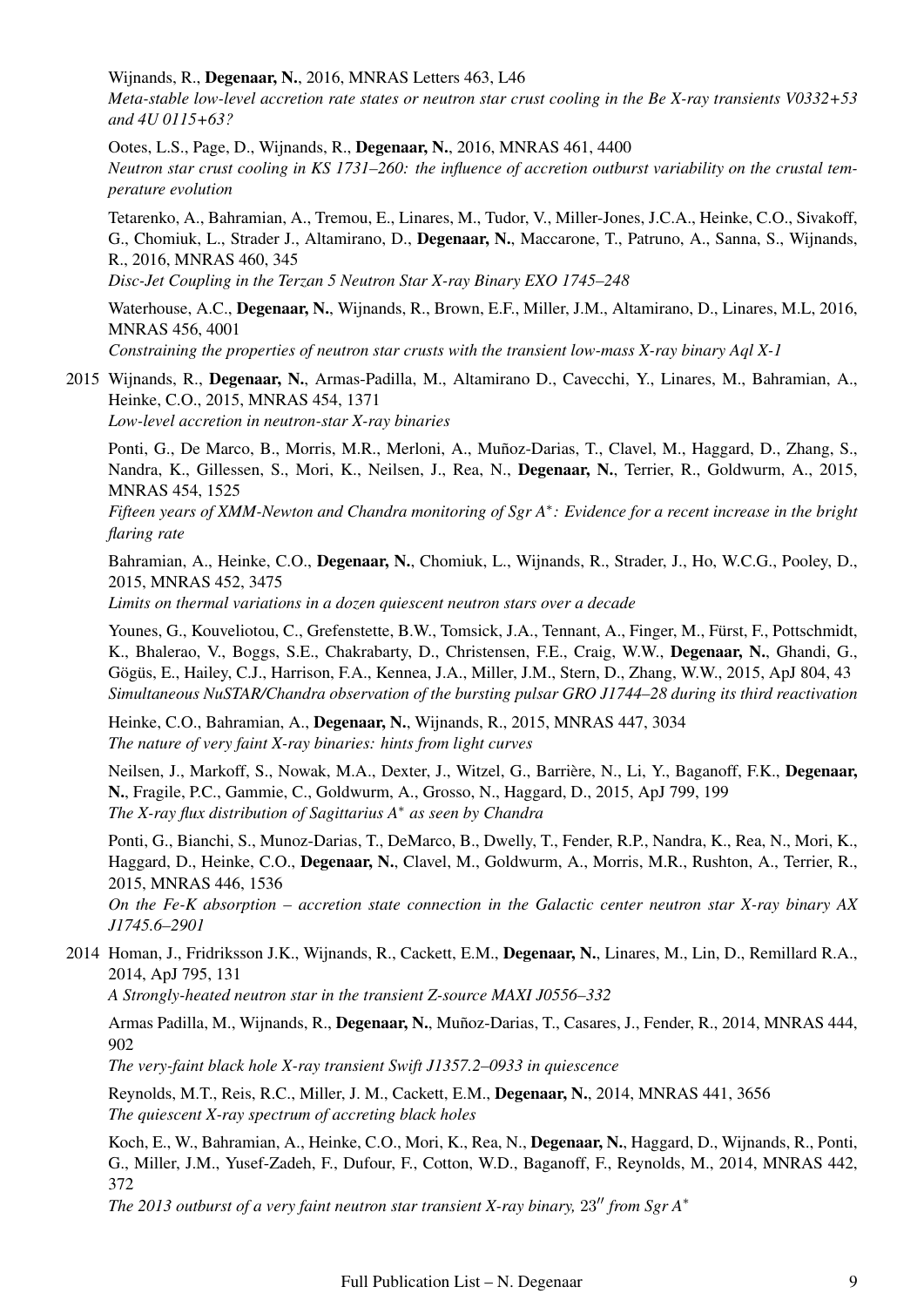Wijnands, R., **Degenaar, N.**, 2016, MNRAS Letters 463, L46
*Meta-stable low-level accretion rate states or neutron star crust cooling in the Be X-ray transients V0332+53 and 4U 0115+63?*

Ootes, L.S., Page, D., Wijnands, R., **Degenaar, N.**, 2016, MNRAS 461, 4400
*Neutron star crust cooling in KS 1731–260: the influence of accretion outburst variability on the crustal temperature evolution*

Tetarenko, A., Bahramian, A., Tremou, E., Linares, M., Tudor, V., Miller-Jones, J.C.A., Heinke, C.O., Sivakoff, G., Chomiuk, L., Strader J., Altamirano, D., **Degenaar, N.**, Maccarone, T., Patruno, A., Sanna, S., Wijnands, R., 2016, MNRAS 460, 345
*Disc-Jet Coupling in the Terzan 5 Neutron Star X-ray Binary EXO 1745–248*

Waterhouse, A.C., **Degenaar, N.**, Wijnands, R., Brown, E.F., Miller, J.M., Altamirano, D., Linares, M.L, 2016, MNRAS 456, 4001
*Constraining the properties of neutron star crusts with the transient low-mass X-ray binary Aql X-1*

2015 Wijnands, R., **Degenaar, N.**, Armas-Padilla, M., Altamirano D., Cavecchi, Y., Linares, M., Bahramian, A., Heinke, C.O., 2015, MNRAS 454, 1371
*Low-level accretion in neutron-star X-ray binaries*

Ponti, G., De Marco, B., Morris, M.R., Merloni, A., Muñoz-Darias, T., Clavel, M., Haggard, D., Zhang, S., Nandra, K., Gillessen, S., Mori, K., Neilsen, J., Rea, N., **Degenaar, N.**, Terrier, R., Goldwurm, A., 2015, MNRAS 454, 1525
*Fifteen years of XMM-Newton and Chandra monitoring of Sgr A$^*$: Evidence for a recent increase in the bright flaring rate*

Bahramian, A., Heinke, C.O., **Degenaar, N.**, Chomiuk, L., Wijnands, R., Strader, J., Ho, W.C.G., Pooley, D., 2015, MNRAS 452, 3475
*Limits on thermal variations in a dozen quiescent neutron stars over a decade*

Younes, G., Kouveliotou, C., Grefenstette, B.W., Tomsick, J.A., Tennant, A., Finger, M., Fürst, F., Pottschmidt, K., Bhalerao, V., Boggs, S.E., Chakrabarty, D., Christensen, F.E., Craig, W.W., **Degenaar, N.**, Ghandi, G., Gögüs, E., Hailey, C.J., Harrison, F.A., Kennea, J.A., Miller, J.M., Stern, D., Zhang, W.W., 2015, ApJ 804, 43
*Simultaneous NuSTAR/Chandra observation of the bursting pulsar GRO J1744–28 during its third reactivation*

Heinke, C.O., Bahramian, A., **Degenaar, N.**, Wijnands, R., 2015, MNRAS 447, 3034
*The nature of very faint X-ray binaries: hints from light curves*

Neilsen, J., Markoff, S., Nowak, M.A., Dexter, J., Witzel, G., Barrière, N., Li, Y., Baganoff, F.K., **Degenaar, N.**, Fragile, P.C., Gammie, C., Goldwurm, A., Grosso, N., Haggard, D., 2015, ApJ 799, 199
*The X-ray flux distribution of Sagittarius A$^*$ as seen by Chandra*

Ponti, G., Bianchi, S., Munoz-Darias, T., DeMarco, B., Dwelly, T., Fender, R.P., Nandra, K., Rea, N., Mori, K., Haggard, D., Heinke, C.O., **Degenaar, N.**, Clavel, M., Goldwurm, A., Morris, M.R., Rushton, A., Terrier, R., 2015, MNRAS 446, 1536
*On the Fe-K absorption – accretion state connection in the Galactic center neutron star X-ray binary AX J1745.6–2901*

2014 Homan, J., Fridriksson J.K., Wijnands, R., Cackett, E.M., **Degenaar, N.**, Linares, M., Lin, D., Remillard R.A., 2014, ApJ 795, 131
*A Strongly-heated neutron star in the transient Z-source MAXI J0556–332*

Armas Padilla, M., Wijnands, R., **Degenaar, N.**, Muñoz-Darias, T., Casares, J., Fender, R., 2014, MNRAS 444, 902
*The very-faint black hole X-ray transient Swift J1357.2–0933 in quiescence*

Reynolds, M.T., Reis, R.C., Miller, J. M., Cackett, E.M., **Degenaar, N.**, 2014, MNRAS 441, 3656
*The quiescent X-ray spectrum of accreting black holes*

Koch, E., W., Bahramian, A., Heinke, C.O., Mori, K., Rea, N., **Degenaar, N.**, Haggard, D., Wijnands, R., Ponti, G., Miller, J.M., Yusef-Zadeh, F., Dufour, F., Cotton, W.D., Baganoff, F., Reynolds, M., 2014, MNRAS 442, 372
*The 2013 outburst of a very faint neutron star transient X-ray binary, 23$''$ from Sgr A$^*$*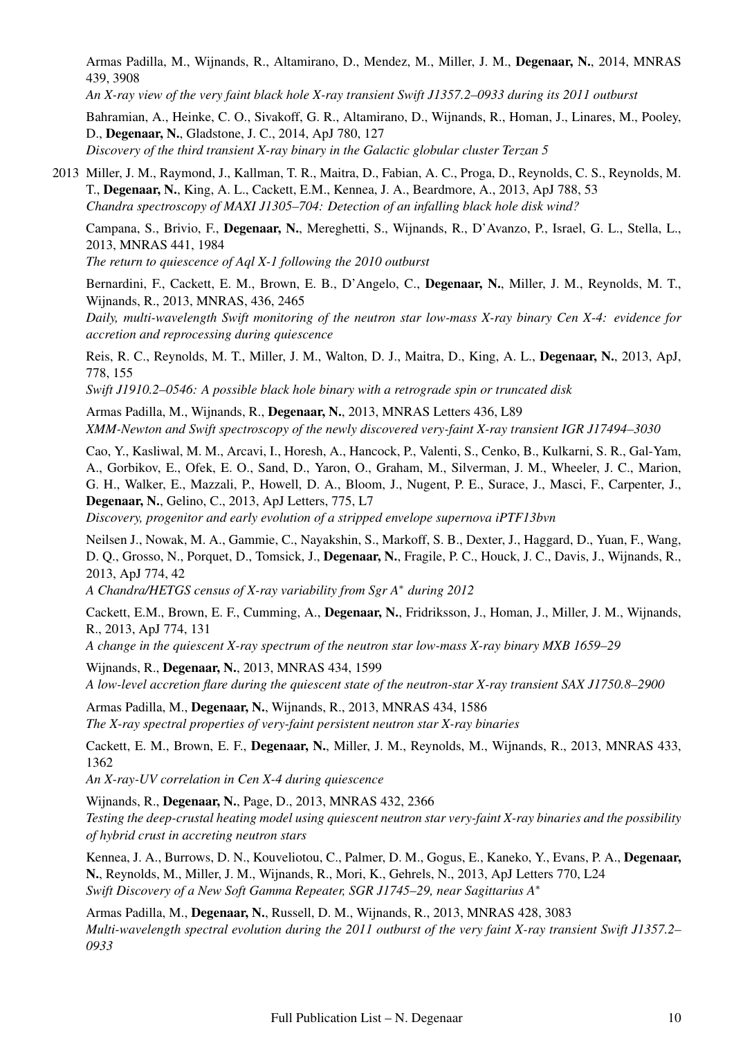Armas Padilla, M., Wijnands, R., Altamirano, D., Mendez, M., Miller, J. M., **Degenaar, N.**, 2014, MNRAS 439, 3908
*An X-ray view of the very faint black hole X-ray transient Swift J1357.2–0933 during its 2011 outburst*

Bahramian, A., Heinke, C. O., Sivakoff, G. R., Altamirano, D., Wijnands, R., Homan, J., Linares, M., Pooley, D., **Degenaar, N.**, Gladstone, J. C., 2014, ApJ 780, 127
*Discovery of the third transient X-ray binary in the Galactic globular cluster Terzan 5*

2013 Miller, J. M., Raymond, J., Kallman, T. R., Maitra, D., Fabian, A. C., Proga, D., Reynolds, C. S., Reynolds, M. T., **Degenaar, N.**, King, A. L., Cackett, E.M., Kennea, J. A., Beardmore, A., 2013, ApJ 788, 53
*Chandra spectroscopy of MAXI J1305–704: Detection of an infalling black hole disk wind?*

Campana, S., Brivio, F., **Degenaar, N.**, Mereghetti, S., Wijnands, R., D'Avanzo, P., Israel, G. L., Stella, L., 2013, MNRAS 441, 1984
*The return to quiescence of Aql X-1 following the 2010 outburst*

Bernardini, F., Cackett, E. M., Brown, E. B., D'Angelo, C., **Degenaar, N.**, Miller, J. M., Reynolds, M. T., Wijnands, R., 2013, MNRAS, 436, 2465
*Daily, multi-wavelength Swift monitoring of the neutron star low-mass X-ray binary Cen X-4: evidence for accretion and reprocessing during quiescence*

Reis, R. C., Reynolds, M. T., Miller, J. M., Walton, D. J., Maitra, D., King, A. L., **Degenaar, N.**, 2013, ApJ, 778, 155
*Swift J1910.2–0546: A possible black hole binary with a retrograde spin or truncated disk*

Armas Padilla, M., Wijnands, R., **Degenaar, N.**, 2013, MNRAS Letters 436, L89
*XMM-Newton and Swift spectroscopy of the newly discovered very-faint X-ray transient IGR J17494–3030*

Cao, Y., Kasliwal, M. M., Arcavi, I., Horesh, A., Hancock, P., Valenti, S., Cenko, B., Kulkarni, S. R., Gal-Yam, A., Gorbikov, E., Ofek, E. O., Sand, D., Yaron, O., Graham, M., Silverman, J. M., Wheeler, J. C., Marion, G. H., Walker, E., Mazzali, P., Howell, D. A., Bloom, J., Nugent, P. E., Surace, J., Masci, F., Carpenter, J., **Degenaar, N.**, Gelino, C., 2013, ApJ Letters, 775, L7
*Discovery, progenitor and early evolution of a stripped envelope supernova iPTF13bvn*

Neilsen J., Nowak, M. A., Gammie, C., Nayakshin, S., Markoff, S. B., Dexter, J., Haggard, D., Yuan, F., Wang, D. Q., Grosso, N., Porquet, D., Tomsick, J., **Degenaar, N.**, Fragile, P. C., Houck, J. C., Davis, J., Wijnands, R., 2013, ApJ 774, 42
*A Chandra/HETGS census of X-ray variability from Sgr A$^*$ during 2012*

Cackett, E.M., Brown, E. F., Cumming, A., **Degenaar, N.**, Fridriksson, J., Homan, J., Miller, J. M., Wijnands, R., 2013, ApJ 774, 131
*A change in the quiescent X-ray spectrum of the neutron star low-mass X-ray binary MXB 1659–29*

Wijnands, R., **Degenaar, N.**, 2013, MNRAS 434, 1599
*A low-level accretion flare during the quiescent state of the neutron-star X-ray transient SAX J1750.8–2900*

Armas Padilla, M., **Degenaar, N.**, Wijnands, R., 2013, MNRAS 434, 1586
*The X-ray spectral properties of very-faint persistent neutron star X-ray binaries*

Cackett, E. M., Brown, E. F., **Degenaar, N.**, Miller, J. M., Reynolds, M., Wijnands, R., 2013, MNRAS 433, 1362
*An X-ray-UV correlation in Cen X-4 during quiescence*

Wijnands, R., **Degenaar, N.**, Page, D., 2013, MNRAS 432, 2366
*Testing the deep-crustal heating model using quiescent neutron star very-faint X-ray binaries and the possibility of hybrid crust in accreting neutron stars*

Kennea, J. A., Burrows, D. N., Kouveliotou, C., Palmer, D. M., Gogus, E., Kaneko, Y., Evans, P. A., **Degenaar, N.**, Reynolds, M., Miller, J. M., Wijnands, R., Mori, K., Gehrels, N., 2013, ApJ Letters 770, L24
*Swift Discovery of a New Soft Gamma Repeater, SGR J1745–29, near Sagittarius A$^*$*

Armas Padilla, M., **Degenaar, N.**, Russell, D. M., Wijnands, R., 2013, MNRAS 428, 3083
*Multi-wavelength spectral evolution during the 2011 outburst of the very faint X-ray transient Swift J1357.2–0933*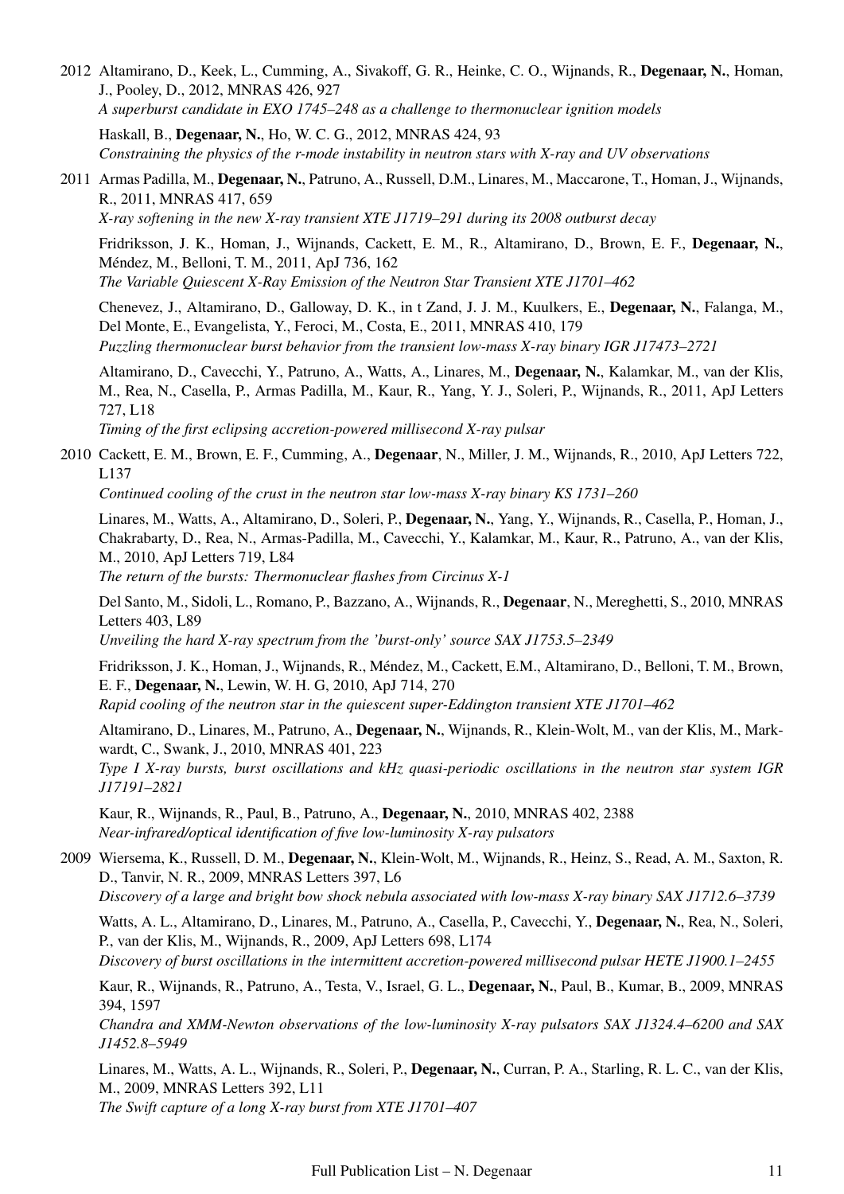2012 Altamirano, D., Keek, L., Cumming, A., Sivakoff, G. R., Heinke, C. O., Wijnands, R., **Degenaar, N.**, Homan, J., Pooley, D., 2012, MNRAS 426, 927
*A superburst candidate in EXO 1745–248 as a challenge to thermonuclear ignition models*

Haskall, B., **Degenaar, N.**, Ho, W. C. G., 2012, MNRAS 424, 93
*Constraining the physics of the r-mode instability in neutron stars with X-ray and UV observations*

2011 Armas Padilla, M., **Degenaar, N.**, Patruno, A., Russell, D.M., Linares, M., Maccarone, T., Homan, J., Wijnands, R., 2011, MNRAS 417, 659
*X-ray softening in the new X-ray transient XTE J1719–291 during its 2008 outburst decay*

Fridriksson, J. K., Homan, J., Wijnands, Cackett, E. M., R., Altamirano, D., Brown, E. F., **Degenaar, N.**, Méndez, M., Belloni, T. M., 2011, ApJ 736, 162
*The Variable Quiescent X-Ray Emission of the Neutron Star Transient XTE J1701–462*

Chenevez, J., Altamirano, D., Galloway, D. K., in t Zand, J. J. M., Kuulkers, E., **Degenaar, N.**, Falanga, M., Del Monte, E., Evangelista, Y., Feroci, M., Costa, E., 2011, MNRAS 410, 179
*Puzzling thermonuclear burst behavior from the transient low-mass X-ray binary IGR J17473–2721*

Altamirano, D., Cavecchi, Y., Patruno, A., Watts, A., Linares, M., **Degenaar, N.**, Kalamkar, M., van der Klis, M., Rea, N., Casella, P., Armas Padilla, M., Kaur, R., Yang, Y. J., Soleri, P., Wijnands, R., 2011, ApJ Letters 727, L18
*Timing of the first eclipsing accretion-powered millisecond X-ray pulsar*

2010 Cackett, E. M., Brown, E. F., Cumming, A., **Degenaar**, N., Miller, J. M., Wijnands, R., 2010, ApJ Letters 722, L137
*Continued cooling of the crust in the neutron star low-mass X-ray binary KS 1731–260*

Linares, M., Watts, A., Altamirano, D., Soleri, P., **Degenaar, N.**, Yang, Y., Wijnands, R., Casella, P., Homan, J., Chakrabarty, D., Rea, N., Armas-Padilla, M., Cavecchi, Y., Kalamkar, M., Kaur, R., Patruno, A., van der Klis, M., 2010, ApJ Letters 719, L84
*The return of the bursts: Thermonuclear flashes from Circinus X-1*

Del Santo, M., Sidoli, L., Romano, P., Bazzano, A., Wijnands, R., **Degenaar**, N., Mereghetti, S., 2010, MNRAS Letters 403, L89
*Unveiling the hard X-ray spectrum from the 'burst-only' source SAX J1753.5–2349*

Fridriksson, J. K., Homan, J., Wijnands, R., Méndez, M., Cackett, E.M., Altamirano, D., Belloni, T. M., Brown, E. F., **Degenaar, N.**, Lewin, W. H. G, 2010, ApJ 714, 270
*Rapid cooling of the neutron star in the quiescent super-Eddington transient XTE J1701–462*

Altamirano, D., Linares, M., Patruno, A., **Degenaar, N.**, Wijnands, R., Klein-Wolt, M., van der Klis, M., Markwardt, C., Swank, J., 2010, MNRAS 401, 223
*Type I X-ray bursts, burst oscillations and kHz quasi-periodic oscillations in the neutron star system IGR J17191–2821*

Kaur, R., Wijnands, R., Paul, B., Patruno, A., **Degenaar, N.**, 2010, MNRAS 402, 2388
*Near-infrared/optical identification of five low-luminosity X-ray pulsators*

2009 Wiersema, K., Russell, D. M., **Degenaar, N.**, Klein-Wolt, M., Wijnands, R., Heinz, S., Read, A. M., Saxton, R. D., Tanvir, N. R., 2009, MNRAS Letters 397, L6
*Discovery of a large and bright bow shock nebula associated with low-mass X-ray binary SAX J1712.6–3739*

Watts, A. L., Altamirano, D., Linares, M., Patruno, A., Casella, P., Cavecchi, Y., **Degenaar, N.**, Rea, N., Soleri, P., van der Klis, M., Wijnands, R., 2009, ApJ Letters 698, L174
*Discovery of burst oscillations in the intermittent accretion-powered millisecond pulsar HETE J1900.1–2455*

Kaur, R., Wijnands, R., Patruno, A., Testa, V., Israel, G. L., **Degenaar, N.**, Paul, B., Kumar, B., 2009, MNRAS 394, 1597
*Chandra and XMM-Newton observations of the low-luminosity X-ray pulsators SAX J1324.4–6200 and SAX J1452.8–5949*

Linares, M., Watts, A. L., Wijnands, R., Soleri, P., **Degenaar, N.**, Curran, P. A., Starling, R. L. C., van der Klis, M., 2009, MNRAS Letters 392, L11
*The Swift capture of a long X-ray burst from XTE J1701–407*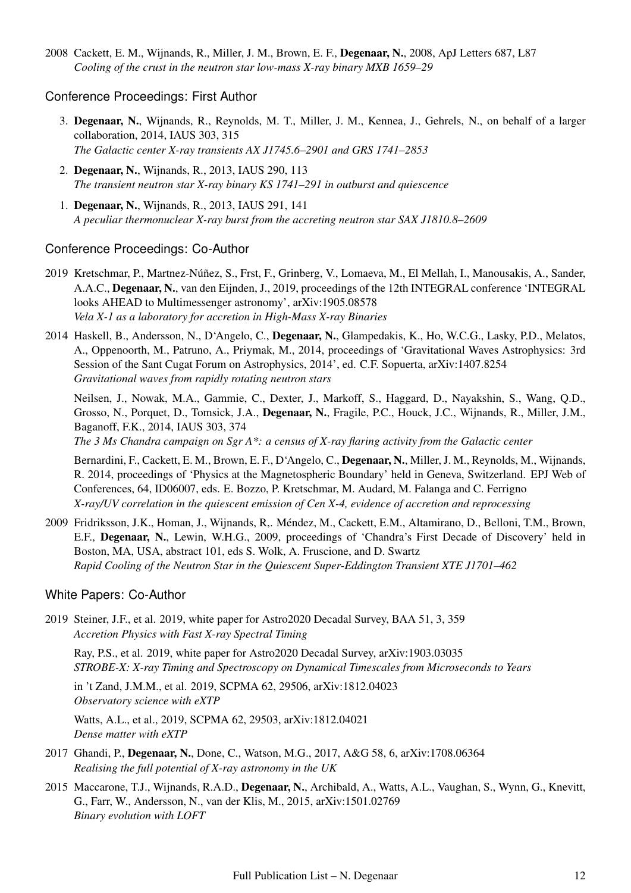2008 Cackett, E. M., Wijnands, R., Miller, J. M., Brown, E. F., **Degenaar, N.**, 2008, ApJ Letters 687, L87
*Cooling of the crust in the neutron star low-mass X-ray binary MXB 1659–29*

## Conference Proceedings: First Author

3. **Degenaar, N.**, Wijnands, R., Reynolds, M. T., Miller, J. M., Kennea, J., Gehrels, N., on behalf of a larger collaboration, 2014, IAUS 303, 315
*The Galactic center X-ray transients AX J1745.6–2901 and GRS 1741–2853*

2. **Degenaar, N.**, Wijnands, R., 2013, IAUS 290, 113
*The transient neutron star X-ray binary KS 1741–291 in outburst and quiescence*

1. **Degenaar, N.**, Wijnands, R., 2013, IAUS 291, 141
*A peculiar thermonuclear X-ray burst from the accreting neutron star SAX J1810.8–2609*

## Conference Proceedings: Co-Author

2019 Kretschmar, P., Martnez-Núñez, S., Frst, F., Grinberg, V., Lomaeva, M., El Mellah, I., Manousakis, A., Sander, A.A.C., **Degenaar, N.**, van den Eijnden, J., 2019, proceedings of the 12th INTEGRAL conference 'INTEGRAL looks AHEAD to Multimessenger astronomy', arXiv:1905.08578
*Vela X-1 as a laboratory for accretion in High-Mass X-ray Binaries*

2014 Haskell, B., Andersson, N., D'Angelo, C., **Degenaar, N.**, Glampedakis, K., Ho, W.C.G., Lasky, P.D., Melatos, A., Oppenoorth, M., Patruno, A., Priymak, M., 2014, proceedings of 'Gravitational Waves Astrophysics: 3rd Session of the Sant Cugat Forum on Astrophysics, 2014', ed. C.F. Sopuerta, arXiv:1407.8254
*Gravitational waves from rapidly rotating neutron stars*

Neilsen, J., Nowak, M.A., Gammie, C., Dexter, J., Markoff, S., Haggard, D., Nayakshin, S., Wang, Q.D., Grosso, N., Porquet, D., Tomsick, J.A., **Degenaar, N.**, Fragile, P.C., Houck, J.C., Wijnands, R., Miller, J.M., Baganoff, F.K., 2014, IAUS 303, 374
*The 3 Ms Chandra campaign on Sgr A\*: a census of X-ray flaring activity from the Galactic center*

Bernardini, F., Cackett, E. M., Brown, E. F., D'Angelo, C., **Degenaar, N.**, Miller, J. M., Reynolds, M., Wijnands, R. 2014, proceedings of 'Physics at the Magnetospheric Boundary' held in Geneva, Switzerland. EPJ Web of Conferences, 64, ID06007, eds. E. Bozzo, P. Kretschmar, M. Audard, M. Falanga and C. Ferrigno
*X-ray/UV correlation in the quiescent emission of Cen X-4, evidence of accretion and reprocessing*

2009 Fridriksson, J.K., Homan, J., Wijnands, R,. Méndez, M., Cackett, E.M., Altamirano, D., Belloni, T.M., Brown, E.F., **Degenaar, N.**, Lewin, W.H.G., 2009, proceedings of 'Chandra's First Decade of Discovery' held in Boston, MA, USA, abstract 101, eds S. Wolk, A. Fruscione, and D. Swartz
*Rapid Cooling of the Neutron Star in the Quiescent Super-Eddington Transient XTE J1701–462*

## White Papers: Co-Author

2019 Steiner, J.F., et al. 2019, white paper for Astro2020 Decadal Survey, BAA 51, 3, 359
*Accretion Physics with Fast X-ray Spectral Timing*

Ray, P.S., et al. 2019, white paper for Astro2020 Decadal Survey, arXiv:1903.03035
*STROBE-X: X-ray Timing and Spectroscopy on Dynamical Timescales from Microseconds to Years*

in 't Zand, J.M.M., et al. 2019, SCPMA 62, 29506, arXiv:1812.04023
*Observatory science with eXTP*

Watts, A.L., et al., 2019, SCPMA 62, 29503, arXiv:1812.04021
*Dense matter with eXTP*

2017 Ghandi, P., **Degenaar, N.**, Done, C., Watson, M.G., 2017, A&G 58, 6, arXiv:1708.06364
*Realising the full potential of X-ray astronomy in the UK*

2015 Maccarone, T.J., Wijnands, R.A.D., **Degenaar, N.**, Archibald, A., Watts, A.L., Vaughan, S., Wynn, G., Knevitt, G., Farr, W., Andersson, N., van der Klis, M., 2015, arXiv:1501.02769
*Binary evolution with LOFT*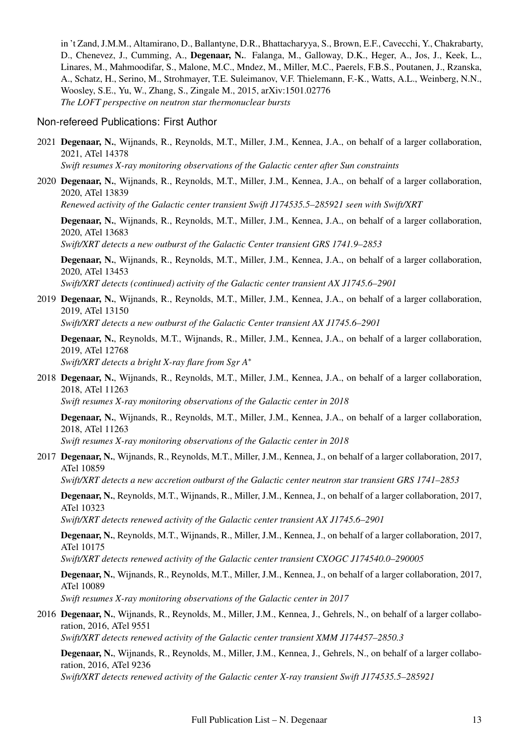in 't Zand, J.M.M., Altamirano, D., Ballantyne, D.R., Bhattacharyya, S., Brown, E.F., Cavecchi, Y., Chakrabarty, D., Chenevez, J., Cumming, A., **Degenaar, N.**. Falanga, M., Galloway, D.K., Heger, A., Jos, J., Keek, L., Linares, M., Mahmoodifar, S., Malone, M.C., Mndez, M., Miller, M.C., Paerels, F.B.S., Poutanen, J., Rzanska, A., Schatz, H., Serino, M., Strohmayer, T.E. Suleimanov, V.F. Thielemann, F.-K., Watts, A.L., Weinberg, N.N., Woosley, S.E., Yu, W., Zhang, S., Zingale M., 2015, arXiv:1501.02776
*The LOFT perspective on neutron star thermonuclear bursts*

## Non-refereed Publications: First Author

2021 **Degenaar, N.**, Wijnands, R., Reynolds, M.T., Miller, J.M., Kennea, J.A., on behalf of a larger collaboration, 2021, ATel 14378
*Swift resumes X-ray monitoring observations of the Galactic center after Sun constraints*

2020 **Degenaar, N.**, Wijnands, R., Reynolds, M.T., Miller, J.M., Kennea, J.A., on behalf of a larger collaboration, 2020, ATel 13839
*Renewed activity of the Galactic center transient Swift J174535.5–285921 seen with Swift/XRT*

**Degenaar, N.**, Wijnands, R., Reynolds, M.T., Miller, J.M., Kennea, J.A., on behalf of a larger collaboration, 2020, ATel 13683
*Swift/XRT detects a new outburst of the Galactic Center transient GRS 1741.9–2853*

**Degenaar, N.**, Wijnands, R., Reynolds, M.T., Miller, J.M., Kennea, J.A., on behalf of a larger collaboration, 2020, ATel 13453
*Swift/XRT detects (continued) activity of the Galactic center transient AX J1745.6–2901*

2019 **Degenaar, N.**, Wijnands, R., Reynolds, M.T., Miller, J.M., Kennea, J.A., on behalf of a larger collaboration, 2019, ATel 13150
*Swift/XRT detects a new outburst of the Galactic Center transient AX J1745.6–2901*

**Degenaar, N.**, Reynolds, M.T., Wijnands, R., Miller, J.M., Kennea, J.A., on behalf of a larger collaboration, 2019, ATel 12768
*Swift/XRT detects a bright X-ray flare from Sgr A\**

2018 **Degenaar, N.**, Wijnands, R., Reynolds, M.T., Miller, J.M., Kennea, J.A., on behalf of a larger collaboration, 2018, ATel 11263
*Swift resumes X-ray monitoring observations of the Galactic center in 2018*

**Degenaar, N.**, Wijnands, R., Reynolds, M.T., Miller, J.M., Kennea, J.A., on behalf of a larger collaboration, 2018, ATel 11263
*Swift resumes X-ray monitoring observations of the Galactic center in 2018*

2017 **Degenaar, N.**, Wijnands, R., Reynolds, M.T., Miller, J.M., Kennea, J., on behalf of a larger collaboration, 2017, ATel 10859
*Swift/XRT detects a new accretion outburst of the Galactic center neutron star transient GRS 1741–2853*

**Degenaar, N.**, Reynolds, M.T., Wijnands, R., Miller, J.M., Kennea, J., on behalf of a larger collaboration, 2017, ATel 10323
*Swift/XRT detects renewed activity of the Galactic center transient AX J1745.6–2901*

**Degenaar, N.**, Reynolds, M.T., Wijnands, R., Miller, J.M., Kennea, J., on behalf of a larger collaboration, 2017, ATel 10175
*Swift/XRT detects renewed activity of the Galactic center transient CXOGC J174540.0–290005*

**Degenaar, N.**, Wijnands, R., Reynolds, M.T., Miller, J.M., Kennea, J., on behalf of a larger collaboration, 2017, ATel 10089
*Swift resumes X-ray monitoring observations of the Galactic center in 2017*

2016 **Degenaar, N.**, Wijnands, R., Reynolds, M., Miller, J.M., Kennea, J., Gehrels, N., on behalf of a larger collaboration, 2016, ATel 9551
*Swift/XRT detects renewed activity of the Galactic center transient XMM J174457–2850.3*

**Degenaar, N.**, Wijnands, R., Reynolds, M., Miller, J.M., Kennea, J., Gehrels, N., on behalf of a larger collaboration, 2016, ATel 9236
*Swift/XRT detects renewed activity of the Galactic center X-ray transient Swift J174535.5–285921*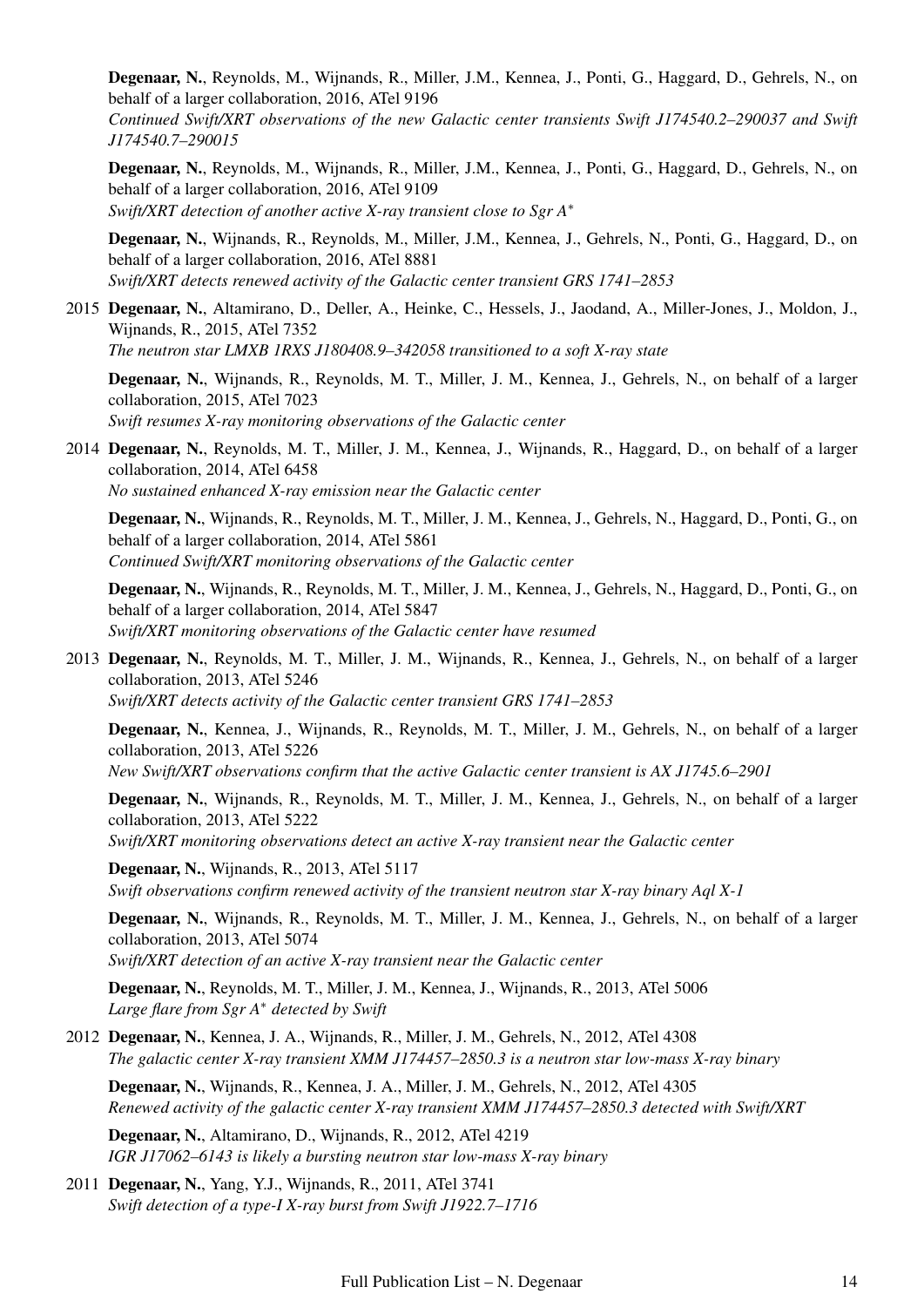**Degenaar, N.**, Reynolds, M., Wijnands, R., Miller, J.M., Kennea, J., Ponti, G., Haggard, D., Gehrels, N., on behalf of a larger collaboration, 2016, ATel 9196
*Continued Swift/XRT observations of the new Galactic center transients Swift J174540.2–290037 and Swift J174540.7–290015*

**Degenaar, N.**, Reynolds, M., Wijnands, R., Miller, J.M., Kennea, J., Ponti, G., Haggard, D., Gehrels, N., on behalf of a larger collaboration, 2016, ATel 9109
*Swift/XRT detection of another active X-ray transient close to Sgr A$^*$*

**Degenaar, N.**, Wijnands, R., Reynolds, M., Miller, J.M., Kennea, J., Gehrels, N., Ponti, G., Haggard, D., on behalf of a larger collaboration, 2016, ATel 8881
*Swift/XRT detects renewed activity of the Galactic center transient GRS 1741–2853*

2015 **Degenaar, N.**, Altamirano, D., Deller, A., Heinke, C., Hessels, J., Jaodand, A., Miller-Jones, J., Moldon, J., Wijnands, R., 2015, ATel 7352
*The neutron star LMXB 1RXS J180408.9–342058 transitioned to a soft X-ray state*

**Degenaar, N.**, Wijnands, R., Reynolds, M. T., Miller, J. M., Kennea, J., Gehrels, N., on behalf of a larger collaboration, 2015, ATel 7023
*Swift resumes X-ray monitoring observations of the Galactic center*

2014 **Degenaar, N.**, Reynolds, M. T., Miller, J. M., Kennea, J., Wijnands, R., Haggard, D., on behalf of a larger collaboration, 2014, ATel 6458
*No sustained enhanced X-ray emission near the Galactic center*

**Degenaar, N.**, Wijnands, R., Reynolds, M. T., Miller, J. M., Kennea, J., Gehrels, N., Haggard, D., Ponti, G., on behalf of a larger collaboration, 2014, ATel 5861
*Continued Swift/XRT monitoring observations of the Galactic center*

**Degenaar, N.**, Wijnands, R., Reynolds, M. T., Miller, J. M., Kennea, J., Gehrels, N., Haggard, D., Ponti, G., on behalf of a larger collaboration, 2014, ATel 5847
*Swift/XRT monitoring observations of the Galactic center have resumed*

2013 **Degenaar, N.**, Reynolds, M. T., Miller, J. M., Wijnands, R., Kennea, J., Gehrels, N., on behalf of a larger collaboration, 2013, ATel 5246
*Swift/XRT detects activity of the Galactic center transient GRS 1741–2853*

**Degenaar, N.**, Kennea, J., Wijnands, R., Reynolds, M. T., Miller, J. M., Gehrels, N., on behalf of a larger collaboration, 2013, ATel 5226
*New Swift/XRT observations confirm that the active Galactic center transient is AX J1745.6–2901*

**Degenaar, N.**, Wijnands, R., Reynolds, M. T., Miller, J. M., Kennea, J., Gehrels, N., on behalf of a larger collaboration, 2013, ATel 5222
*Swift/XRT monitoring observations detect an active X-ray transient near the Galactic center*

**Degenaar, N.**, Wijnands, R., 2013, ATel 5117
*Swift observations confirm renewed activity of the transient neutron star X-ray binary Aql X-1*

**Degenaar, N.**, Wijnands, R., Reynolds, M. T., Miller, J. M., Kennea, J., Gehrels, N., on behalf of a larger collaboration, 2013, ATel 5074
*Swift/XRT detection of an active X-ray transient near the Galactic center*

**Degenaar, N.**, Reynolds, M. T., Miller, J. M., Kennea, J., Wijnands, R., 2013, ATel 5006
*Large flare from Sgr A$^*$ detected by Swift*

2012 **Degenaar, N.**, Kennea, J. A., Wijnands, R., Miller, J. M., Gehrels, N., 2012, ATel 4308
*The galactic center X-ray transient XMM J174457–2850.3 is a neutron star low-mass X-ray binary*

**Degenaar, N.**, Wijnands, R., Kennea, J. A., Miller, J. M., Gehrels, N., 2012, ATel 4305
*Renewed activity of the galactic center X-ray transient XMM J174457–2850.3 detected with Swift/XRT*

**Degenaar, N.**, Altamirano, D., Wijnands, R., 2012, ATel 4219
*IGR J17062–6143 is likely a bursting neutron star low-mass X-ray binary*

2011 **Degenaar, N.**, Yang, Y.J., Wijnands, R., 2011, ATel 3741
*Swift detection of a type-I X-ray burst from Swift J1922.7–1716*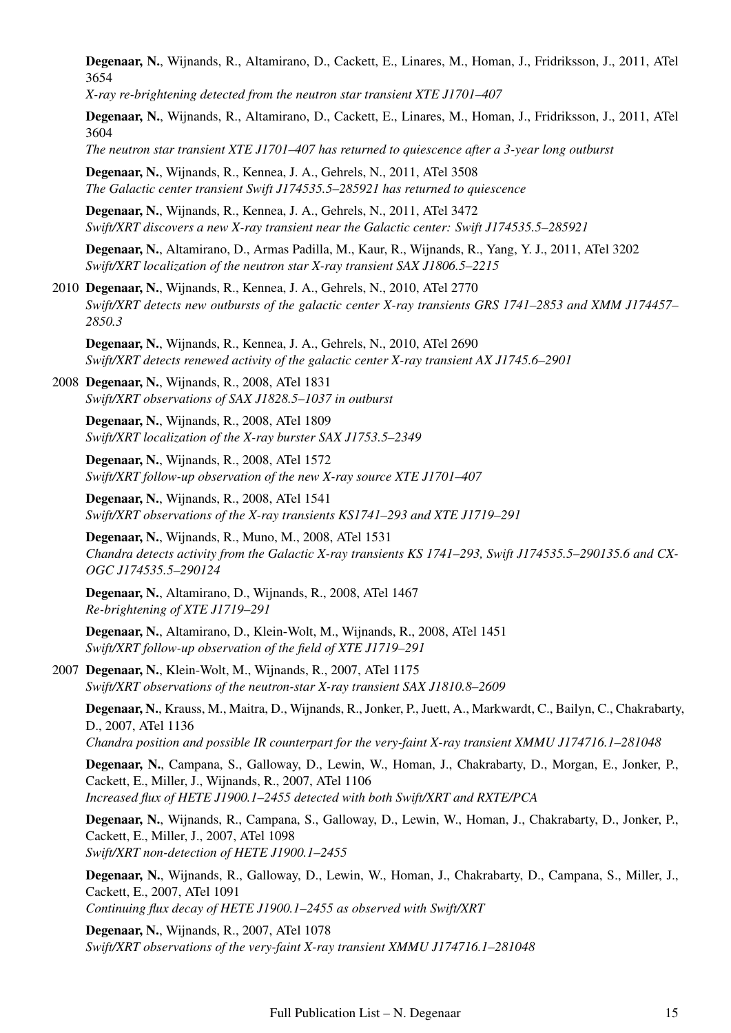**Degenaar, N.**, Wijnands, R., Altamirano, D., Cackett, E., Linares, M., Homan, J., Fridriksson, J., 2011, ATel 3654
*X-ray re-brightening detected from the neutron star transient XTE J1701–407*

**Degenaar, N.**, Wijnands, R., Altamirano, D., Cackett, E., Linares, M., Homan, J., Fridriksson, J., 2011, ATel 3604
*The neutron star transient XTE J1701–407 has returned to quiescence after a 3-year long outburst*

**Degenaar, N.**, Wijnands, R., Kennea, J. A., Gehrels, N., 2011, ATel 3508
*The Galactic center transient Swift J174535.5–285921 has returned to quiescence*

**Degenaar, N.**, Wijnands, R., Kennea, J. A., Gehrels, N., 2011, ATel 3472
*Swift/XRT discovers a new X-ray transient near the Galactic center: Swift J174535.5–285921*

**Degenaar, N.**, Altamirano, D., Armas Padilla, M., Kaur, R., Wijnands, R., Yang, Y. J., 2011, ATel 3202
*Swift/XRT localization of the neutron star X-ray transient SAX J1806.5–2215*

2010 **Degenaar, N.**, Wijnands, R., Kennea, J. A., Gehrels, N., 2010, ATel 2770
*Swift/XRT detects new outbursts of the galactic center X-ray transients GRS 1741–2853 and XMM J174457–2850.3*

**Degenaar, N.**, Wijnands, R., Kennea, J. A., Gehrels, N., 2010, ATel 2690
*Swift/XRT detects renewed activity of the galactic center X-ray transient AX J1745.6–2901*

2008 **Degenaar, N.**, Wijnands, R., 2008, ATel 1831
*Swift/XRT observations of SAX J1828.5–1037 in outburst*

**Degenaar, N.**, Wijnands, R., 2008, ATel 1809
*Swift/XRT localization of the X-ray burster SAX J1753.5–2349*

**Degenaar, N.**, Wijnands, R., 2008, ATel 1572
*Swift/XRT follow-up observation of the new X-ray source XTE J1701–407*

**Degenaar, N.**, Wijnands, R., 2008, ATel 1541
*Swift/XRT observations of the X-ray transients KS1741–293 and XTE J1719–291*

**Degenaar, N.**, Wijnands, R., Muno, M., 2008, ATel 1531
*Chandra detects activity from the Galactic X-ray transients KS 1741–293, Swift J174535.5–290135.6 and CXOGC J174535.5–290124*

**Degenaar, N.**, Altamirano, D., Wijnands, R., 2008, ATel 1467
*Re-brightening of XTE J1719–291*

**Degenaar, N.**, Altamirano, D., Klein-Wolt, M., Wijnands, R., 2008, ATel 1451
*Swift/XRT follow-up observation of the field of XTE J1719–291*

2007 **Degenaar, N.**, Klein-Wolt, M., Wijnands, R., 2007, ATel 1175
*Swift/XRT observations of the neutron-star X-ray transient SAX J1810.8–2609*

**Degenaar, N.**, Krauss, M., Maitra, D., Wijnands, R., Jonker, P., Juett, A., Markwardt, C., Bailyn, C., Chakrabarty, D., 2007, ATel 1136
*Chandra position and possible IR counterpart for the very-faint X-ray transient XMMU J174716.1–281048*

**Degenaar, N.**, Campana, S., Galloway, D., Lewin, W., Homan, J., Chakrabarty, D., Morgan, E., Jonker, P., Cackett, E., Miller, J., Wijnands, R., 2007, ATel 1106
*Increased flux of HETE J1900.1–2455 detected with both Swift/XRT and RXTE/PCA*

**Degenaar, N.**, Wijnands, R., Campana, S., Galloway, D., Lewin, W., Homan, J., Chakrabarty, D., Jonker, P., Cackett, E., Miller, J., 2007, ATel 1098
*Swift/XRT non-detection of HETE J1900.1–2455*

**Degenaar, N.**, Wijnands, R., Galloway, D., Lewin, W., Homan, J., Chakrabarty, D., Campana, S., Miller, J., Cackett, E., 2007, ATel 1091
*Continuing flux decay of HETE J1900.1–2455 as observed with Swift/XRT*

**Degenaar, N.**, Wijnands, R., 2007, ATel 1078
*Swift/XRT observations of the very-faint X-ray transient XMMU J174716.1–281048*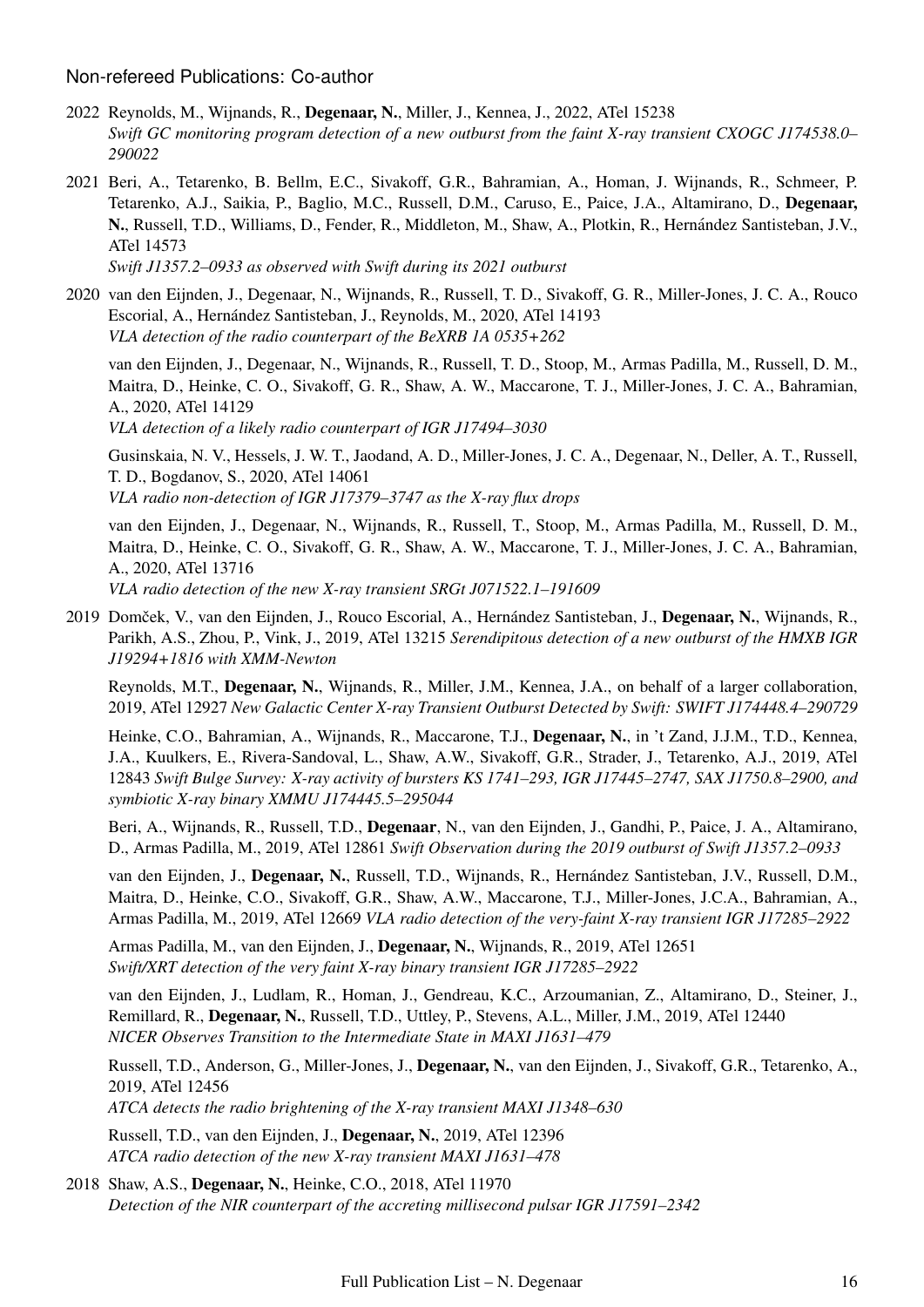## Non-refereed Publications: Co-author

2022 Reynolds, M., Wijnands, R., **Degenaar, N.**, Miller, J., Kennea, J., 2022, ATel 15238
*Swift GC monitoring program detection of a new outburst from the faint X-ray transient CXOGC J174538.0–290022*

2021 Beri, A., Tetarenko, B. Bellm, E.C., Sivakoff, G.R., Bahramian, A., Homan, J. Wijnands, R., Schmeer, P. Tetarenko, A.J., Saikia, P., Baglio, M.C., Russell, D.M., Caruso, E., Paice, J.A., Altamirano, D., **Degenaar, N.**, Russell, T.D., Williams, D., Fender, R., Middleton, M., Shaw, A., Plotkin, R., Hernández Santisteban, J.V., ATel 14573
*Swift J1357.2–0933 as observed with Swift during its 2021 outburst*

2020 van den Eijnden, J., Degenaar, N., Wijnands, R., Russell, T. D., Sivakoff, G. R., Miller-Jones, J. C. A., Rouco Escorial, A., Hernández Santisteban, J., Reynolds, M., 2020, ATel 14193
*VLA detection of the radio counterpart of the BeXRB 1A 0535+262*

van den Eijnden, J., Degenaar, N., Wijnands, R., Russell, T. D., Stoop, M., Armas Padilla, M., Russell, D. M., Maitra, D., Heinke, C. O., Sivakoff, G. R., Shaw, A. W., Maccarone, T. J., Miller-Jones, J. C. A., Bahramian, A., 2020, ATel 14129
*VLA detection of a likely radio counterpart of IGR J17494–3030*

Gusinskaia, N. V., Hessels, J. W. T., Jaodand, A. D., Miller-Jones, J. C. A., Degenaar, N., Deller, A. T., Russell, T. D., Bogdanov, S., 2020, ATel 14061
*VLA radio non-detection of IGR J17379–3747 as the X-ray flux drops*

van den Eijnden, J., Degenaar, N., Wijnands, R., Russell, T., Stoop, M., Armas Padilla, M., Russell, D. M., Maitra, D., Heinke, C. O., Sivakoff, G. R., Shaw, A. W., Maccarone, T. J., Miller-Jones, J. C. A., Bahramian, A., 2020, ATel 13716
*VLA radio detection of the new X-ray transient SRGt J071522.1–191609*

2019 Domček, V., van den Eijnden, J., Rouco Escorial, A., Hernández Santisteban, J., **Degenaar, N.**, Wijnands, R., Parikh, A.S., Zhou, P., Vink, J., 2019, ATel 13215 *Serendipitous detection of a new outburst of the HMXB IGR J19294+1816 with XMM-Newton*

Reynolds, M.T., **Degenaar, N.**, Wijnands, R., Miller, J.M., Kennea, J.A., on behalf of a larger collaboration, 2019, ATel 12927 *New Galactic Center X-ray Transient Outburst Detected by Swift: SWIFT J174448.4–290729*

Heinke, C.O., Bahramian, A., Wijnands, R., Maccarone, T.J., **Degenaar, N.**, in 't Zand, J.J.M., T.D., Kennea, J.A., Kuulkers, E., Rivera-Sandoval, L., Shaw, A.W., Sivakoff, G.R., Strader, J., Tetarenko, A.J., 2019, ATel 12843 *Swift Bulge Survey: X-ray activity of bursters KS 1741–293, IGR J17445–2747, SAX J1750.8–2900, and symbiotic X-ray binary XMMU J174445.5–295044*

Beri, A., Wijnands, R., Russell, T.D., **Degenaar**, N., van den Eijnden, J., Gandhi, P., Paice, J. A., Altamirano, D., Armas Padilla, M., 2019, ATel 12861 *Swift Observation during the 2019 outburst of Swift J1357.2–0933*

van den Eijnden, J., **Degenaar, N.**, Russell, T.D., Wijnands, R., Hernández Santisteban, J.V., Russell, D.M., Maitra, D., Heinke, C.O., Sivakoff, G.R., Shaw, A.W., Maccarone, T.J., Miller-Jones, J.C.A., Bahramian, A., Armas Padilla, M., 2019, ATel 12669 *VLA radio detection of the very-faint X-ray transient IGR J17285–2922*

Armas Padilla, M., van den Eijnden, J., **Degenaar, N.**, Wijnands, R., 2019, ATel 12651
*Swift/XRT detection of the very faint X-ray binary transient IGR J17285–2922*

van den Eijnden, J., Ludlam, R., Homan, J., Gendreau, K.C., Arzoumanian, Z., Altamirano, D., Steiner, J., Remillard, R., **Degenaar, N.**, Russell, T.D., Uttley, P., Stevens, A.L., Miller, J.M., 2019, ATel 12440
*NICER Observes Transition to the Intermediate State in MAXI J1631–479*

Russell, T.D., Anderson, G., Miller-Jones, J., **Degenaar, N.**, van den Eijnden, J., Sivakoff, G.R., Tetarenko, A., 2019, ATel 12456
*ATCA detects the radio brightening of the X-ray transient MAXI J1348–630*

Russell, T.D., van den Eijnden, J., **Degenaar, N.**, 2019, ATel 12396
*ATCA radio detection of the new X-ray transient MAXI J1631–478*

2018 Shaw, A.S., **Degenaar, N.**, Heinke, C.O., 2018, ATel 11970
*Detection of the NIR counterpart of the accreting millisecond pulsar IGR J17591–2342*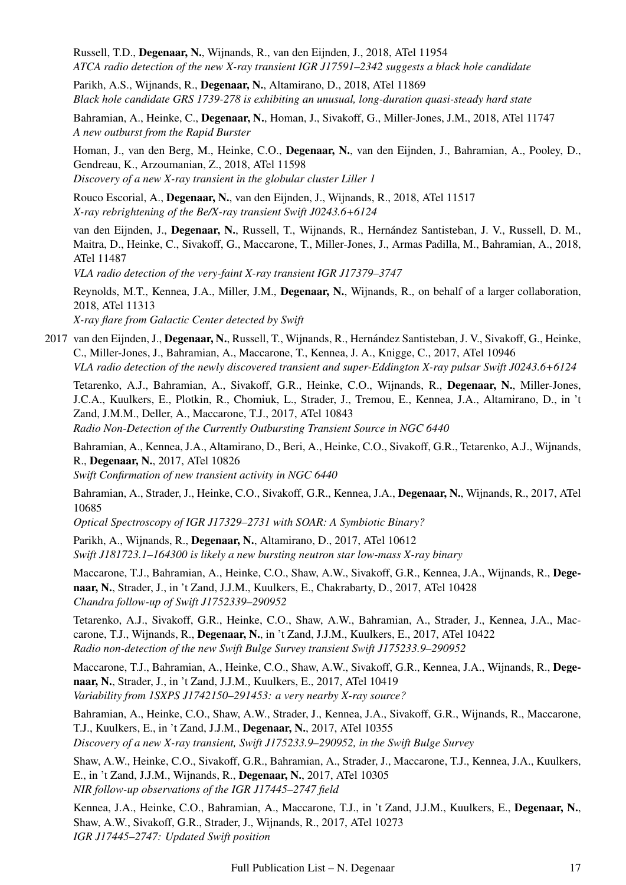Russell, T.D., **Degenaar, N.**, Wijnands, R., van den Eijnden, J., 2018, ATel 11954
*ATCA radio detection of the new X-ray transient IGR J17591–2342 suggests a black hole candidate*

Parikh, A.S., Wijnands, R., **Degenaar, N.**, Altamirano, D., 2018, ATel 11869
*Black hole candidate GRS 1739-278 is exhibiting an unusual, long-duration quasi-steady hard state*

Bahramian, A., Heinke, C., **Degenaar, N.**, Homan, J., Sivakoff, G., Miller-Jones, J.M., 2018, ATel 11747
*A new outburst from the Rapid Burster*

Homan, J., van den Berg, M., Heinke, C.O., **Degenaar, N.**, van den Eijnden, J., Bahramian, A., Pooley, D., Gendreau, K., Arzoumanian, Z., 2018, ATel 11598
*Discovery of a new X-ray transient in the globular cluster Liller 1*

Rouco Escorial, A., **Degenaar, N.**, van den Eijnden, J., Wijnands, R., 2018, ATel 11517
*X-ray rebrightening of the Be/X-ray transient Swift J0243.6+6124*

van den Eijnden, J., **Degenaar, N.**, Russell, T., Wijnands, R., Hernández Santisteban, J. V., Russell, D. M., Maitra, D., Heinke, C., Sivakoff, G., Maccarone, T., Miller-Jones, J., Armas Padilla, M., Bahramian, A., 2018, ATel 11487
*VLA radio detection of the very-faint X-ray transient IGR J17379–3747*

Reynolds, M.T., Kennea, J.A., Miller, J.M., **Degenaar, N.**, Wijnands, R., on behalf of a larger collaboration, 2018, ATel 11313
*X-ray flare from Galactic Center detected by Swift*

2017 van den Eijnden, J., **Degenaar, N.**, Russell, T., Wijnands, R., Hernández Santisteban, J. V., Sivakoff, G., Heinke, C., Miller-Jones, J., Bahramian, A., Maccarone, T., Kennea, J. A., Knigge, C., 2017, ATel 10946
*VLA radio detection of the newly discovered transient and super-Eddington X-ray pulsar Swift J0243.6+6124*

Tetarenko, A.J., Bahramian, A., Sivakoff, G.R., Heinke, C.O., Wijnands, R., **Degenaar, N.**, Miller-Jones, J.C.A., Kuulkers, E., Plotkin, R., Chomiuk, L., Strader, J., Tremou, E., Kennea, J.A., Altamirano, D., in 't Zand, J.M.M., Deller, A., Maccarone, T.J., 2017, ATel 10843
*Radio Non-Detection of the Currently Outbursting Transient Source in NGC 6440*

Bahramian, A., Kennea, J.A., Altamirano, D., Beri, A., Heinke, C.O., Sivakoff, G.R., Tetarenko, A.J., Wijnands, R., **Degenaar, N.**, 2017, ATel 10826
*Swift Confirmation of new transient activity in NGC 6440*

Bahramian, A., Strader, J., Heinke, C.O., Sivakoff, G.R., Kennea, J.A., **Degenaar, N.**, Wijnands, R., 2017, ATel 10685
*Optical Spectroscopy of IGR J17329–2731 with SOAR: A Symbiotic Binary?*

Parikh, A., Wijnands, R., **Degenaar, N.**, Altamirano, D., 2017, ATel 10612
*Swift J181723.1–164300 is likely a new bursting neutron star low-mass X-ray binary*

Maccarone, T.J., Bahramian, A., Heinke, C.O., Shaw, A.W., Sivakoff, G.R., Kennea, J.A., Wijnands, R., **Degenaar, N.**, Strader, J., in 't Zand, J.J.M., Kuulkers, E., Chakrabarty, D., 2017, ATel 10428
*Chandra follow-up of Swift J1752339–290952*

Tetarenko, A.J., Sivakoff, G.R., Heinke, C.O., Shaw, A.W., Bahramian, A., Strader, J., Kennea, J.A., Maccarone, T.J., Wijnands, R., **Degenaar, N.**, in 't Zand, J.J.M., Kuulkers, E., 2017, ATel 10422
*Radio non-detection of the new Swift Bulge Survey transient Swift J175233.9–290952*

Maccarone, T.J., Bahramian, A., Heinke, C.O., Shaw, A.W., Sivakoff, G.R., Kennea, J.A., Wijnands, R., **Degenaar, N.**, Strader, J., in 't Zand, J.J.M., Kuulkers, E., 2017, ATel 10419
*Variability from 1SXPS J1742150–291453: a very nearby X-ray source?*

Bahramian, A., Heinke, C.O., Shaw, A.W., Strader, J., Kennea, J.A., Sivakoff, G.R., Wijnands, R., Maccarone, T.J., Kuulkers, E., in 't Zand, J.J.M., **Degenaar, N.**, 2017, ATel 10355
*Discovery of a new X-ray transient, Swift J175233.9–290952, in the Swift Bulge Survey*

Shaw, A.W., Heinke, C.O., Sivakoff, G.R., Bahramian, A., Strader, J., Maccarone, T.J., Kennea, J.A., Kuulkers, E., in 't Zand, J.J.M., Wijnands, R., **Degenaar, N.**, 2017, ATel 10305
*NIR follow-up observations of the IGR J17445–2747 field*

Kennea, J.A., Heinke, C.O., Bahramian, A., Maccarone, T.J., in 't Zand, J.J.M., Kuulkers, E., **Degenaar, N.**, Shaw, A.W., Sivakoff, G.R., Strader, J., Wijnands, R., 2017, ATel 10273
*IGR J17445–2747: Updated Swift position*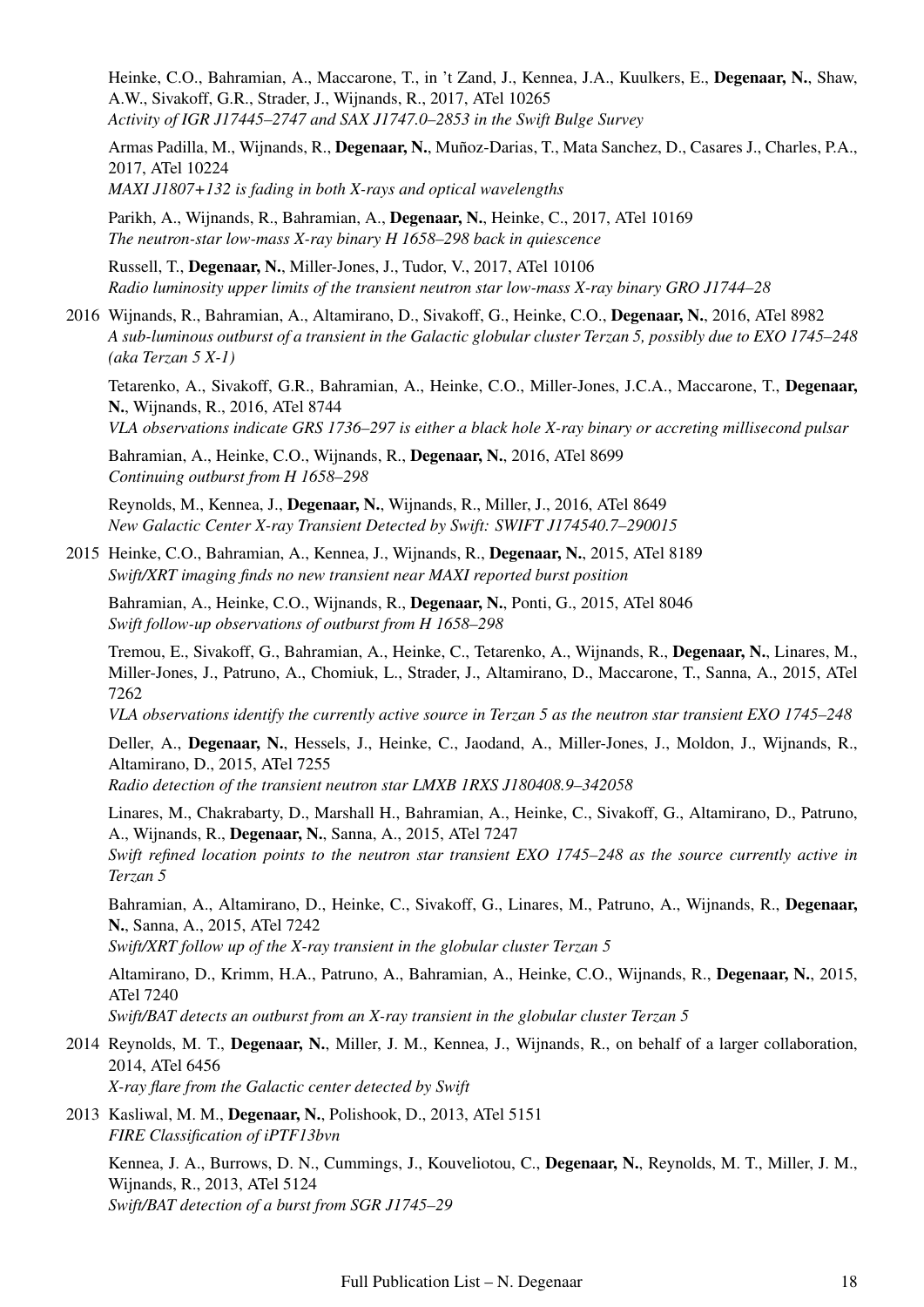Heinke, C.O., Bahramian, A., Maccarone, T., in 't Zand, J., Kennea, J.A., Kuulkers, E., **Degenaar, N.**, Shaw, A.W., Sivakoff, G.R., Strader, J., Wijnands, R., 2017, ATel 10265
*Activity of IGR J17445–2747 and SAX J1747.0–2853 in the Swift Bulge Survey*

Armas Padilla, M., Wijnands, R., **Degenaar, N.**, Muñoz-Darias, T., Mata Sanchez, D., Casares J., Charles, P.A., 2017, ATel 10224
*MAXI J1807+132 is fading in both X-rays and optical wavelengths*

Parikh, A., Wijnands, R., Bahramian, A., **Degenaar, N.**, Heinke, C., 2017, ATel 10169
*The neutron-star low-mass X-ray binary H 1658–298 back in quiescence*

Russell, T., **Degenaar, N.**, Miller-Jones, J., Tudor, V., 2017, ATel 10106
*Radio luminosity upper limits of the transient neutron star low-mass X-ray binary GRO J1744–28*

2016 Wijnands, R., Bahramian, A., Altamirano, D., Sivakoff, G., Heinke, C.O., **Degenaar, N.**, 2016, ATel 8982
*A sub-luminous outburst of a transient in the Galactic globular cluster Terzan 5, possibly due to EXO 1745–248 (aka Terzan 5 X-1)*

Tetarenko, A., Sivakoff, G.R., Bahramian, A., Heinke, C.O., Miller-Jones, J.C.A., Maccarone, T., **Degenaar, N.**, Wijnands, R., 2016, ATel 8744
*VLA observations indicate GRS 1736–297 is either a black hole X-ray binary or accreting millisecond pulsar*

Bahramian, A., Heinke, C.O., Wijnands, R., **Degenaar, N.**, 2016, ATel 8699
*Continuing outburst from H 1658–298*

Reynolds, M., Kennea, J., **Degenaar, N.**, Wijnands, R., Miller, J., 2016, ATel 8649
*New Galactic Center X-ray Transient Detected by Swift: SWIFT J174540.7–290015*

2015 Heinke, C.O., Bahramian, A., Kennea, J., Wijnands, R., **Degenaar, N.**, 2015, ATel 8189
*Swift/XRT imaging finds no new transient near MAXI reported burst position*

Bahramian, A., Heinke, C.O., Wijnands, R., **Degenaar, N.**, Ponti, G., 2015, ATel 8046
*Swift follow-up observations of outburst from H 1658–298*

Tremou, E., Sivakoff, G., Bahramian, A., Heinke, C., Tetarenko, A., Wijnands, R., **Degenaar, N.**, Linares, M., Miller-Jones, J., Patruno, A., Chomiuk, L., Strader, J., Altamirano, D., Maccarone, T., Sanna, A., 2015, ATel 7262
*VLA observations identify the currently active source in Terzan 5 as the neutron star transient EXO 1745–248*

Deller, A., **Degenaar, N.**, Hessels, J., Heinke, C., Jaodand, A., Miller-Jones, J., Moldon, J., Wijnands, R., Altamirano, D., 2015, ATel 7255
*Radio detection of the transient neutron star LMXB 1RXS J180408.9–342058*

Linares, M., Chakrabarty, D., Marshall H., Bahramian, A., Heinke, C., Sivakoff, G., Altamirano, D., Patruno, A., Wijnands, R., **Degenaar, N.**, Sanna, A., 2015, ATel 7247
*Swift refined location points to the neutron star transient EXO 1745–248 as the source currently active in Terzan 5*

Bahramian, A., Altamirano, D., Heinke, C., Sivakoff, G., Linares, M., Patruno, A., Wijnands, R., **Degenaar, N.**, Sanna, A., 2015, ATel 7242
*Swift/XRT follow up of the X-ray transient in the globular cluster Terzan 5*

Altamirano, D., Krimm, H.A., Patruno, A., Bahramian, A., Heinke, C.O., Wijnands, R., **Degenaar, N.**, 2015, ATel 7240
*Swift/BAT detects an outburst from an X-ray transient in the globular cluster Terzan 5*

2014 Reynolds, M. T., **Degenaar, N.**, Miller, J. M., Kennea, J., Wijnands, R., on behalf of a larger collaboration, 2014, ATel 6456
*X-ray flare from the Galactic center detected by Swift*

2013 Kasliwal, M. M., **Degenaar, N.**, Polishook, D., 2013, ATel 5151
*FIRE Classification of iPTF13bvn*

Kennea, J. A., Burrows, D. N., Cummings, J., Kouveliotou, C., **Degenaar, N.**, Reynolds, M. T., Miller, J. M., Wijnands, R., 2013, ATel 5124
*Swift/BAT detection of a burst from SGR J1745–29*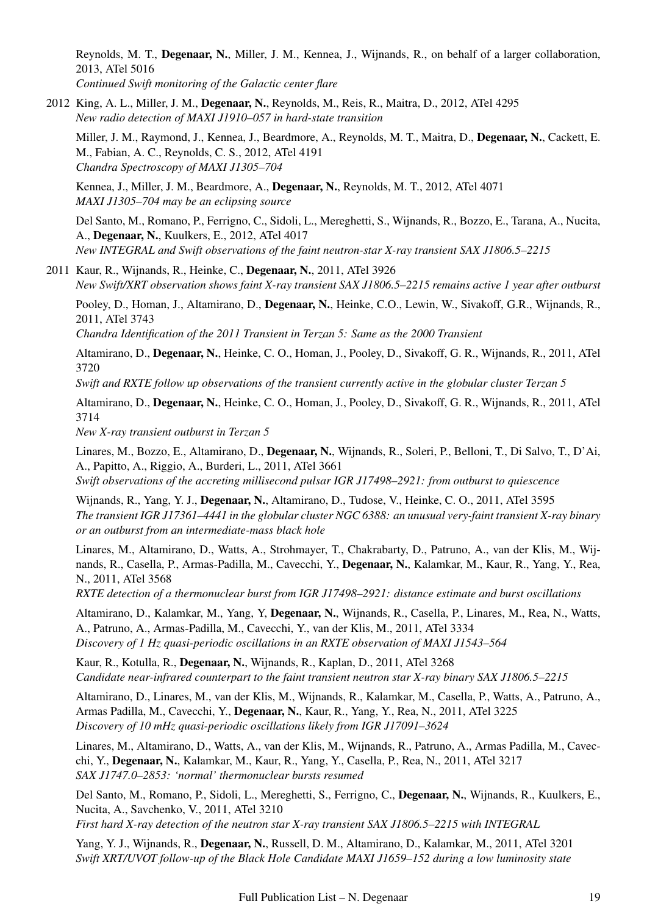Reynolds, M. T., **Degenaar, N.**, Miller, J. M., Kennea, J., Wijnands, R., on behalf of a larger collaboration, 2013, ATel 5016
*Continued Swift monitoring of the Galactic center flare*

2012 King, A. L., Miller, J. M., **Degenaar, N.**, Reynolds, M., Reis, R., Maitra, D., 2012, ATel 4295
*New radio detection of MAXI J1910–057 in hard-state transition*

Miller, J. M., Raymond, J., Kennea, J., Beardmore, A., Reynolds, M. T., Maitra, D., **Degenaar, N.**, Cackett, E. M., Fabian, A. C., Reynolds, C. S., 2012, ATel 4191
*Chandra Spectroscopy of MAXI J1305–704*

Kennea, J., Miller, J. M., Beardmore, A., **Degenaar, N.**, Reynolds, M. T., 2012, ATel 4071
*MAXI J1305–704 may be an eclipsing source*

Del Santo, M., Romano, P., Ferrigno, C., Sidoli, L., Mereghetti, S., Wijnands, R., Bozzo, E., Tarana, A., Nucita, A., **Degenaar, N.**, Kuulkers, E., 2012, ATel 4017
*New INTEGRAL and Swift observations of the faint neutron-star X-ray transient SAX J1806.5–2215*

2011 Kaur, R., Wijnands, R., Heinke, C., **Degenaar, N.**, 2011, ATel 3926
*New Swift/XRT observation shows faint X-ray transient SAX J1806.5–2215 remains active 1 year after outburst*

Pooley, D., Homan, J., Altamirano, D., **Degenaar, N.**, Heinke, C.O., Lewin, W., Sivakoff, G.R., Wijnands, R., 2011, ATel 3743
*Chandra Identification of the 2011 Transient in Terzan 5: Same as the 2000 Transient*

Altamirano, D., **Degenaar, N.**, Heinke, C. O., Homan, J., Pooley, D., Sivakoff, G. R., Wijnands, R., 2011, ATel 3720
*Swift and RXTE follow up observations of the transient currently active in the globular cluster Terzan 5*

Altamirano, D., **Degenaar, N.**, Heinke, C. O., Homan, J., Pooley, D., Sivakoff, G. R., Wijnands, R., 2011, ATel 3714
*New X-ray transient outburst in Terzan 5*

Linares, M., Bozzo, E., Altamirano, D., **Degenaar, N.**, Wijnands, R., Soleri, P., Belloni, T., Di Salvo, T., D'Ai, A., Papitto, A., Riggio, A., Burderi, L., 2011, ATel 3661
*Swift observations of the accreting millisecond pulsar IGR J17498–2921: from outburst to quiescence*

Wijnands, R., Yang, Y. J., **Degenaar, N.**, Altamirano, D., Tudose, V., Heinke, C. O., 2011, ATel 3595
*The transient IGR J17361–4441 in the globular cluster NGC 6388: an unusual very-faint transient X-ray binary or an outburst from an intermediate-mass black hole*

Linares, M., Altamirano, D., Watts, A., Strohmayer, T., Chakrabarty, D., Patruno, A., van der Klis, M., Wijnands, R., Casella, P., Armas-Padilla, M., Cavecchi, Y., **Degenaar, N.**, Kalamkar, M., Kaur, R., Yang, Y., Rea, N., 2011, ATel 3568
*RXTE detection of a thermonuclear burst from IGR J17498–2921: distance estimate and burst oscillations*

Altamirano, D., Kalamkar, M., Yang, Y, **Degenaar, N.**, Wijnands, R., Casella, P., Linares, M., Rea, N., Watts, A., Patruno, A., Armas-Padilla, M., Cavecchi, Y., van der Klis, M., 2011, ATel 3334
*Discovery of 1 Hz quasi-periodic oscillations in an RXTE observation of MAXI J1543–564*

Kaur, R., Kotulla, R., **Degenaar, N.**, Wijnands, R., Kaplan, D., 2011, ATel 3268
*Candidate near-infrared counterpart to the faint transient neutron star X-ray binary SAX J1806.5–2215*

Altamirano, D., Linares, M., van der Klis, M., Wijnands, R., Kalamkar, M., Casella, P., Watts, A., Patruno, A., Armas Padilla, M., Cavecchi, Y., **Degenaar, N.**, Kaur, R., Yang, Y., Rea, N., 2011, ATel 3225
*Discovery of 10 mHz quasi-periodic oscillations likely from IGR J17091–3624*

Linares, M., Altamirano, D., Watts, A., van der Klis, M., Wijnands, R., Patruno, A., Armas Padilla, M., Cavecchi, Y., **Degenaar, N.**, Kalamkar, M., Kaur, R., Yang, Y., Casella, P., Rea, N., 2011, ATel 3217
*SAX J1747.0–2853: 'normal' thermonuclear bursts resumed*

Del Santo, M., Romano, P., Sidoli, L., Mereghetti, S., Ferrigno, C., **Degenaar, N.**, Wijnands, R., Kuulkers, E., Nucita, A., Savchenko, V., 2011, ATel 3210
*First hard X-ray detection of the neutron star X-ray transient SAX J1806.5–2215 with INTEGRAL*

Yang, Y. J., Wijnands, R., **Degenaar, N.**, Russell, D. M., Altamirano, D., Kalamkar, M., 2011, ATel 3201
*Swift XRT/UVOT follow-up of the Black Hole Candidate MAXI J1659–152 during a low luminosity state*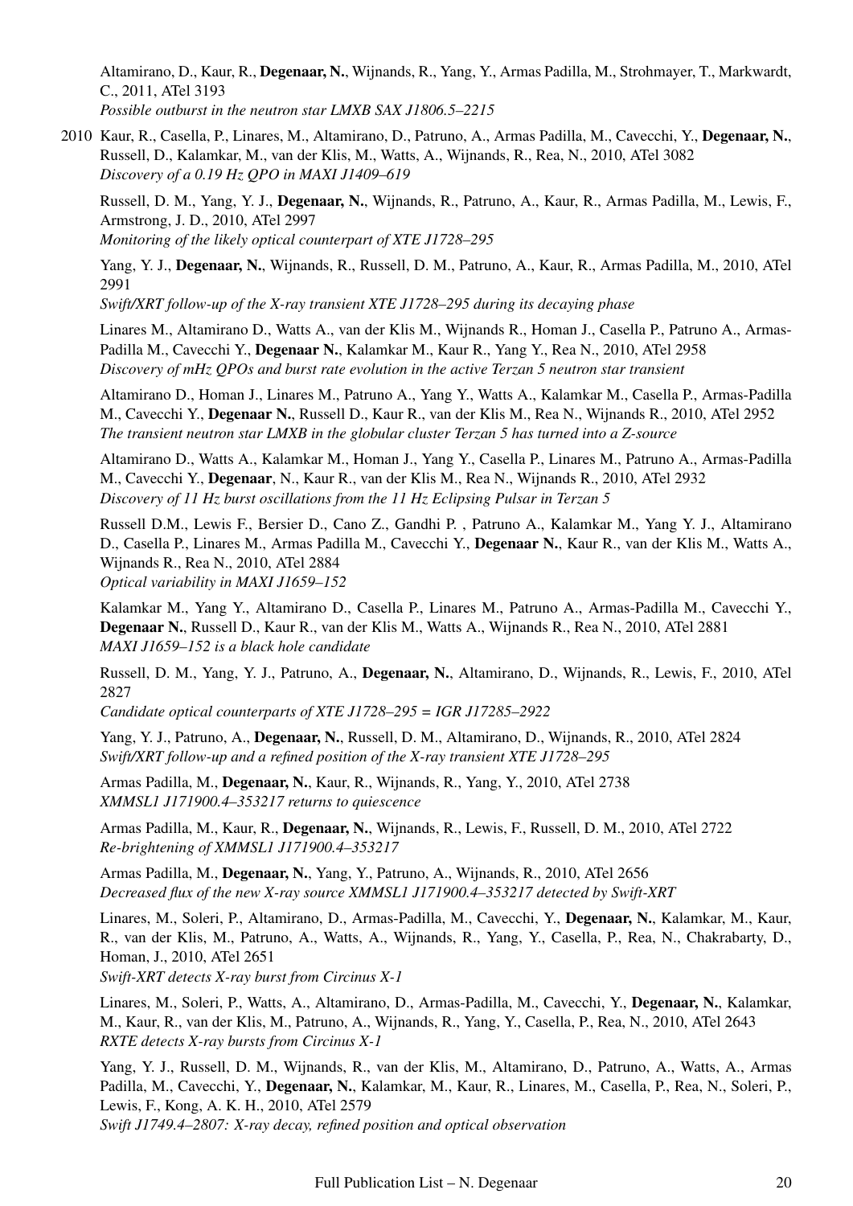Altamirano, D., Kaur, R., **Degenaar, N.**, Wijnands, R., Yang, Y., Armas Padilla, M., Strohmayer, T., Markwardt, C., 2011, ATel 3193
*Possible outburst in the neutron star LMXB SAX J1806.5–2215*

2010 Kaur, R., Casella, P., Linares, M., Altamirano, D., Patruno, A., Armas Padilla, M., Cavecchi, Y., **Degenaar, N.**, Russell, D., Kalamkar, M., van der Klis, M., Watts, A., Wijnands, R., Rea, N., 2010, ATel 3082
*Discovery of a 0.19 Hz QPO in MAXI J1409–619*

Russell, D. M., Yang, Y. J., **Degenaar, N.**, Wijnands, R., Patruno, A., Kaur, R., Armas Padilla, M., Lewis, F., Armstrong, J. D., 2010, ATel 2997
*Monitoring of the likely optical counterpart of XTE J1728–295*

Yang, Y. J., **Degenaar, N.**, Wijnands, R., Russell, D. M., Patruno, A., Kaur, R., Armas Padilla, M., 2010, ATel 2991
*Swift/XRT follow-up of the X-ray transient XTE J1728–295 during its decaying phase*

Linares M., Altamirano D., Watts A., van der Klis M., Wijnands R., Homan J., Casella P., Patruno A., Armas-Padilla M., Cavecchi Y., **Degenaar N.**, Kalamkar M., Kaur R., Yang Y., Rea N., 2010, ATel 2958
*Discovery of mHz QPOs and burst rate evolution in the active Terzan 5 neutron star transient*

Altamirano D., Homan J., Linares M., Patruno A., Yang Y., Watts A., Kalamkar M., Casella P., Armas-Padilla M., Cavecchi Y., **Degenaar N.**, Russell D., Kaur R., van der Klis M., Rea N., Wijnands R., 2010, ATel 2952
*The transient neutron star LMXB in the globular cluster Terzan 5 has turned into a Z-source*

Altamirano D., Watts A., Kalamkar M., Homan J., Yang Y., Casella P., Linares M., Patruno A., Armas-Padilla M., Cavecchi Y., **Degenaar**, N., Kaur R., van der Klis M., Rea N., Wijnands R., 2010, ATel 2932
*Discovery of 11 Hz burst oscillations from the 11 Hz Eclipsing Pulsar in Terzan 5*

Russell D.M., Lewis F., Bersier D., Cano Z., Gandhi P. , Patruno A., Kalamkar M., Yang Y. J., Altamirano D., Casella P., Linares M., Armas Padilla M., Cavecchi Y., **Degenaar N.**, Kaur R., van der Klis M., Watts A., Wijnands R., Rea N., 2010, ATel 2884
*Optical variability in MAXI J1659–152*

Kalamkar M., Yang Y., Altamirano D., Casella P., Linares M., Patruno A., Armas-Padilla M., Cavecchi Y., **Degenaar N.**, Russell D., Kaur R., van der Klis M., Watts A., Wijnands R., Rea N., 2010, ATel 2881
*MAXI J1659–152 is a black hole candidate*

Russell, D. M., Yang, Y. J., Patruno, A., **Degenaar, N.**, Altamirano, D., Wijnands, R., Lewis, F., 2010, ATel 2827
*Candidate optical counterparts of XTE J1728–295 = IGR J17285–2922*

Yang, Y. J., Patruno, A., **Degenaar, N.**, Russell, D. M., Altamirano, D., Wijnands, R., 2010, ATel 2824
*Swift/XRT follow-up and a refined position of the X-ray transient XTE J1728–295*

Armas Padilla, M., **Degenaar, N.**, Kaur, R., Wijnands, R., Yang, Y., 2010, ATel 2738
*XMMSL1 J171900.4–353217 returns to quiescence*

Armas Padilla, M., Kaur, R., **Degenaar, N.**, Wijnands, R., Lewis, F., Russell, D. M., 2010, ATel 2722
*Re-brightening of XMMSL1 J171900.4–353217*

Armas Padilla, M., **Degenaar, N.**, Yang, Y., Patruno, A., Wijnands, R., 2010, ATel 2656
*Decreased flux of the new X-ray source XMMSL1 J171900.4–353217 detected by Swift-XRT*

Linares, M., Soleri, P., Altamirano, D., Armas-Padilla, M., Cavecchi, Y., **Degenaar, N.**, Kalamkar, M., Kaur, R., van der Klis, M., Patruno, A., Watts, A., Wijnands, R., Yang, Y., Casella, P., Rea, N., Chakrabarty, D., Homan, J., 2010, ATel 2651
*Swift-XRT detects X-ray burst from Circinus X-1*

Linares, M., Soleri, P., Watts, A., Altamirano, D., Armas-Padilla, M., Cavecchi, Y., **Degenaar, N.**, Kalamkar, M., Kaur, R., van der Klis, M., Patruno, A., Wijnands, R., Yang, Y., Casella, P., Rea, N., 2010, ATel 2643
*RXTE detects X-ray bursts from Circinus X-1*

Yang, Y. J., Russell, D. M., Wijnands, R., van der Klis, M., Altamirano, D., Patruno, A., Watts, A., Armas Padilla, M., Cavecchi, Y., **Degenaar, N.**, Kalamkar, M., Kaur, R., Linares, M., Casella, P., Rea, N., Soleri, P., Lewis, F., Kong, A. K. H., 2010, ATel 2579
*Swift J1749.4–2807: X-ray decay, refined position and optical observation*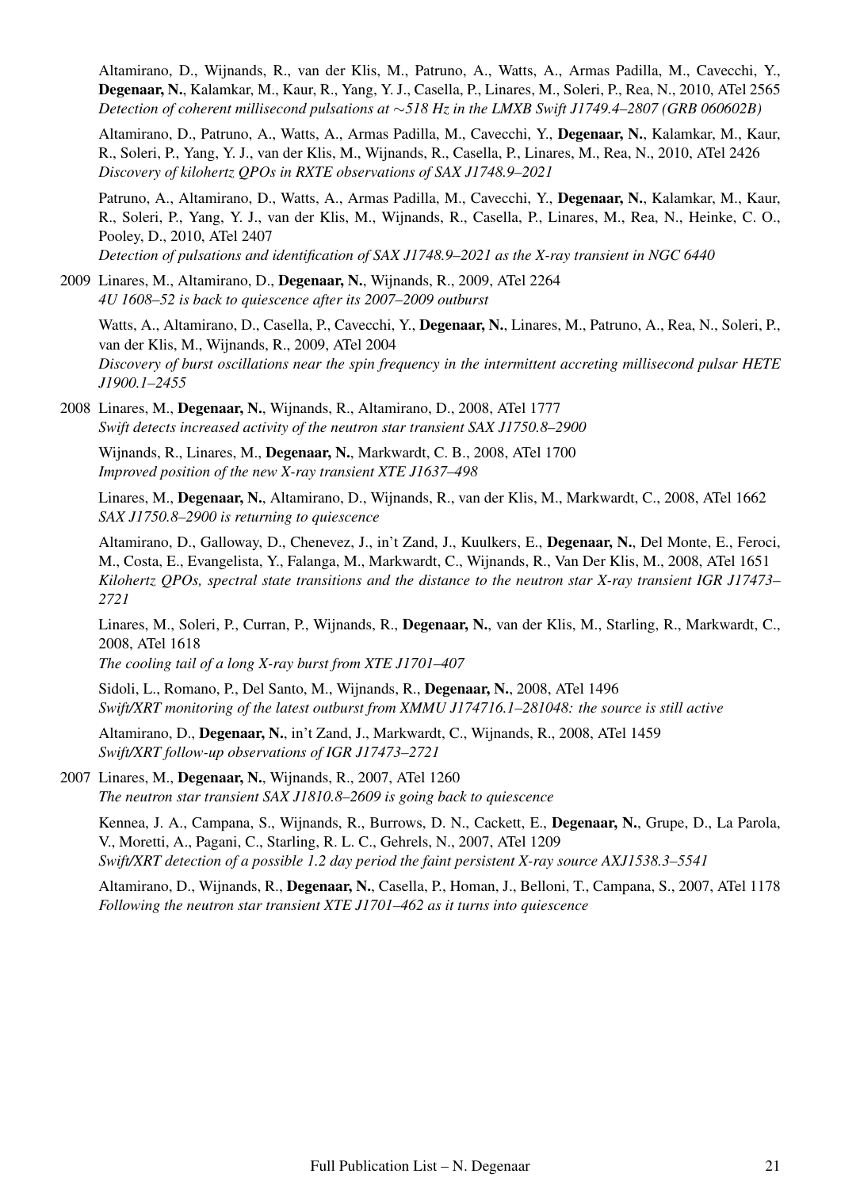Altamirano, D., Wijnands, R., van der Klis, M., Patruno, A., Watts, A., Armas Padilla, M., Cavecchi, Y., **Degenaar, N.**, Kalamkar, M., Kaur, R., Yang, Y. J., Casella, P., Linares, M., Soleri, P., Rea, N., 2010, ATel 2565
*Detection of coherent millisecond pulsations at ∼518 Hz in the LMXB Swift J1749.4–2807 (GRB 060602B)*

Altamirano, D., Patruno, A., Watts, A., Armas Padilla, M., Cavecchi, Y., **Degenaar, N.**, Kalamkar, M., Kaur, R., Soleri, P., Yang, Y. J., van der Klis, M., Wijnands, R., Casella, P., Linares, M., Rea, N., 2010, ATel 2426
*Discovery of kilohertz QPOs in RXTE observations of SAX J1748.9–2021*

Patruno, A., Altamirano, D., Watts, A., Armas Padilla, M., Cavecchi, Y., **Degenaar, N.**, Kalamkar, M., Kaur, R., Soleri, P., Yang, Y. J., van der Klis, M., Wijnands, R., Casella, P., Linares, M., Rea, N., Heinke, C. O., Pooley, D., 2010, ATel 2407
*Detection of pulsations and identification of SAX J1748.9–2021 as the X-ray transient in NGC 6440*

2009 Linares, M., Altamirano, D., **Degenaar, N.**, Wijnands, R., 2009, ATel 2264
*4U 1608–52 is back to quiescence after its 2007–2009 outburst*

Watts, A., Altamirano, D., Casella, P., Cavecchi, Y., **Degenaar, N.**, Linares, M., Patruno, A., Rea, N., Soleri, P., van der Klis, M., Wijnands, R., 2009, ATel 2004
*Discovery of burst oscillations near the spin frequency in the intermittent accreting millisecond pulsar HETE J1900.1–2455*

2008 Linares, M., **Degenaar, N.**, Wijnands, R., Altamirano, D., 2008, ATel 1777
*Swift detects increased activity of the neutron star transient SAX J1750.8–2900*

Wijnands, R., Linares, M., **Degenaar, N.**, Markwardt, C. B., 2008, ATel 1700
*Improved position of the new X-ray transient XTE J1637–498*

Linares, M., **Degenaar, N.**, Altamirano, D., Wijnands, R., van der Klis, M., Markwardt, C., 2008, ATel 1662
*SAX J1750.8–2900 is returning to quiescence*

Altamirano, D., Galloway, D., Chenevez, J., in't Zand, J., Kuulkers, E., **Degenaar, N.**, Del Monte, E., Feroci, M., Costa, E., Evangelista, Y., Falanga, M., Markwardt, C., Wijnands, R., Van Der Klis, M., 2008, ATel 1651
*Kilohertz QPOs, spectral state transitions and the distance to the neutron star X-ray transient IGR J17473–2721*

Linares, M., Soleri, P., Curran, P., Wijnands, R., **Degenaar, N.**, van der Klis, M., Starling, R., Markwardt, C., 2008, ATel 1618
*The cooling tail of a long X-ray burst from XTE J1701–407*

Sidoli, L., Romano, P., Del Santo, M., Wijnands, R., **Degenaar, N.**, 2008, ATel 1496
*Swift/XRT monitoring of the latest outburst from XMMU J174716.1–281048: the source is still active*

Altamirano, D., **Degenaar, N.**, in't Zand, J., Markwardt, C., Wijnands, R., 2008, ATel 1459
*Swift/XRT follow-up observations of IGR J17473–2721*

2007 Linares, M., **Degenaar, N.**, Wijnands, R., 2007, ATel 1260
*The neutron star transient SAX J1810.8–2609 is going back to quiescence*

Kennea, J. A., Campana, S., Wijnands, R., Burrows, D. N., Cackett, E., **Degenaar, N.**, Grupe, D., La Parola, V., Moretti, A., Pagani, C., Starling, R. L. C., Gehrels, N., 2007, ATel 1209
*Swift/XRT detection of a possible 1.2 day period the faint persistent X-ray source AXJ1538.3–5541*

Altamirano, D., Wijnands, R., **Degenaar, N.**, Casella, P., Homan, J., Belloni, T., Campana, S., 2007, ATel 1178
*Following the neutron star transient XTE J1701–462 as it turns into quiescence*